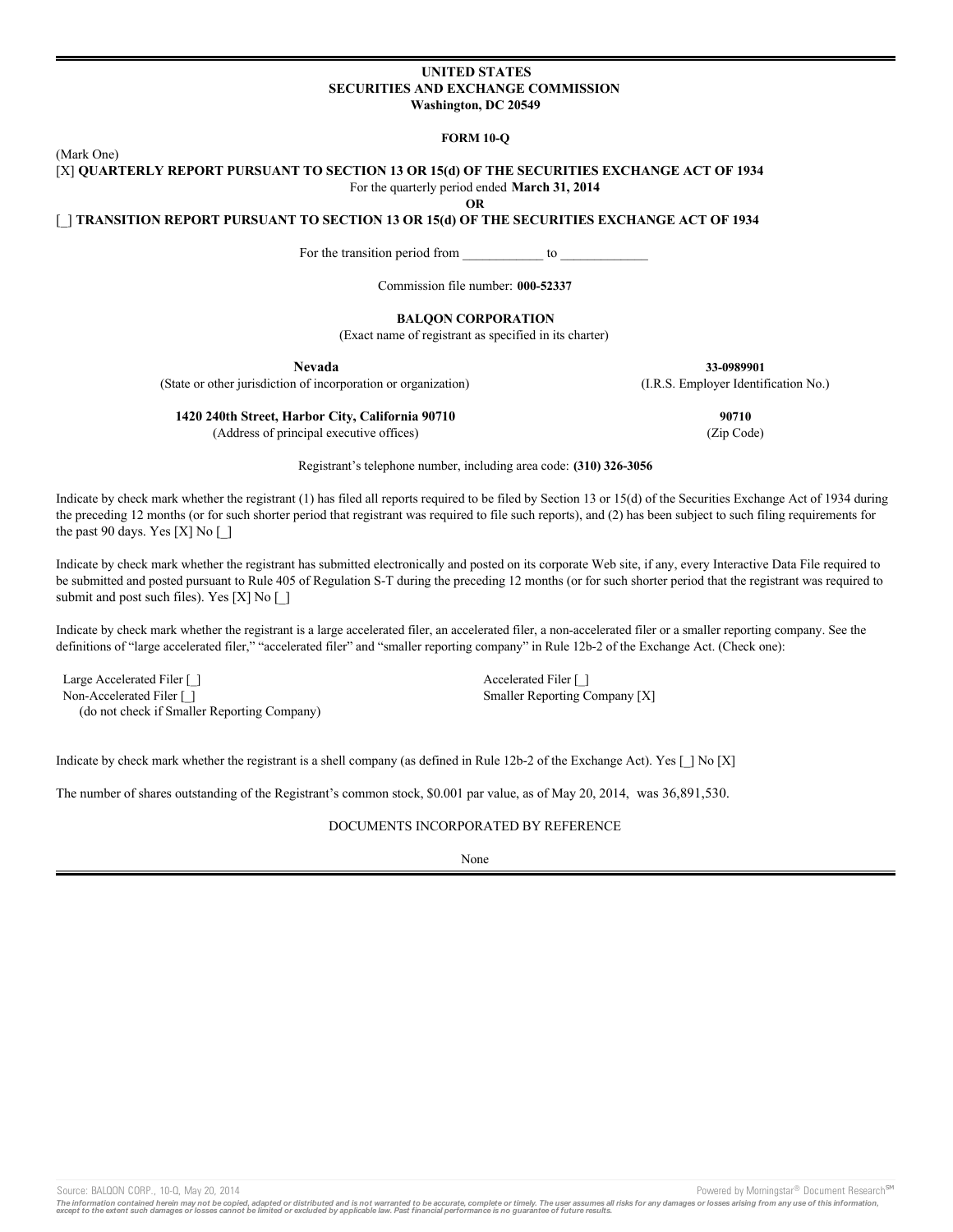**UNITED STATES**
**SECURITIES AND EXCHANGE COMMISSION**
**Washington, DC 20549**

**FORM 10-Q**

(Mark One)

[X] **QUARTERLY REPORT PURSUANT TO SECTION 13 OR 15(d) OF THE SECURITIES EXCHANGE ACT OF 1934**

For the quarterly period ended **March 31, 2014**

**OR**

[_] **TRANSITION REPORT PURSUANT TO SECTION 13 OR 15(d) OF THE SECURITIES EXCHANGE ACT OF 1934**

For the transition period from ____________ to _____________

Commission file number: **000-52337**

**BALQON CORPORATION**

(Exact name of registrant as specified in its charter)

| | |
|---|---|
| **Nevada** | **33-0989901** |
| (State or other jurisdiction of incorporation or organization) | (I.R.S. Employer Identification No.) |
| **1420 240th Street, Harbor City, California 90710** | **90710** |
| (Address of principal executive offices) | (Zip Code) |

Registrant's telephone number, including area code: **(310) 326-3056**

Indicate by check mark whether the registrant (1) has filed all reports required to be filed by Section 13 or 15(d) of the Securities Exchange Act of 1934 during the preceding 12 months (or for such shorter period that registrant was required to file such reports), and (2) has been subject to such filing requirements for the past 90 days. Yes [X] No [_]

Indicate by check mark whether the registrant has submitted electronically and posted on its corporate Web site, if any, every Interactive Data File required to be submitted and posted pursuant to Rule 405 of Regulation S-T during the preceding 12 months (or for such shorter period that the registrant was required to submit and post such files). Yes [X] No [_]

Indicate by check mark whether the registrant is a large accelerated filer, an accelerated filer, a non-accelerated filer or a smaller reporting company. See the definitions of "large accelerated filer," "accelerated filer" and "smaller reporting company" in Rule 12b-2 of the Exchange Act. (Check one):

| | |
|---|---|
| Large Accelerated Filer [_] | Accelerated Filer [_] |
| Non-Accelerated Filer [_] (do not check if Smaller Reporting Company) | Smaller Reporting Company [X] |

Indicate by check mark whether the registrant is a shell company (as defined in Rule 12b-2 of the Exchange Act). Yes [_] No [X]

The number of shares outstanding of the Registrant's common stock, $0.001 par value, as of May 20, 2014, was 36,891,530.

DOCUMENTS INCORPORATED BY REFERENCE

None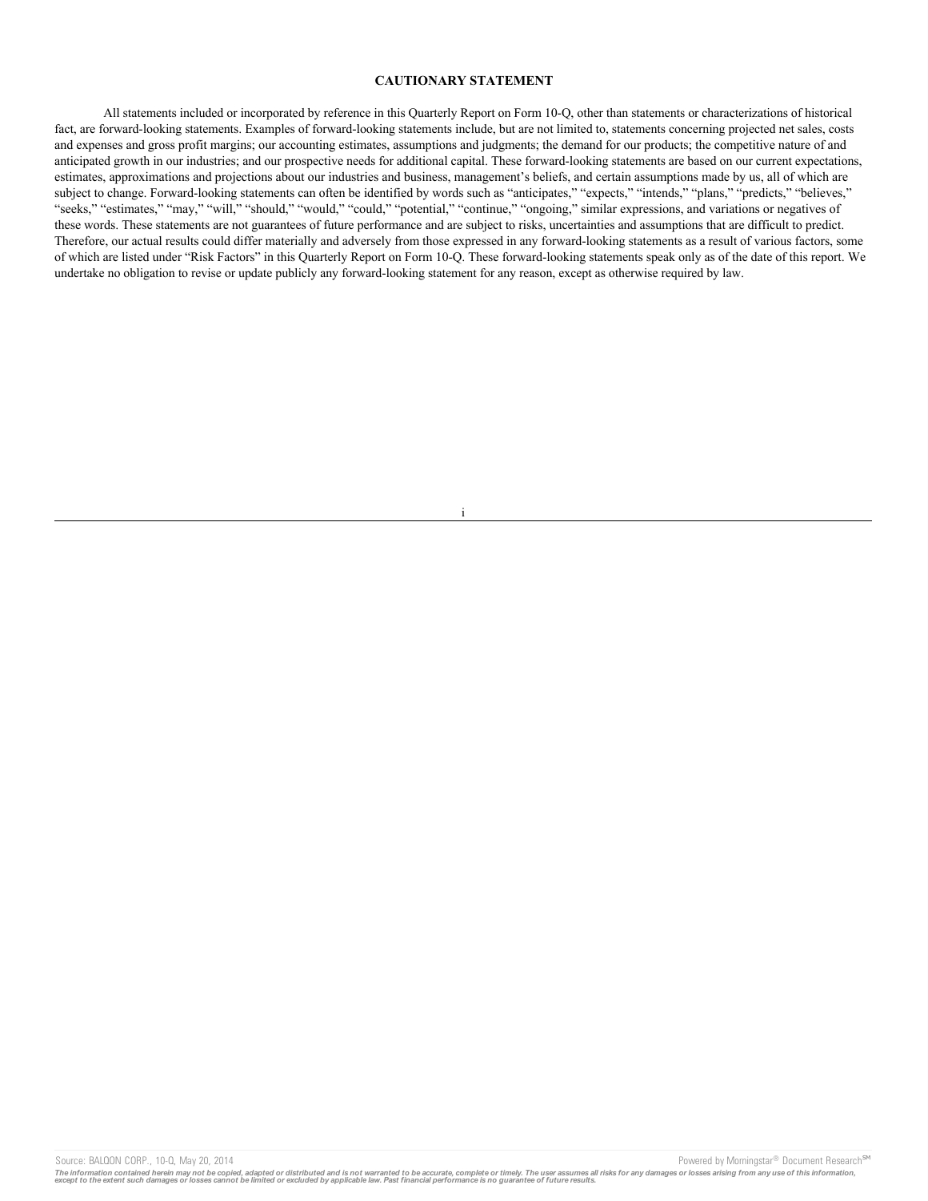## CAUTIONARY STATEMENT

All statements included or incorporated by reference in this Quarterly Report on Form 10-Q, other than statements or characterizations of historical fact, are forward-looking statements. Examples of forward-looking statements include, but are not limited to, statements concerning projected net sales, costs and expenses and gross profit margins; our accounting estimates, assumptions and judgments; the demand for our products; the competitive nature of and anticipated growth in our industries; and our prospective needs for additional capital. These forward-looking statements are based on our current expectations, estimates, approximations and projections about our industries and business, management's beliefs, and certain assumptions made by us, all of which are subject to change. Forward-looking statements can often be identified by words such as "anticipates," "expects," "intends," "plans," "predicts," "believes," "seeks," "estimates," "may," "will," "should," "would," "could," "potential," "continue," "ongoing," similar expressions, and variations or negatives of these words. These statements are not guarantees of future performance and are subject to risks, uncertainties and assumptions that are difficult to predict. Therefore, our actual results could differ materially and adversely from those expressed in any forward-looking statements as a result of various factors, some of which are listed under "Risk Factors" in this Quarterly Report on Form 10-Q. These forward-looking statements speak only as of the date of this report. We undertake no obligation to revise or update publicly any forward-looking statement for any reason, except as otherwise required by law.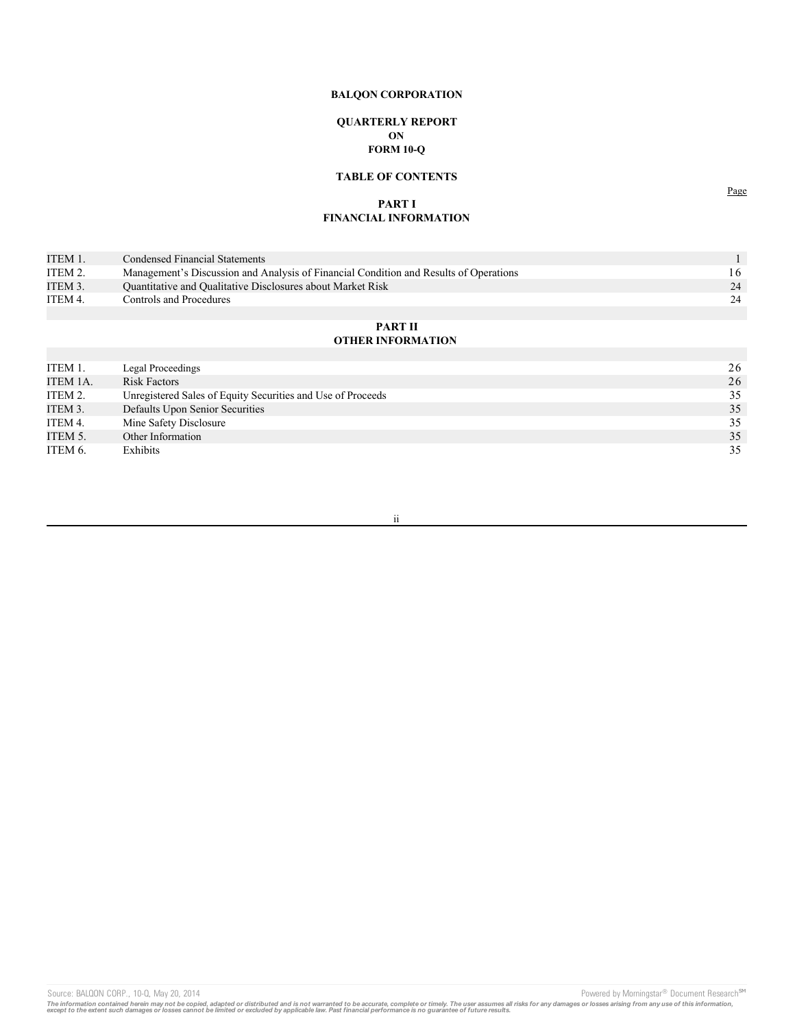**BALQON CORPORATION**

**QUARTERLY REPORT**
**ON**
**FORM 10-Q**

**TABLE OF CONTENTS**

**PART I**
**FINANCIAL INFORMATION**

| | | Page |
|---|---|---|
| ITEM 1. | Condensed Financial Statements | 1 |
| ITEM 2. | Management's Discussion and Analysis of Financial Condition and Results of Operations | 16 |
| ITEM 3. | Quantitative and Qualitative Disclosures about Market Risk | 24 |
| ITEM 4. | Controls and Procedures | 24 |

**PART II**
**OTHER INFORMATION**

| | | |
|---|---|---|
| ITEM 1. | Legal Proceedings | 26 |
| ITEM 1A. | Risk Factors | 26 |
| ITEM 2. | Unregistered Sales of Equity Securities and Use of Proceeds | 35 |
| ITEM 3. | Defaults Upon Senior Securities | 35 |
| ITEM 4. | Mine Safety Disclosure | 35 |
| ITEM 5. | Other Information | 35 |
| ITEM 6. | Exhibits | 35 |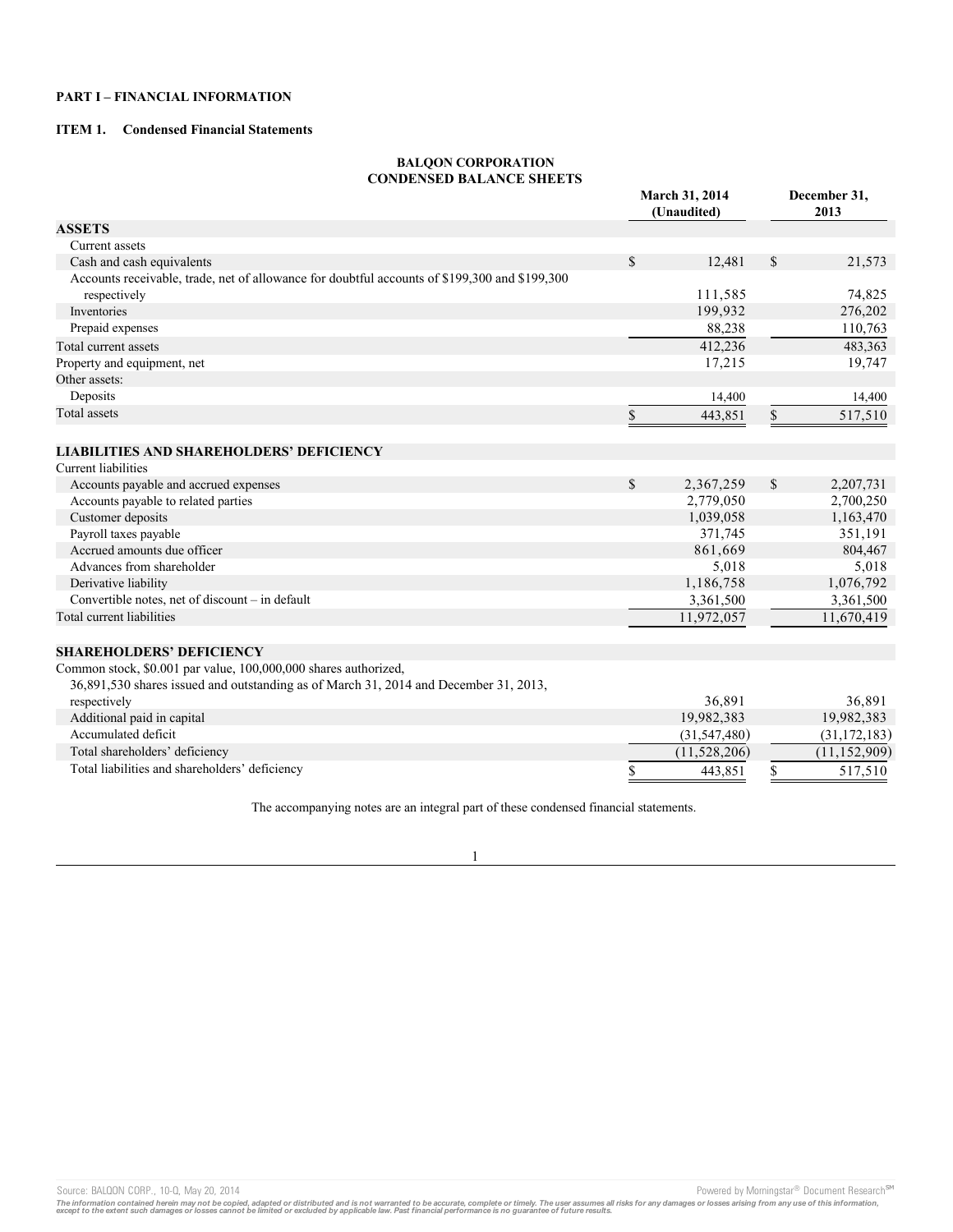**PART I – FINANCIAL INFORMATION**

**ITEM 1. Condensed Financial Statements**

**BALQON CORPORATION**
**CONDENSED BALANCE SHEETS**

| | March 31, 2014 (Unaudited) | December 31, 2013 |
|---|---|---|
| **ASSETS** | | |
| Current assets | | |
| Cash and cash equivalents | $ 12,481 | $ 21,573 |
| Accounts receivable, trade, net of allowance for doubtful accounts of $199,300 and $199,300 respectively | 111,585 | 74,825 |
| Inventories | 199,932 | 276,202 |
| Prepaid expenses | 88,238 | 110,763 |
| Total current assets | 412,236 | 483,363 |
| Property and equipment, net | 17,215 | 19,747 |
| Other assets: | | |
| Deposits | 14,400 | 14,400 |
| Total assets | $ 443,851 | $ 517,510 |
| | | |
| **LIABILITIES AND SHAREHOLDERS' DEFICIENCY** | | |
| Current liabilities | | |
| Accounts payable and accrued expenses | $ 2,367,259 | $ 2,207,731 |
| Accounts payable to related parties | 2,779,050 | 2,700,250 |
| Customer deposits | 1,039,058 | 1,163,470 |
| Payroll taxes payable | 371,745 | 351,191 |
| Accrued amounts due officer | 861,669 | 804,467 |
| Advances from shareholder | 5,018 | 5,018 |
| Derivative liability | 1,186,758 | 1,076,792 |
| Convertible notes, net of discount – in default | 3,361,500 | 3,361,500 |
| Total current liabilities | 11,972,057 | 11,670,419 |
| | | |
| **SHAREHOLDERS' DEFICIENCY** | | |
| Common stock, $0.001 par value, 100,000,000 shares authorized, 36,891,530 shares issued and outstanding as of March 31, 2014 and December 31, 2013, respectively | 36,891 | 36,891 |
| Additional paid in capital | 19,982,383 | 19,982,383 |
| Accumulated deficit | (31,547,480) | (31,172,183) |
| Total shareholders' deficiency | (11,528,206) | (11,152,909) |
| Total liabilities and shareholders' deficiency | $ 443,851 | $ 517,510 |

The accompanying notes are an integral part of these condensed financial statements.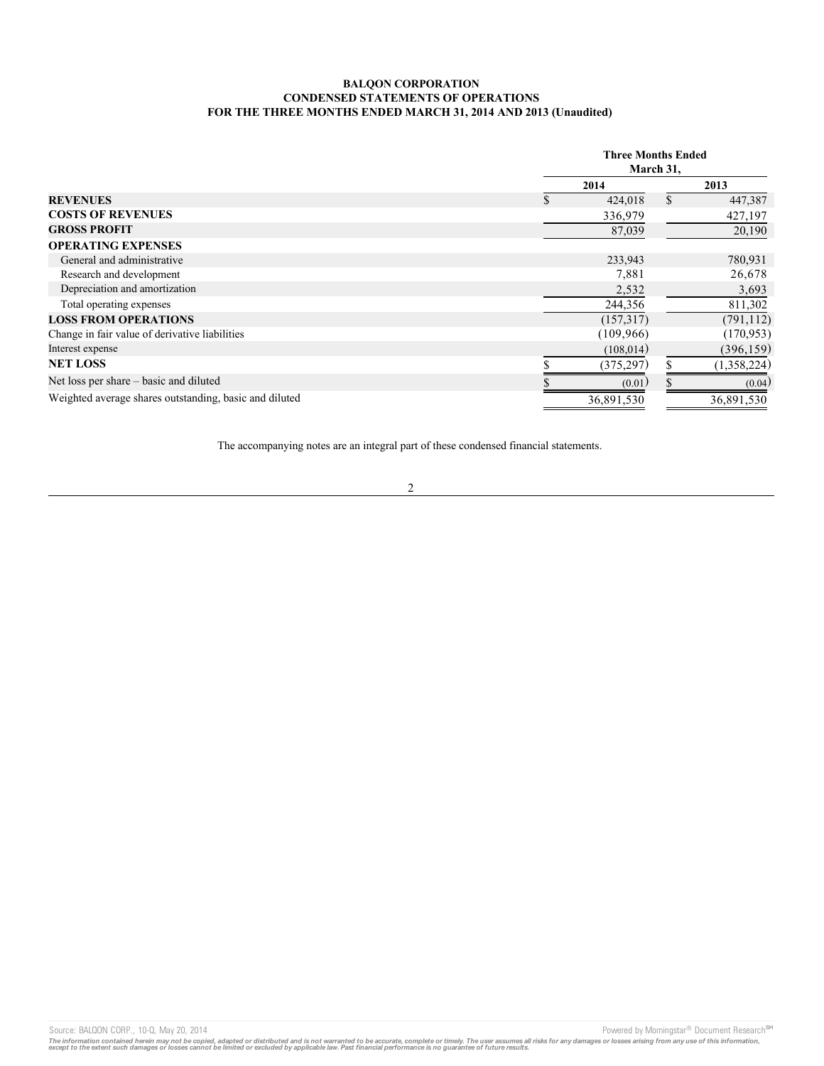**BALQON CORPORATION**
**CONDENSED STATEMENTS OF OPERATIONS**
**FOR THE THREE MONTHS ENDED MARCH 31, 2014 AND 2013 (Unaudited)**

| | Three Months Ended March 31, | |
|---|---|---|
| | 2014 | 2013 |
| **REVENUES** | $ 424,018 | $ 447,387 |
| **COSTS OF REVENUES** | 336,979 | 427,197 |
| **GROSS PROFIT** | 87,039 | 20,190 |
| **OPERATING EXPENSES** | | |
| General and administrative | 233,943 | 780,931 |
| Research and development | 7,881 | 26,678 |
| Depreciation and amortization | 2,532 | 3,693 |
| Total operating expenses | 244,356 | 811,302 |
| **LOSS FROM OPERATIONS** | (157,317) | (791,112) |
| Change in fair value of derivative liabilities | (109,966) | (170,953) |
| Interest expense | (108,014) | (396,159) |
| **NET LOSS** | $ (375,297) | $ (1,358,224) |
| Net loss per share – basic and diluted | $ (0.01) | $ (0.04) |
| Weighted average shares outstanding, basic and diluted | 36,891,530 | 36,891,530 |

The accompanying notes are an integral part of these condensed financial statements.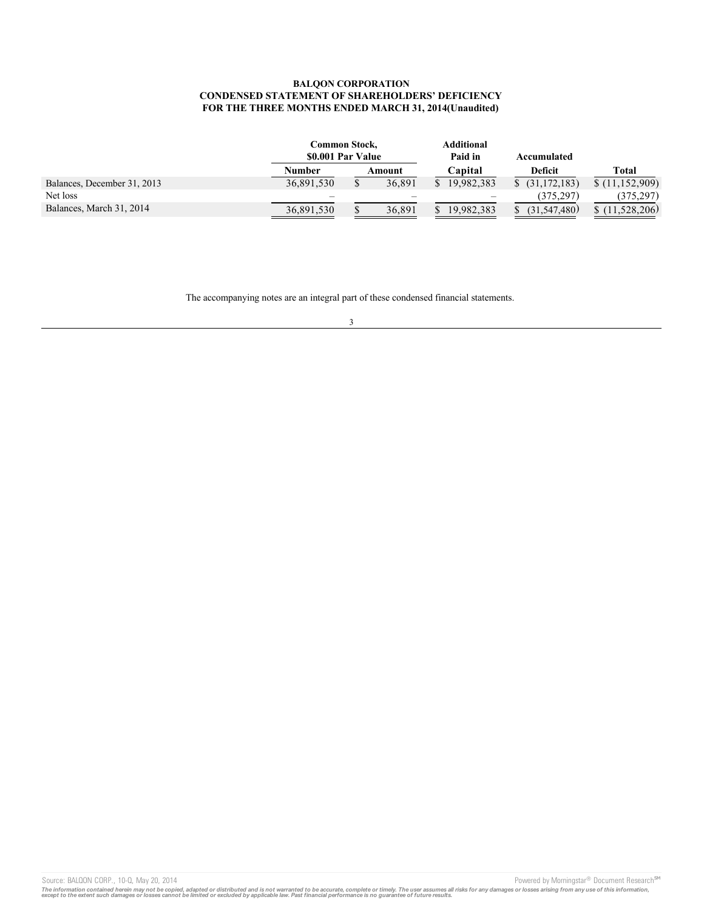**BALQON CORPORATION**
**CONDENSED STATEMENT OF SHAREHOLDERS' DEFICIENCY**
**FOR THE THREE MONTHS ENDED MARCH 31, 2014(Unaudited)**

| | Common Stock, $0.001 Par Value | | Additional Paid in | Accumulated | |
|---|---|---|---|---|---|
| | Number | Amount | Capital | Deficit | Total |
| Balances, December 31, 2013 | 36,891,530 | $ 36,891 | $ 19,982,383 | $ (31,172,183) | $ (11,152,909) |
| Net loss | – | – | – | (375,297) | (375,297) |
| Balances, March 31, 2014 | 36,891,530 | $ 36,891 | $ 19,982,383 | $ (31,547,480) | $ (11,528,206) |

The accompanying notes are an integral part of these condensed financial statements.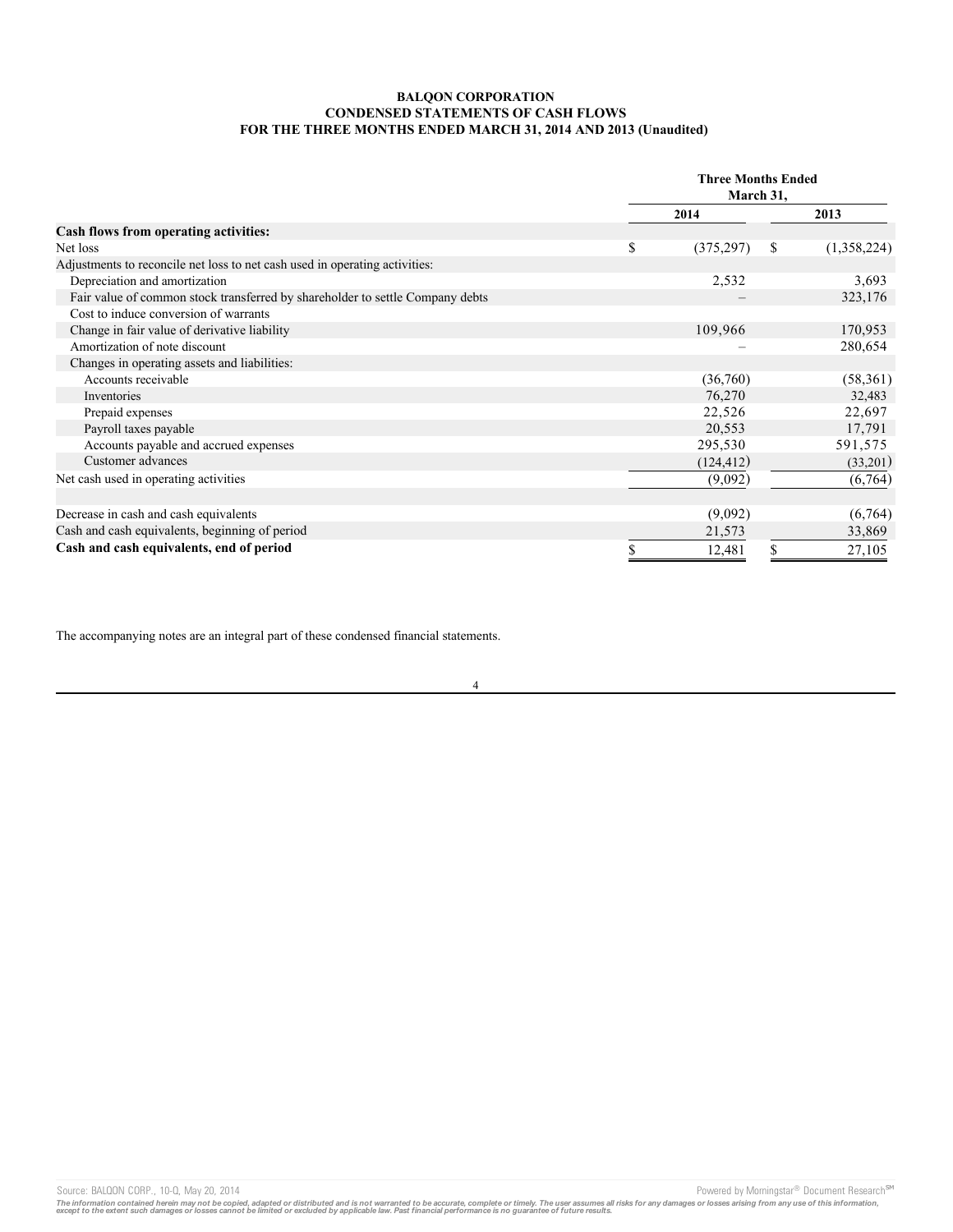**BALQON CORPORATION**
**CONDENSED STATEMENTS OF CASH FLOWS**
**FOR THE THREE MONTHS ENDED MARCH 31, 2014 AND 2013 (Unaudited)**

| | Three Months Ended March 31, | |
|---|---|---|
| | 2014 | 2013 |
| **Cash flows from operating activities:** | | |
| Net loss | $ (375,297) | $ (1,358,224) |
| Adjustments to reconcile net loss to net cash used in operating activities: | | |
| Depreciation and amortization | 2,532 | 3,693 |
| Fair value of common stock transferred by shareholder to settle Company debts | – | 323,176 |
| Cost to induce conversion of warrants | | |
| Change in fair value of derivative liability | 109,966 | 170,953 |
| Amortization of note discount | – | 280,654 |
| Changes in operating assets and liabilities: | | |
| Accounts receivable | (36,760) | (58,361) |
| Inventories | 76,270 | 32,483 |
| Prepaid expenses | 22,526 | 22,697 |
| Payroll taxes payable | 20,553 | 17,791 |
| Accounts payable and accrued expenses | 295,530 | 591,575 |
| Customer advances | (124,412) | (33,201) |
| Net cash used in operating activities | (9,092) | (6,764) |
| | | |
| Decrease in cash and cash equivalents | (9,092) | (6,764) |
| Cash and cash equivalents, beginning of period | 21,573 | 33,869 |
| **Cash and cash equivalents, end of period** | $ 12,481 | $ 27,105 |

The accompanying notes are an integral part of these condensed financial statements.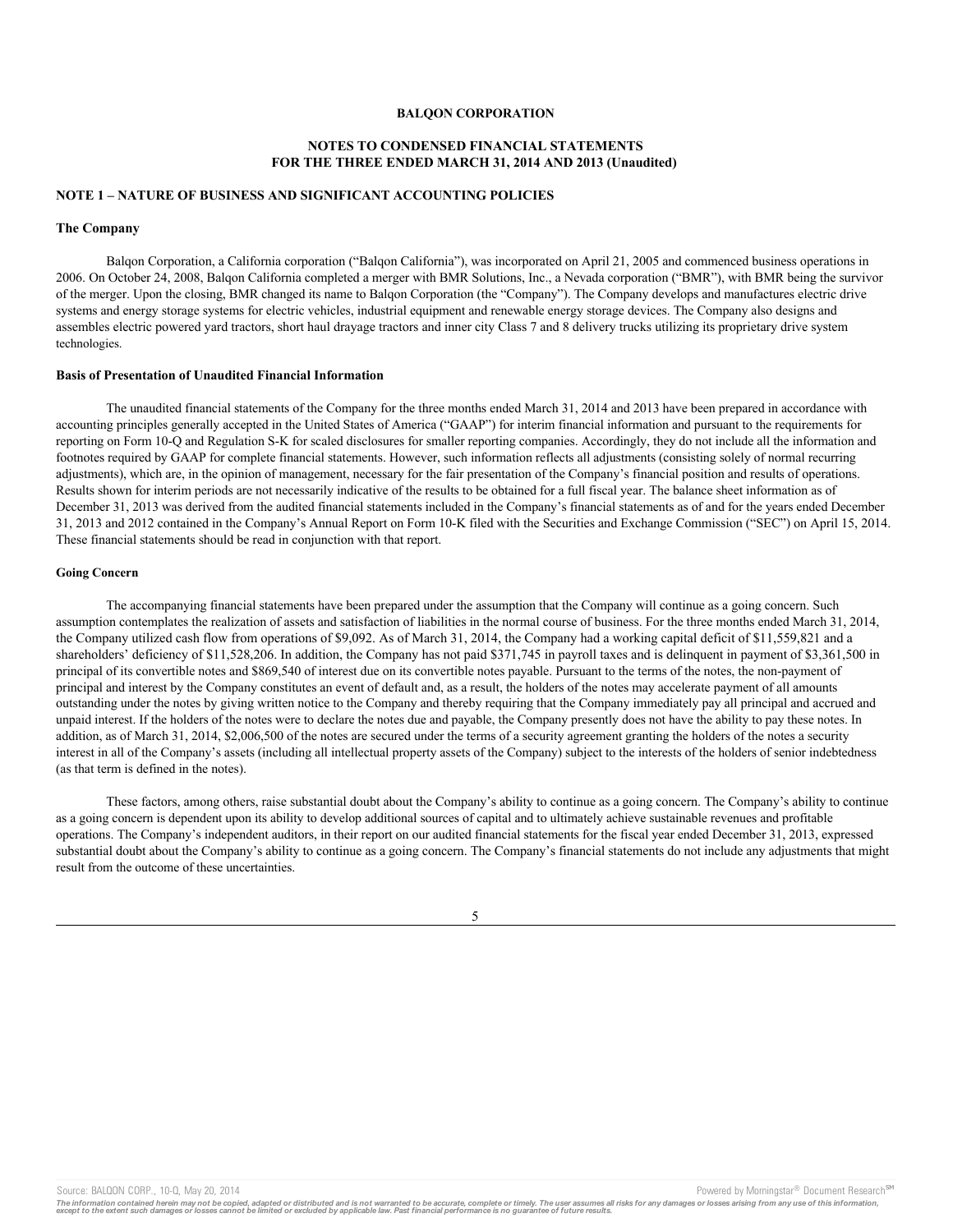**BALQON CORPORATION**

**NOTES TO CONDENSED FINANCIAL STATEMENTS**
**FOR THE THREE ENDED MARCH 31, 2014 AND 2013 (Unaudited)**

## NOTE 1 – NATURE OF BUSINESS AND SIGNIFICANT ACCOUNTING POLICIES

### The Company

Balqon Corporation, a California corporation ("Balqon California"), was incorporated on April 21, 2005 and commenced business operations in 2006. On October 24, 2008, Balqon California completed a merger with BMR Solutions, Inc., a Nevada corporation ("BMR"), with BMR being the survivor of the merger. Upon the closing, BMR changed its name to Balqon Corporation (the "Company"). The Company develops and manufactures electric drive systems and energy storage systems for electric vehicles, industrial equipment and renewable energy storage devices. The Company also designs and assembles electric powered yard tractors, short haul drayage tractors and inner city Class 7 and 8 delivery trucks utilizing its proprietary drive system technologies.

### Basis of Presentation of Unaudited Financial Information

The unaudited financial statements of the Company for the three months ended March 31, 2014 and 2013 have been prepared in accordance with accounting principles generally accepted in the United States of America ("GAAP") for interim financial information and pursuant to the requirements for reporting on Form 10-Q and Regulation S-K for scaled disclosures for smaller reporting companies. Accordingly, they do not include all the information and footnotes required by GAAP for complete financial statements. However, such information reflects all adjustments (consisting solely of normal recurring adjustments), which are, in the opinion of management, necessary for the fair presentation of the Company's financial position and results of operations. Results shown for interim periods are not necessarily indicative of the results to be obtained for a full fiscal year. The balance sheet information as of December 31, 2013 was derived from the audited financial statements included in the Company's financial statements as of and for the years ended December 31, 2013 and 2012 contained in the Company's Annual Report on Form 10-K filed with the Securities and Exchange Commission ("SEC") on April 15, 2014. These financial statements should be read in conjunction with that report.

### Going Concern

The accompanying financial statements have been prepared under the assumption that the Company will continue as a going concern. Such assumption contemplates the realization of assets and satisfaction of liabilities in the normal course of business. For the three months ended March 31, 2014, the Company utilized cash flow from operations of $9,092. As of March 31, 2014, the Company had a working capital deficit of $11,559,821 and a shareholders' deficiency of $11,528,206. In addition, the Company has not paid $371,745 in payroll taxes and is delinquent in payment of $3,361,500 in principal of its convertible notes and $869,540 of interest due on its convertible notes payable. Pursuant to the terms of the notes, the non-payment of principal and interest by the Company constitutes an event of default and, as a result, the holders of the notes may accelerate payment of all amounts outstanding under the notes by giving written notice to the Company and thereby requiring that the Company immediately pay all principal and accrued and unpaid interest. If the holders of the notes were to declare the notes due and payable, the Company presently does not have the ability to pay these notes. In addition, as of March 31, 2014, $2,006,500 of the notes are secured under the terms of a security agreement granting the holders of the notes a security interest in all of the Company's assets (including all intellectual property assets of the Company) subject to the interests of the holders of senior indebtedness (as that term is defined in the notes).

These factors, among others, raise substantial doubt about the Company's ability to continue as a going concern. The Company's ability to continue as a going concern is dependent upon its ability to develop additional sources of capital and to ultimately achieve sustainable revenues and profitable operations. The Company's independent auditors, in their report on our audited financial statements for the fiscal year ended December 31, 2013, expressed substantial doubt about the Company's ability to continue as a going concern. The Company's financial statements do not include any adjustments that might result from the outcome of these uncertainties.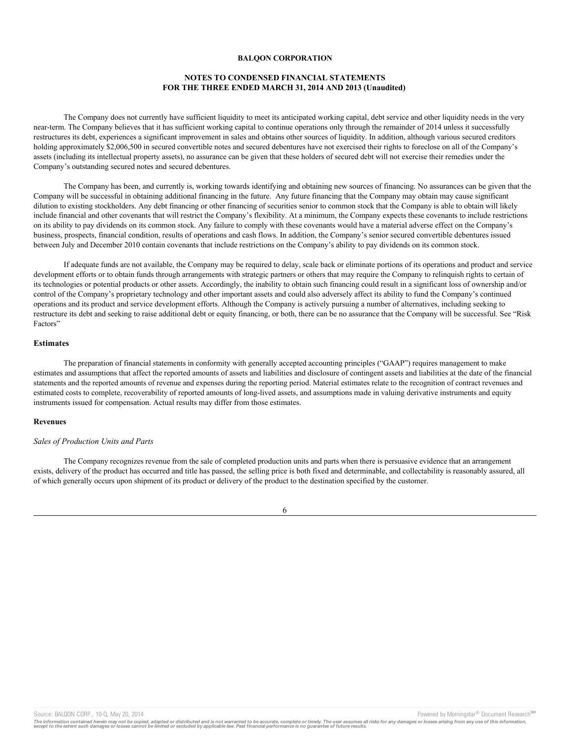**BALQON CORPORATION**

**NOTES TO CONDENSED FINANCIAL STATEMENTS FOR THE THREE ENDED MARCH 31, 2014 AND 2013 (Unaudited)**

The Company does not currently have sufficient liquidity to meet its anticipated working capital, debt service and other liquidity needs in the very near-term. The Company believes that it has sufficient working capital to continue operations only through the remainder of 2014 unless it successfully restructures its debt, experiences a significant improvement in sales and obtains other sources of liquidity. In addition, although various secured creditors holding approximately $2,006,500 in secured convertible notes and secured debentures have not exercised their rights to foreclose on all of the Company's assets (including its intellectual property assets), no assurance can be given that these holders of secured debt will not exercise their remedies under the Company's outstanding secured notes and secured debentures.

The Company has been, and currently is, working towards identifying and obtaining new sources of financing. No assurances can be given that the Company will be successful in obtaining additional financing in the future. Any future financing that the Company may obtain may cause significant dilution to existing stockholders. Any debt financing or other financing of securities senior to common stock that the Company is able to obtain will likely include financial and other covenants that will restrict the Company's flexibility. At a minimum, the Company expects these covenants to include restrictions on its ability to pay dividends on its common stock. Any failure to comply with these covenants would have a material adverse effect on the Company's business, prospects, financial condition, results of operations and cash flows. In addition, the Company's senior secured convertible debentures issued between July and December 2010 contain covenants that include restrictions on the Company's ability to pay dividends on its common stock.

If adequate funds are not available, the Company may be required to delay, scale back or eliminate portions of its operations and product and service development efforts or to obtain funds through arrangements with strategic partners or others that may require the Company to relinquish rights to certain of its technologies or potential products or other assets. Accordingly, the inability to obtain such financing could result in a significant loss of ownership and/or control of the Company's proprietary technology and other important assets and could also adversely affect its ability to fund the Company's continued operations and its product and service development efforts. Although the Company is actively pursuing a number of alternatives, including seeking to restructure its debt and seeking to raise additional debt or equity financing, or both, there can be no assurance that the Company will be successful. See "Risk Factors"

## Estimates

The preparation of financial statements in conformity with generally accepted accounting principles ("GAAP") requires management to make estimates and assumptions that affect the reported amounts of assets and liabilities and disclosure of contingent assets and liabilities at the date of the financial statements and the reported amounts of revenue and expenses during the reporting period. Material estimates relate to the recognition of contract revenues and estimated costs to complete, recoverability of reported amounts of long-lived assets, and assumptions made in valuing derivative instruments and equity instruments issued for compensation. Actual results may differ from those estimates.

## Revenues

*Sales of Production Units and Parts*

The Company recognizes revenue from the sale of completed production units and parts when there is persuasive evidence that an arrangement exists, delivery of the product has occurred and title has passed, the selling price is both fixed and determinable, and collectability is reasonably assured, all of which generally occurs upon shipment of its product or delivery of the product to the destination specified by the customer.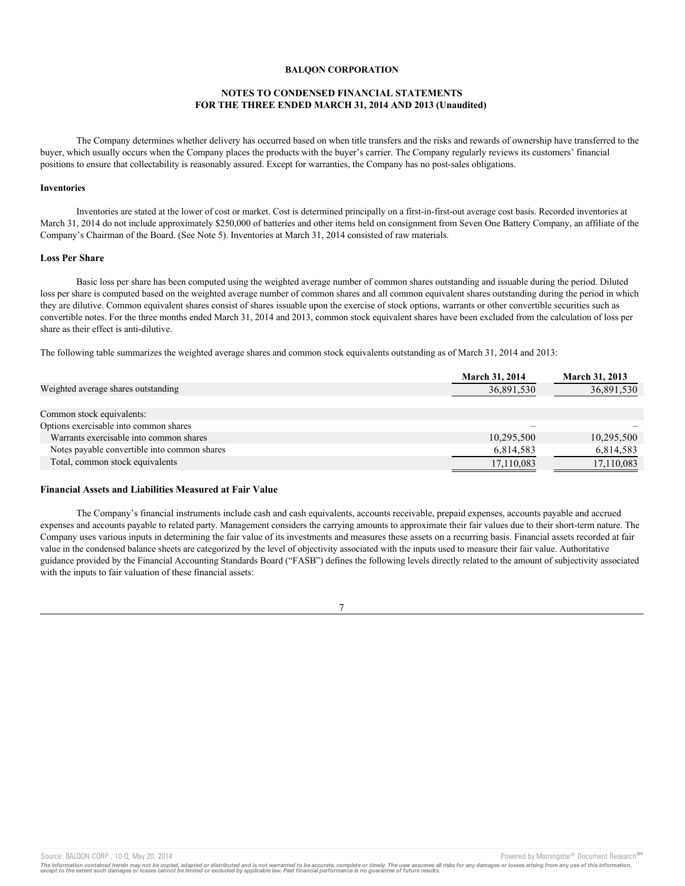**BALQON CORPORATION**

**NOTES TO CONDENSED FINANCIAL STATEMENTS**
**FOR THE THREE ENDED MARCH 31, 2014 AND 2013 (Unaudited)**

The Company determines whether delivery has occurred based on when title transfers and the risks and rewards of ownership have transferred to the buyer, which usually occurs when the Company places the products with the buyer's carrier. The Company regularly reviews its customers' financial positions to ensure that collectability is reasonably assured. Except for warranties, the Company has no post-sales obligations.

**Inventories**

Inventories are stated at the lower of cost or market. Cost is determined principally on a first-in-first-out average cost basis. Recorded inventories at March 31, 2014 do not include approximately $250,000 of batteries and other items held on consignment from Seven One Battery Company, an affiliate of the Company's Chairman of the Board. (See Note 5). Inventories at March 31, 2014 consisted of raw materials.

**Loss Per Share**

Basic loss per share has been computed using the weighted average number of common shares outstanding and issuable during the period. Diluted loss per share is computed based on the weighted average number of common shares and all common equivalent shares outstanding during the period in which they are dilutive. Common equivalent shares consist of shares issuable upon the exercise of stock options, warrants or other convertible securities such as convertible notes. For the three months ended March 31, 2014 and 2013, common stock equivalent shares have been excluded from the calculation of loss per share as their effect is anti-dilutive.

The following table summarizes the weighted average shares and common stock equivalents outstanding as of March 31, 2014 and 2013:

| | March 31, 2014 | March 31, 2013 |
|---|---|---|
| Weighted average shares outstanding | 36,891,530 | 36,891,530 |
| | | |
| Common stock equivalents: | | |
| Options exercisable into common shares | – | – |
| Warrants exercisable into common shares | 10,295,500 | 10,295,500 |
| Notes payable convertible into common shares | 6,814,583 | 6,814,583 |
| Total, common stock equivalents | 17,110,083 | 17,110,083 |

**Financial Assets and Liabilities Measured at Fair Value**

The Company's financial instruments include cash and cash equivalents, accounts receivable, prepaid expenses, accounts payable and accrued expenses and accounts payable to related party. Management considers the carrying amounts to approximate their fair values due to their short-term nature. The Company uses various inputs in determining the fair value of its investments and measures these assets on a recurring basis. Financial assets recorded at fair value in the condensed balance sheets are categorized by the level of objectivity associated with the inputs used to measure their fair value. Authoritative guidance provided by the Financial Accounting Standards Board ("FASB") defines the following levels directly related to the amount of subjectivity associated with the inputs to fair valuation of these financial assets: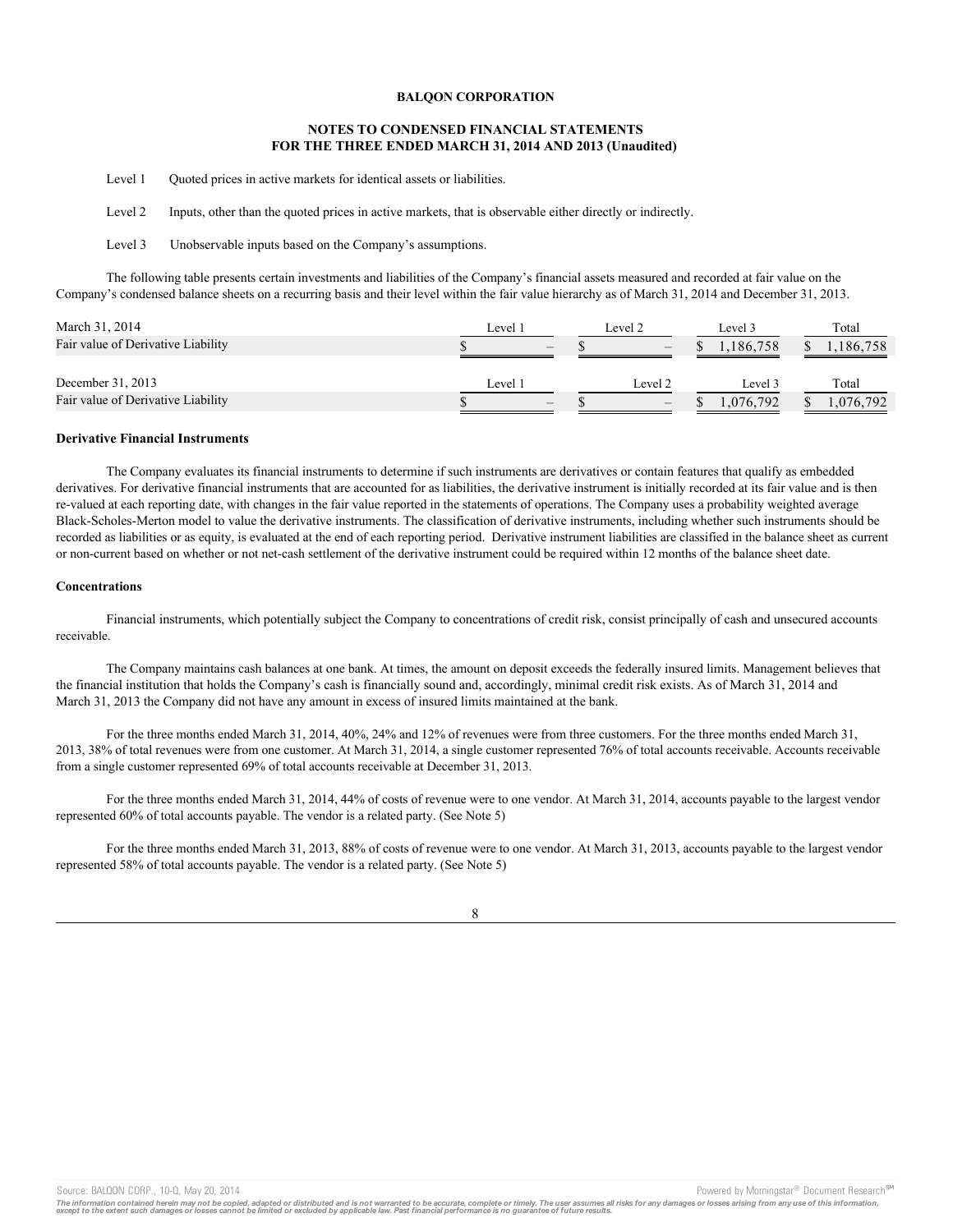**BALQON CORPORATION**

**NOTES TO CONDENSED FINANCIAL STATEMENTS**
**FOR THE THREE ENDED MARCH 31, 2014 AND 2013 (Unaudited)**

Level 1 Quoted prices in active markets for identical assets or liabilities.

Level 2 Inputs, other than the quoted prices in active markets, that is observable either directly or indirectly.

Level 3 Unobservable inputs based on the Company's assumptions.

The following table presents certain investments and liabilities of the Company's financial assets measured and recorded at fair value on the Company's condensed balance sheets on a recurring basis and their level within the fair value hierarchy as of March 31, 2014 and December 31, 2013.

| March 31, 2014 | Level 1 | Level 2 | Level 3 | Total |
|---|---|---|---|---|
| Fair value of Derivative Liability | $ – | $ – | $ 1,186,758 | $ 1,186,758 |
| | | | | |
| **December 31, 2013** | **Level 1** | **Level 2** | **Level 3** | **Total** |
| Fair value of Derivative Liability | $ – | $ – | $ 1,076,792 | $ 1,076,792 |

**Derivative Financial Instruments**

The Company evaluates its financial instruments to determine if such instruments are derivatives or contain features that qualify as embedded derivatives. For derivative financial instruments that are accounted for as liabilities, the derivative instrument is initially recorded at its fair value and is then re-valued at each reporting date, with changes in the fair value reported in the statements of operations. The Company uses a probability weighted average Black-Scholes-Merton model to value the derivative instruments. The classification of derivative instruments, including whether such instruments should be recorded as liabilities or as equity, is evaluated at the end of each reporting period. Derivative instrument liabilities are classified in the balance sheet as current or non-current based on whether or not net-cash settlement of the derivative instrument could be required within 12 months of the balance sheet date.

**Concentrations**

Financial instruments, which potentially subject the Company to concentrations of credit risk, consist principally of cash and unsecured accounts receivable.

The Company maintains cash balances at one bank. At times, the amount on deposit exceeds the federally insured limits. Management believes that the financial institution that holds the Company's cash is financially sound and, accordingly, minimal credit risk exists. As of March 31, 2014 and March 31, 2013 the Company did not have any amount in excess of insured limits maintained at the bank.

For the three months ended March 31, 2014, 40%, 24% and 12% of revenues were from three customers. For the three months ended March 31, 2013, 38% of total revenues were from one customer. At March 31, 2014, a single customer represented 76% of total accounts receivable. Accounts receivable from a single customer represented 69% of total accounts receivable at December 31, 2013.

For the three months ended March 31, 2014, 44% of costs of revenue were to one vendor. At March 31, 2014, accounts payable to the largest vendor represented 60% of total accounts payable. The vendor is a related party. (See Note 5)

For the three months ended March 31, 2013, 88% of costs of revenue were to one vendor. At March 31, 2013, accounts payable to the largest vendor represented 58% of total accounts payable. The vendor is a related party. (See Note 5)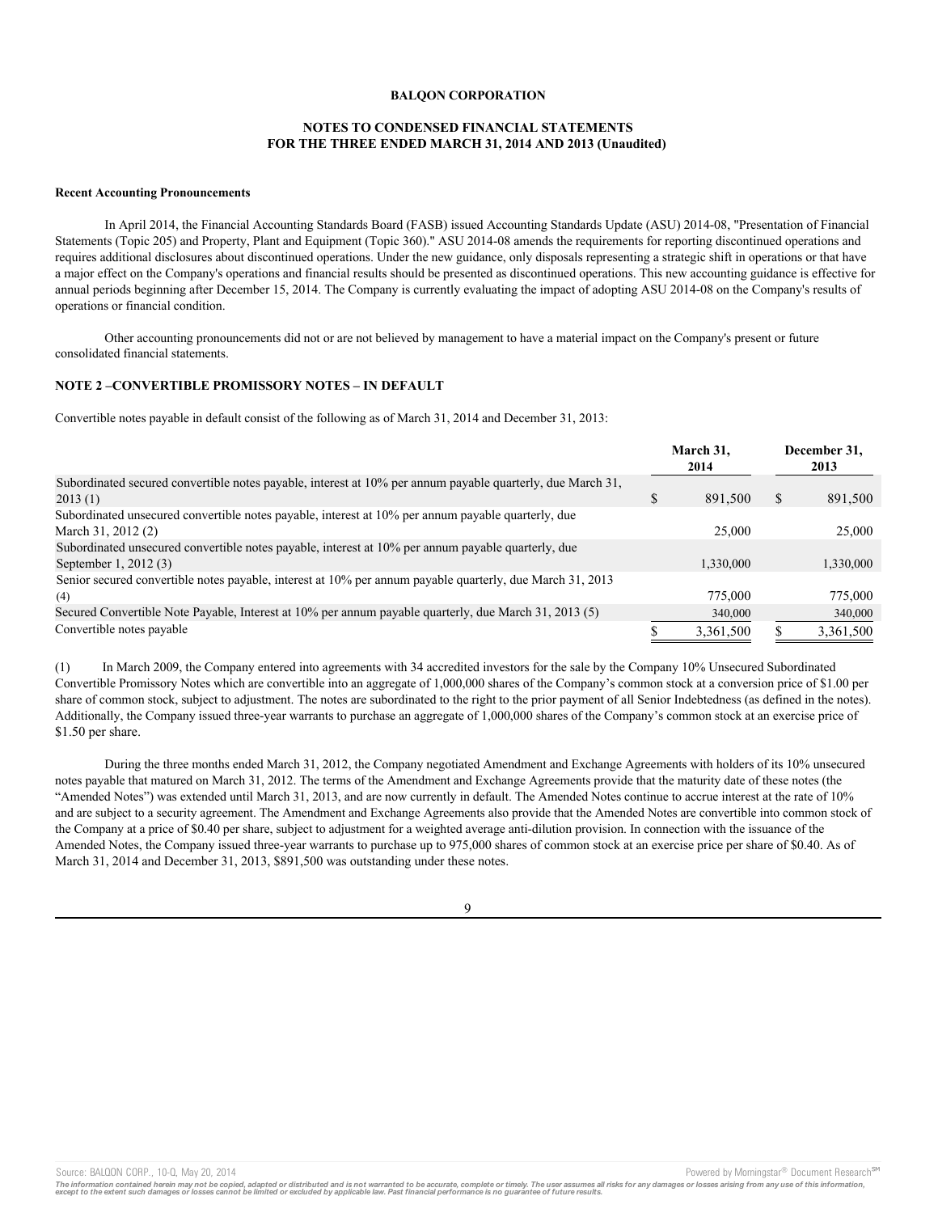**BALQON CORPORATION**

**NOTES TO CONDENSED FINANCIAL STATEMENTS**
**FOR THE THREE ENDED MARCH 31, 2014 AND 2013 (Unaudited)**

**Recent Accounting Pronouncements**

In April 2014, the Financial Accounting Standards Board (FASB) issued Accounting Standards Update (ASU) 2014-08, "Presentation of Financial Statements (Topic 205) and Property, Plant and Equipment (Topic 360)." ASU 2014-08 amends the requirements for reporting discontinued operations and requires additional disclosures about discontinued operations. Under the new guidance, only disposals representing a strategic shift in operations or that have a major effect on the Company's operations and financial results should be presented as discontinued operations. This new accounting guidance is effective for annual periods beginning after December 15, 2014. The Company is currently evaluating the impact of adopting ASU 2014-08 on the Company's results of operations or financial condition.

Other accounting pronouncements did not or are not believed by management to have a material impact on the Company's present or future consolidated financial statements.

## NOTE 2 –CONVERTIBLE PROMISSORY NOTES – IN DEFAULT

Convertible notes payable in default consist of the following as of March 31, 2014 and December 31, 2013:

| | March 31, 2014 | December 31, 2013 |
|---|---|---|
| Subordinated secured convertible notes payable, interest at 10% per annum payable quarterly, due March 31, 2013 (1) | $ 891,500 | $ 891,500 |
| Subordinated unsecured convertible notes payable, interest at 10% per annum payable quarterly, due March 31, 2012 (2) | 25,000 | 25,000 |
| Subordinated unsecured convertible notes payable, interest at 10% per annum payable quarterly, due September 1, 2012 (3) | 1,330,000 | 1,330,000 |
| Senior secured convertible notes payable, interest at 10% per annum payable quarterly, due March 31, 2013 (4) | 775,000 | 775,000 |
| Secured Convertible Note Payable, Interest at 10% per annum payable quarterly, due March 31, 2013 (5) | 340,000 | 340,000 |
| Convertible notes payable | $ 3,361,500 | $ 3,361,500 |

(1) In March 2009, the Company entered into agreements with 34 accredited investors for the sale by the Company 10% Unsecured Subordinated Convertible Promissory Notes which are convertible into an aggregate of 1,000,000 shares of the Company's common stock at a conversion price of $1.00 per share of common stock, subject to adjustment. The notes are subordinated to the right to the prior payment of all Senior Indebtedness (as defined in the notes). Additionally, the Company issued three-year warrants to purchase an aggregate of 1,000,000 shares of the Company's common stock at an exercise price of $1.50 per share.

During the three months ended March 31, 2012, the Company negotiated Amendment and Exchange Agreements with holders of its 10% unsecured notes payable that matured on March 31, 2012. The terms of the Amendment and Exchange Agreements provide that the maturity date of these notes (the "Amended Notes") was extended until March 31, 2013, and are now currently in default. The Amended Notes continue to accrue interest at the rate of 10% and are subject to a security agreement. The Amendment and Exchange Agreements also provide that the Amended Notes are convertible into common stock of the Company at a price of $0.40 per share, subject to adjustment for a weighted average anti-dilution provision. In connection with the issuance of the Amended Notes, the Company issued three-year warrants to purchase up to 975,000 shares of common stock at an exercise price per share of $0.40. As of March 31, 2014 and December 31, 2013, $891,500 was outstanding under these notes.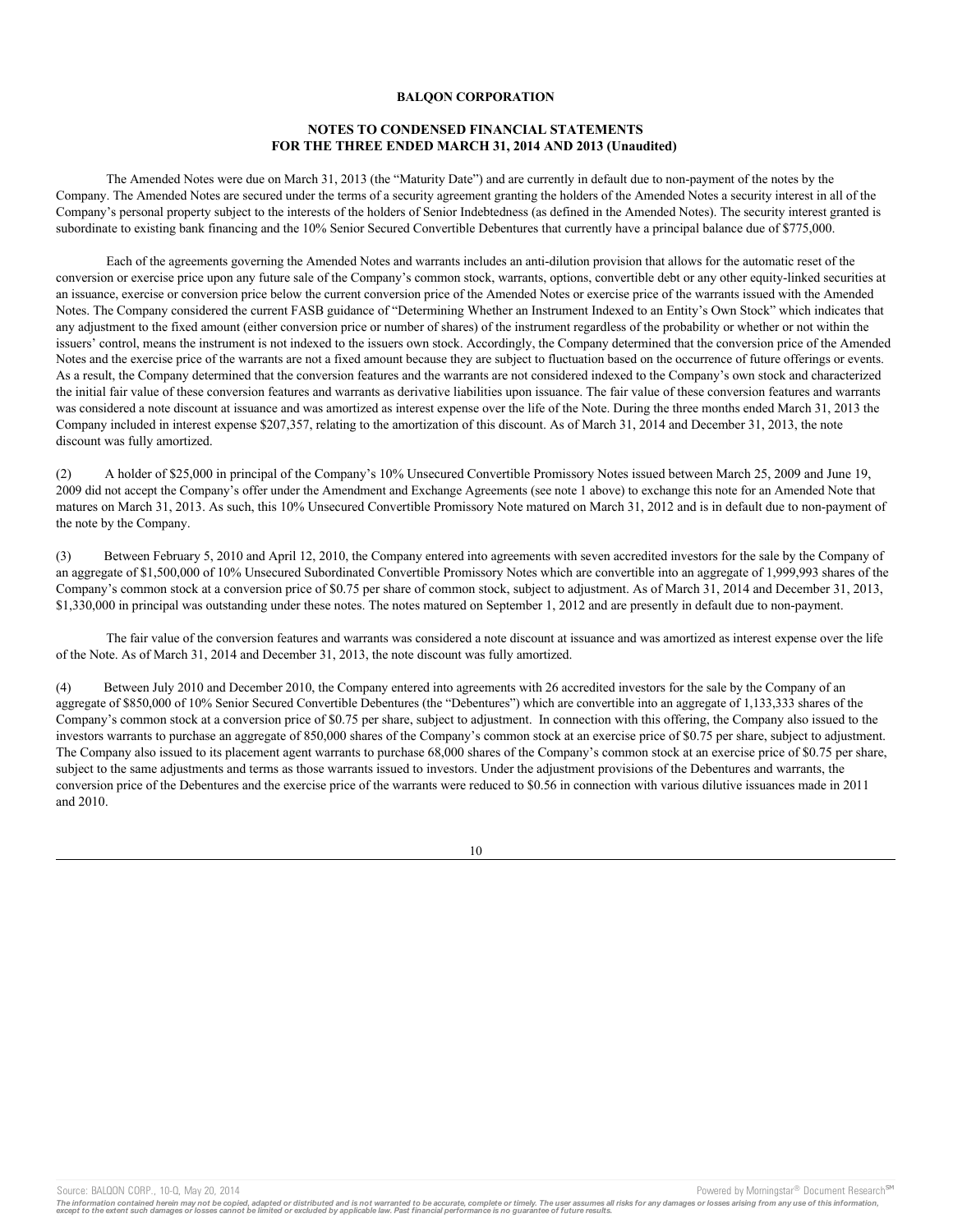**BALQON CORPORATION**

**NOTES TO CONDENSED FINANCIAL STATEMENTS**
**FOR THE THREE ENDED MARCH 31, 2014 AND 2013 (Unaudited)**

The Amended Notes were due on March 31, 2013 (the "Maturity Date") and are currently in default due to non-payment of the notes by the Company. The Amended Notes are secured under the terms of a security agreement granting the holders of the Amended Notes a security interest in all of the Company's personal property subject to the interests of the holders of Senior Indebtedness (as defined in the Amended Notes). The security interest granted is subordinate to existing bank financing and the 10% Senior Secured Convertible Debentures that currently have a principal balance due of $775,000.

Each of the agreements governing the Amended Notes and warrants includes an anti-dilution provision that allows for the automatic reset of the conversion or exercise price upon any future sale of the Company's common stock, warrants, options, convertible debt or any other equity-linked securities at an issuance, exercise or conversion price below the current conversion price of the Amended Notes or exercise price of the warrants issued with the Amended Notes. The Company considered the current FASB guidance of "Determining Whether an Instrument Indexed to an Entity's Own Stock" which indicates that any adjustment to the fixed amount (either conversion price or number of shares) of the instrument regardless of the probability or whether or not within the issuers' control, means the instrument is not indexed to the issuers own stock. Accordingly, the Company determined that the conversion price of the Amended Notes and the exercise price of the warrants are not a fixed amount because they are subject to fluctuation based on the occurrence of future offerings or events. As a result, the Company determined that the conversion features and the warrants are not considered indexed to the Company's own stock and characterized the initial fair value of these conversion features and warrants as derivative liabilities upon issuance. The fair value of these conversion features and warrants was considered a note discount at issuance and was amortized as interest expense over the life of the Note. During the three months ended March 31, 2013 the Company included in interest expense $207,357, relating to the amortization of this discount. As of March 31, 2014 and December 31, 2013, the note discount was fully amortized.

(2) A holder of $25,000 in principal of the Company's 10% Unsecured Convertible Promissory Notes issued between March 25, 2009 and June 19, 2009 did not accept the Company's offer under the Amendment and Exchange Agreements (see note 1 above) to exchange this note for an Amended Note that matures on March 31, 2013. As such, this 10% Unsecured Convertible Promissory Note matured on March 31, 2012 and is in default due to non-payment of the note by the Company.

(3) Between February 5, 2010 and April 12, 2010, the Company entered into agreements with seven accredited investors for the sale by the Company of an aggregate of $1,500,000 of 10% Unsecured Subordinated Convertible Promissory Notes which are convertible into an aggregate of 1,999,993 shares of the Company's common stock at a conversion price of $0.75 per share of common stock, subject to adjustment. As of March 31, 2014 and December 31, 2013, $1,330,000 in principal was outstanding under these notes. The notes matured on September 1, 2012 and are presently in default due to non-payment.

The fair value of the conversion features and warrants was considered a note discount at issuance and was amortized as interest expense over the life of the Note. As of March 31, 2014 and December 31, 2013, the note discount was fully amortized.

(4) Between July 2010 and December 2010, the Company entered into agreements with 26 accredited investors for the sale by the Company of an aggregate of $850,000 of 10% Senior Secured Convertible Debentures (the "Debentures") which are convertible into an aggregate of 1,133,333 shares of the Company's common stock at a conversion price of $0.75 per share, subject to adjustment. In connection with this offering, the Company also issued to the investors warrants to purchase an aggregate of 850,000 shares of the Company's common stock at an exercise price of $0.75 per share, subject to adjustment. The Company also issued to its placement agent warrants to purchase 68,000 shares of the Company's common stock at an exercise price of $0.75 per share, subject to the same adjustments and terms as those warrants issued to investors. Under the adjustment provisions of the Debentures and warrants, the conversion price of the Debentures and the exercise price of the warrants were reduced to $0.56 in connection with various dilutive issuances made in 2011 and 2010.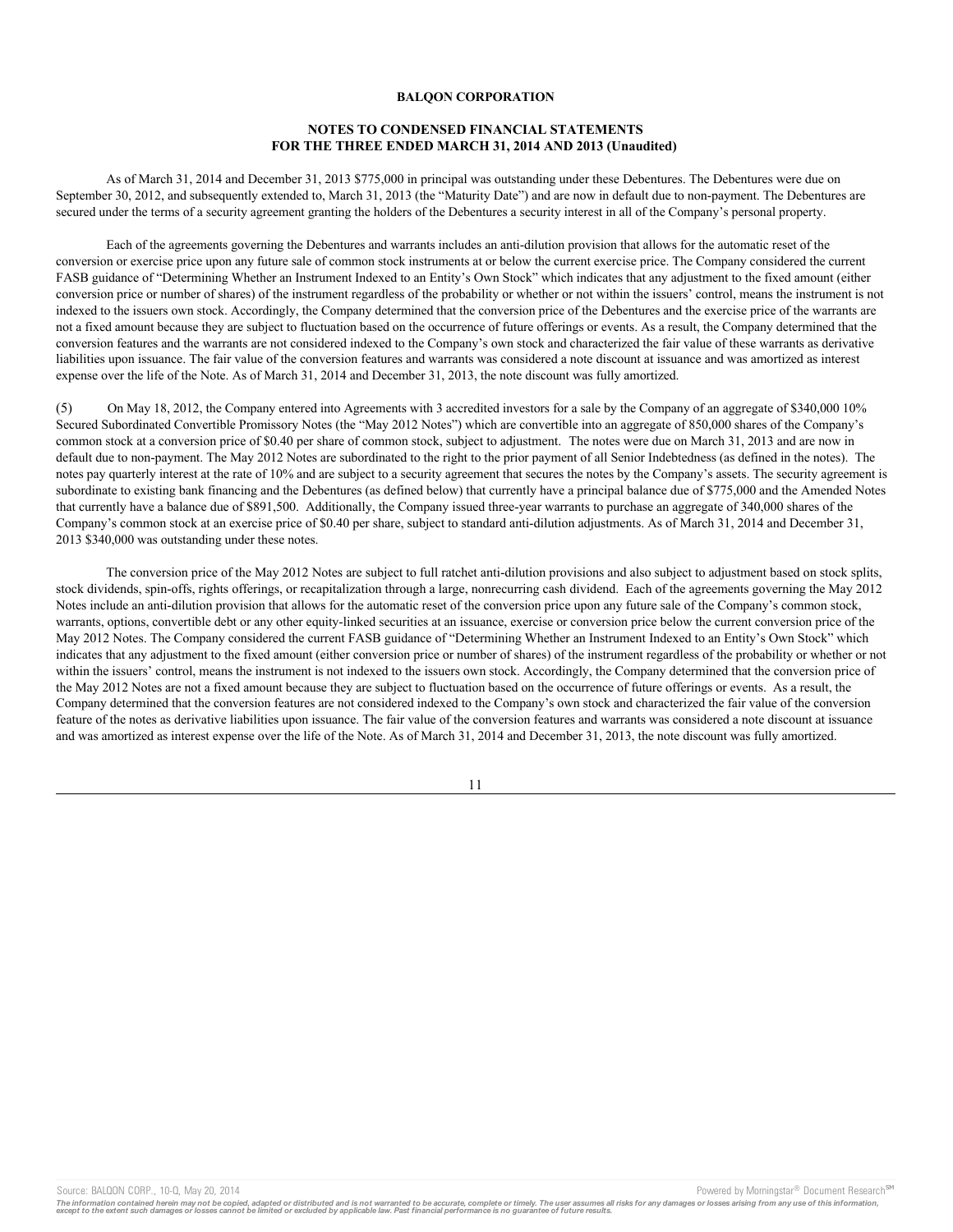**BALQON CORPORATION**

**NOTES TO CONDENSED FINANCIAL STATEMENTS**
**FOR THE THREE ENDED MARCH 31, 2014 AND 2013 (Unaudited)**

As of March 31, 2014 and December 31, 2013 $775,000 in principal was outstanding under these Debentures. The Debentures were due on September 30, 2012, and subsequently extended to, March 31, 2013 (the "Maturity Date") and are now in default due to non-payment. The Debentures are secured under the terms of a security agreement granting the holders of the Debentures a security interest in all of the Company's personal property.

Each of the agreements governing the Debentures and warrants includes an anti-dilution provision that allows for the automatic reset of the conversion or exercise price upon any future sale of common stock instruments at or below the current exercise price. The Company considered the current FASB guidance of "Determining Whether an Instrument Indexed to an Entity's Own Stock" which indicates that any adjustment to the fixed amount (either conversion price or number of shares) of the instrument regardless of the probability or whether or not within the issuers' control, means the instrument is not indexed to the issuers own stock. Accordingly, the Company determined that the conversion price of the Debentures and the exercise price of the warrants are not a fixed amount because they are subject to fluctuation based on the occurrence of future offerings or events. As a result, the Company determined that the conversion features and the warrants are not considered indexed to the Company's own stock and characterized the fair value of these warrants as derivative liabilities upon issuance. The fair value of the conversion features and warrants was considered a note discount at issuance and was amortized as interest expense over the life of the Note. As of March 31, 2014 and December 31, 2013, the note discount was fully amortized.

(5) On May 18, 2012, the Company entered into Agreements with 3 accredited investors for a sale by the Company of an aggregate of $340,000 10% Secured Subordinated Convertible Promissory Notes (the "May 2012 Notes") which are convertible into an aggregate of 850,000 shares of the Company's common stock at a conversion price of $0.40 per share of common stock, subject to adjustment. The notes were due on March 31, 2013 and are now in default due to non-payment. The May 2012 Notes are subordinated to the right to the prior payment of all Senior Indebtedness (as defined in the notes). The notes pay quarterly interest at the rate of 10% and are subject to a security agreement that secures the notes by the Company's assets. The security agreement is subordinate to existing bank financing and the Debentures (as defined below) that currently have a principal balance due of $775,000 and the Amended Notes that currently have a balance due of $891,500. Additionally, the Company issued three-year warrants to purchase an aggregate of 340,000 shares of the Company's common stock at an exercise price of $0.40 per share, subject to standard anti-dilution adjustments. As of March 31, 2014 and December 31, 2013 $340,000 was outstanding under these notes.

The conversion price of the May 2012 Notes are subject to full ratchet anti-dilution provisions and also subject to adjustment based on stock splits, stock dividends, spin-offs, rights offerings, or recapitalization through a large, nonrecurring cash dividend. Each of the agreements governing the May 2012 Notes include an anti-dilution provision that allows for the automatic reset of the conversion price upon any future sale of the Company's common stock, warrants, options, convertible debt or any other equity-linked securities at an issuance, exercise or conversion price below the current conversion price of the May 2012 Notes. The Company considered the current FASB guidance of "Determining Whether an Instrument Indexed to an Entity's Own Stock" which indicates that any adjustment to the fixed amount (either conversion price or number of shares) of the instrument regardless of the probability or whether or not within the issuers' control, means the instrument is not indexed to the issuers own stock. Accordingly, the Company determined that the conversion price of the May 2012 Notes are not a fixed amount because they are subject to fluctuation based on the occurrence of future offerings or events. As a result, the Company determined that the conversion features are not considered indexed to the Company's own stock and characterized the fair value of the conversion feature of the notes as derivative liabilities upon issuance. The fair value of the conversion features and warrants was considered a note discount at issuance and was amortized as interest expense over the life of the Note. As of March 31, 2014 and December 31, 2013, the note discount was fully amortized.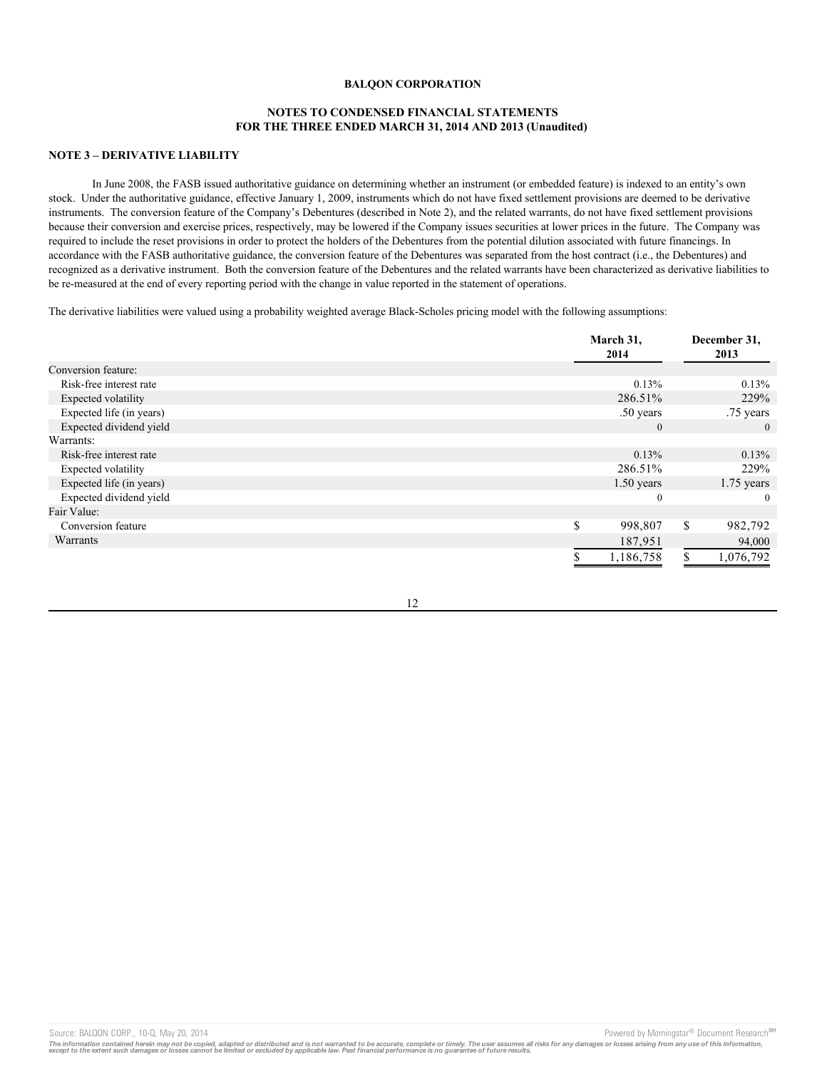**BALQON CORPORATION**

**NOTES TO CONDENSED FINANCIAL STATEMENTS**
**FOR THE THREE ENDED MARCH 31, 2014 AND 2013 (Unaudited)**

**NOTE 3 – DERIVATIVE LIABILITY**

In June 2008, the FASB issued authoritative guidance on determining whether an instrument (or embedded feature) is indexed to an entity's own stock. Under the authoritative guidance, effective January 1, 2009, instruments which do not have fixed settlement provisions are deemed to be derivative instruments. The conversion feature of the Company's Debentures (described in Note 2), and the related warrants, do not have fixed settlement provisions because their conversion and exercise prices, respectively, may be lowered if the Company issues securities at lower prices in the future. The Company was required to include the reset provisions in order to protect the holders of the Debentures from the potential dilution associated with future financings. In accordance with the FASB authoritative guidance, the conversion feature of the Debentures was separated from the host contract (i.e., the Debentures) and recognized as a derivative instrument. Both the conversion feature of the Debentures and the related warrants have been characterized as derivative liabilities to be re-measured at the end of every reporting period with the change in value reported in the statement of operations.

The derivative liabilities were valued using a probability weighted average Black-Scholes pricing model with the following assumptions:

| | March 31, 2014 | December 31, 2013 |
|---|---|---|
| Conversion feature: | | |
| Risk-free interest rate | 0.13% | 0.13% |
| Expected volatility | 286.51% | 229% |
| Expected life (in years) | .50 years | .75 years |
| Expected dividend yield | 0 | 0 |
| Warrants: | | |
| Risk-free interest rate | 0.13% | 0.13% |
| Expected volatility | 286.51% | 229% |
| Expected life (in years) | 1.50 years | 1.75 years |
| Expected dividend yield | 0 | 0 |
| Fair Value: | | |
| Conversion feature | $ 998,807 | $ 982,792 |
| Warrants | 187,951 | 94,000 |
| | $ 1,186,758 | $ 1,076,792 |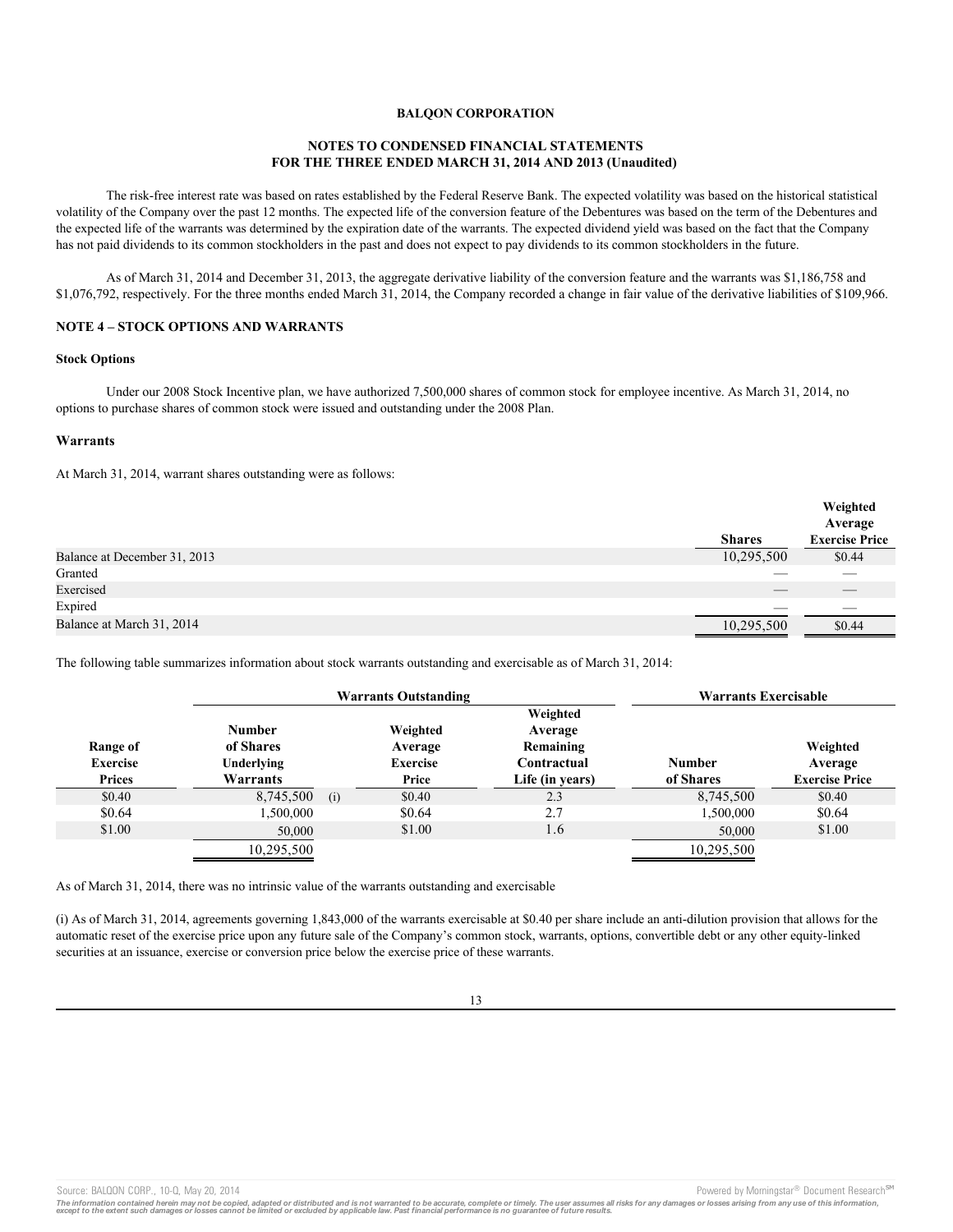**BALQON CORPORATION**

**NOTES TO CONDENSED FINANCIAL STATEMENTS**
**FOR THE THREE ENDED MARCH 31, 2014 AND 2013 (Unaudited)**

The risk-free interest rate was based on rates established by the Federal Reserve Bank. The expected volatility was based on the historical statistical volatility of the Company over the past 12 months. The expected life of the conversion feature of the Debentures was based on the term of the Debentures and the expected life of the warrants was determined by the expiration date of the warrants. The expected dividend yield was based on the fact that the Company has not paid dividends to its common stockholders in the past and does not expect to pay dividends to its common stockholders in the future.

As of March 31, 2014 and December 31, 2013, the aggregate derivative liability of the conversion feature and the warrants was $1,186,758 and $1,076,792, respectively. For the three months ended March 31, 2014, the Company recorded a change in fair value of the derivative liabilities of $109,966.

## NOTE 4 – STOCK OPTIONS AND WARRANTS

### Stock Options

Under our 2008 Stock Incentive plan, we have authorized 7,500,000 shares of common stock for employee incentive. As March 31, 2014, no options to purchase shares of common stock were issued and outstanding under the 2008 Plan.

### Warrants

At March 31, 2014, warrant shares outstanding were as follows:

| | Shares | Weighted Average Exercise Price |
|---|---|---|
| Balance at December 31, 2013 | 10,295,500 | $0.44 |
| Granted | — | — |
| Exercised | — | — |
| Expired | — | — |
| Balance at March 31, 2014 | 10,295,500 | $0.44 |

The following table summarizes information about stock warrants outstanding and exercisable as of March 31, 2014:

| | Warrants Outstanding | | | Warrants Exercisable | |
|---|---|---|---|---|---|
| Range of Exercise Prices | Number of Shares Underlying Warrants | Weighted Average Exercise Price | Weighted Average Remaining Contractual Life (in years) | Number of Shares | Weighted Average Exercise Price |
| $0.40 | 8,745,500 (i) | $0.40 | 2.3 | 8,745,500 | $0.40 |
| $0.64 | 1,500,000 | $0.64 | 2.7 | 1,500,000 | $0.64 |
| $1.00 | 50,000 | $1.00 | 1.6 | 50,000 | $1.00 |
| | 10,295,500 | | | 10,295,500 | |

As of March 31, 2014, there was no intrinsic value of the warrants outstanding and exercisable

(i) As of March 31, 2014, agreements governing 1,843,000 of the warrants exercisable at $0.40 per share include an anti-dilution provision that allows for the automatic reset of the exercise price upon any future sale of the Company's common stock, warrants, options, convertible debt or any other equity-linked securities at an issuance, exercise or conversion price below the exercise price of these warrants.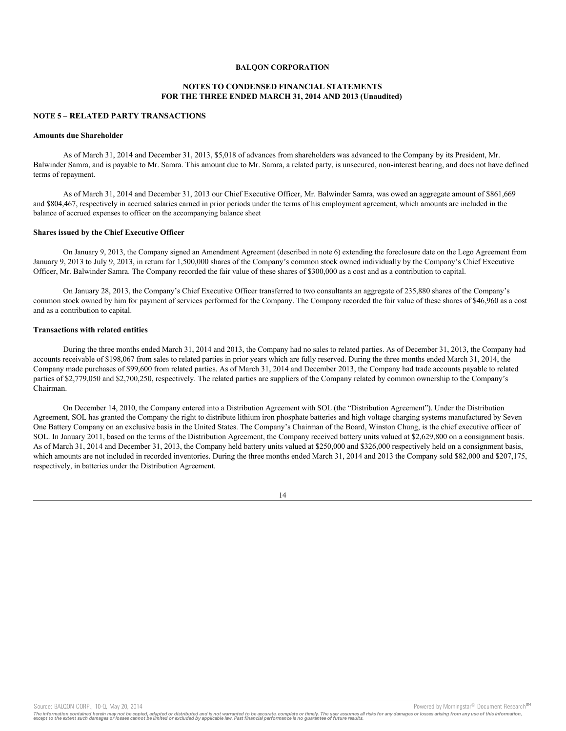**BALQON CORPORATION**

**NOTES TO CONDENSED FINANCIAL STATEMENTS**
**FOR THE THREE ENDED MARCH 31, 2014 AND 2013 (Unaudited)**

## NOTE 5 – RELATED PARTY TRANSACTIONS

### Amounts due Shareholder

As of March 31, 2014 and December 31, 2013, $5,018 of advances from shareholders was advanced to the Company by its President, Mr. Balwinder Samra, and is payable to Mr. Samra. This amount due to Mr. Samra, a related party, is unsecured, non-interest bearing, and does not have defined terms of repayment.

As of March 31, 2014 and December 31, 2013 our Chief Executive Officer, Mr. Balwinder Samra, was owed an aggregate amount of $861,669 and $804,467, respectively in accrued salaries earned in prior periods under the terms of his employment agreement, which amounts are included in the balance of accrued expenses to officer on the accompanying balance sheet

### Shares issued by the Chief Executive Officer

On January 9, 2013, the Company signed an Amendment Agreement (described in note 6) extending the foreclosure date on the Lego Agreement from January 9, 2013 to July 9, 2013, in return for 1,500,000 shares of the Company's common stock owned individually by the Company's Chief Executive Officer, Mr. Balwinder Samra. The Company recorded the fair value of these shares of $300,000 as a cost and as a contribution to capital.

On January 28, 2013, the Company's Chief Executive Officer transferred to two consultants an aggregate of 235,880 shares of the Company's common stock owned by him for payment of services performed for the Company. The Company recorded the fair value of these shares of $46,960 as a cost and as a contribution to capital.

### Transactions with related entities

During the three months ended March 31, 2014 and 2013, the Company had no sales to related parties. As of December 31, 2013, the Company had accounts receivable of $198,067 from sales to related parties in prior years which are fully reserved. During the three months ended March 31, 2014, the Company made purchases of $99,600 from related parties. As of March 31, 2014 and December 2013, the Company had trade accounts payable to related parties of $2,779,050 and $2,700,250, respectively. The related parties are suppliers of the Company related by common ownership to the Company's Chairman.

On December 14, 2010, the Company entered into a Distribution Agreement with SOL (the "Distribution Agreement"). Under the Distribution Agreement, SOL has granted the Company the right to distribute lithium iron phosphate batteries and high voltage charging systems manufactured by Seven One Battery Company on an exclusive basis in the United States. The Company's Chairman of the Board, Winston Chung, is the chief executive officer of SOL. In January 2011, based on the terms of the Distribution Agreement, the Company received battery units valued at $2,629,800 on a consignment basis. As of March 31, 2014 and December 31, 2013, the Company held battery units valued at $250,000 and $326,000 respectively held on a consignment basis, which amounts are not included in recorded inventories. During the three months ended March 31, 2014 and 2013 the Company sold $82,000 and $207,175, respectively, in batteries under the Distribution Agreement.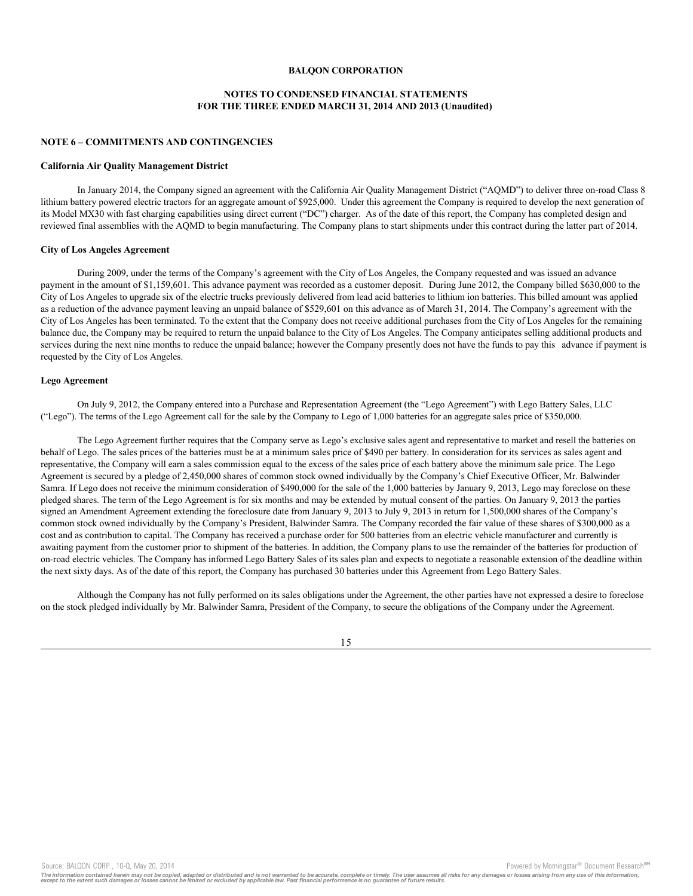**BALQON CORPORATION**

**NOTES TO CONDENSED FINANCIAL STATEMENTS FOR THE THREE ENDED MARCH 31, 2014 AND 2013 (Unaudited)**

**NOTE 6 – COMMITMENTS AND CONTINGENCIES**

**California Air Quality Management District**

In January 2014, the Company signed an agreement with the California Air Quality Management District ("AQMD") to deliver three on-road Class 8 lithium battery powered electric tractors for an aggregate amount of $925,000. Under this agreement the Company is required to develop the next generation of its Model MX30 with fast charging capabilities using direct current ("DC") charger. As of the date of this report, the Company has completed design and reviewed final assemblies with the AQMD to begin manufacturing. The Company plans to start shipments under this contract during the latter part of 2014.

**City of Los Angeles Agreement**

During 2009, under the terms of the Company's agreement with the City of Los Angeles, the Company requested and was issued an advance payment in the amount of $1,159,601. This advance payment was recorded as a customer deposit. During June 2012, the Company billed $630,000 to the City of Los Angeles to upgrade six of the electric trucks previously delivered from lead acid batteries to lithium ion batteries. This billed amount was applied as a reduction of the advance payment leaving an unpaid balance of $529,601 on this advance as of March 31, 2014. The Company's agreement with the City of Los Angeles has been terminated. To the extent that the Company does not receive additional purchases from the City of Los Angeles for the remaining balance due, the Company may be required to return the unpaid balance to the City of Los Angeles. The Company anticipates selling additional products and services during the next nine months to reduce the unpaid balance; however the Company presently does not have the funds to pay this advance if payment is requested by the City of Los Angeles.

**Lego Agreement**

On July 9, 2012, the Company entered into a Purchase and Representation Agreement (the "Lego Agreement") with Lego Battery Sales, LLC ("Lego"). The terms of the Lego Agreement call for the sale by the Company to Lego of 1,000 batteries for an aggregate sales price of $350,000.

The Lego Agreement further requires that the Company serve as Lego's exclusive sales agent and representative to market and resell the batteries on behalf of Lego. The sales prices of the batteries must be at a minimum sales price of $490 per battery. In consideration for its services as sales agent and representative, the Company will earn a sales commission equal to the excess of the sales price of each battery above the minimum sale price. The Lego Agreement is secured by a pledge of 2,450,000 shares of common stock owned individually by the Company's Chief Executive Officer, Mr. Balwinder Samra. If Lego does not receive the minimum consideration of $490,000 for the sale of the 1,000 batteries by January 9, 2013, Lego may foreclose on these pledged shares. The term of the Lego Agreement is for six months and may be extended by mutual consent of the parties. On January 9, 2013 the parties signed an Amendment Agreement extending the foreclosure date from January 9, 2013 to July 9, 2013 in return for 1,500,000 shares of the Company's common stock owned individually by the Company's President, Balwinder Samra. The Company recorded the fair value of these shares of $300,000 as a cost and as contribution to capital. The Company has received a purchase order for 500 batteries from an electric vehicle manufacturer and currently is awaiting payment from the customer prior to shipment of the batteries. In addition, the Company plans to use the remainder of the batteries for production of on-road electric vehicles. The Company has informed Lego Battery Sales of its sales plan and expects to negotiate a reasonable extension of the deadline within the next sixty days. As of the date of this report, the Company has purchased 30 batteries under this Agreement from Lego Battery Sales.

Although the Company has not fully performed on its sales obligations under the Agreement, the other parties have not expressed a desire to foreclose on the stock pledged individually by Mr. Balwinder Samra, President of the Company, to secure the obligations of the Company under the Agreement.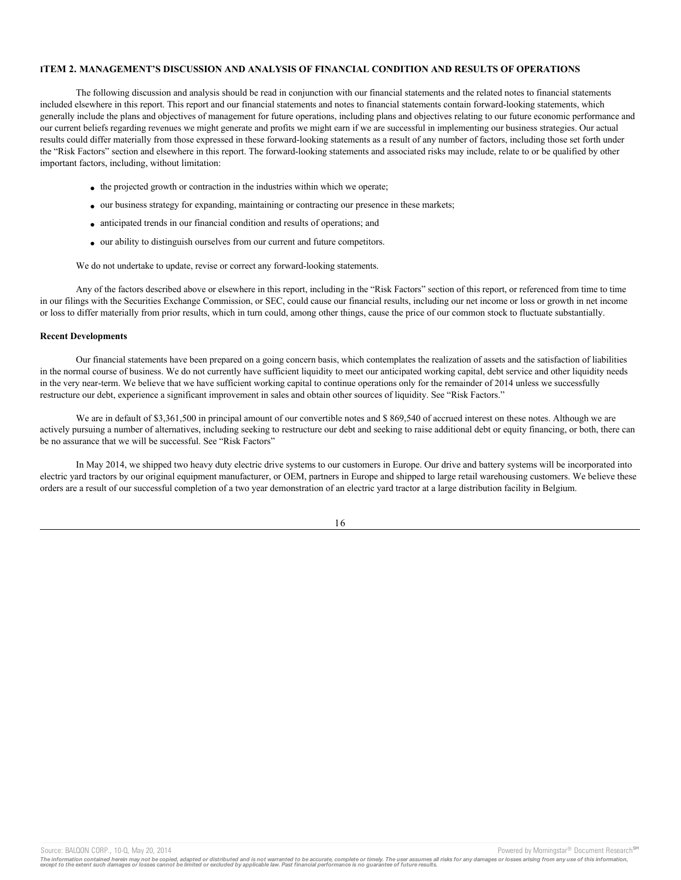## ITEM 2. MANAGEMENT'S DISCUSSION AND ANALYSIS OF FINANCIAL CONDITION AND RESULTS OF OPERATIONS

The following discussion and analysis should be read in conjunction with our financial statements and the related notes to financial statements included elsewhere in this report. This report and our financial statements and notes to financial statements contain forward-looking statements, which generally include the plans and objectives of management for future operations, including plans and objectives relating to our future economic performance and our current beliefs regarding revenues we might generate and profits we might earn if we are successful in implementing our business strategies. Our actual results could differ materially from those expressed in these forward-looking statements as a result of any number of factors, including those set forth under the "Risk Factors" section and elsewhere in this report. The forward-looking statements and associated risks may include, relate to or be qualified by other important factors, including, without limitation:

- the projected growth or contraction in the industries within which we operate;
- our business strategy for expanding, maintaining or contracting our presence in these markets;
- anticipated trends in our financial condition and results of operations; and
- our ability to distinguish ourselves from our current and future competitors.

We do not undertake to update, revise or correct any forward-looking statements.

Any of the factors described above or elsewhere in this report, including in the "Risk Factors" section of this report, or referenced from time to time in our filings with the Securities Exchange Commission, or SEC, could cause our financial results, including our net income or loss or growth in net income or loss to differ materially from prior results, which in turn could, among other things, cause the price of our common stock to fluctuate substantially.

**Recent Developments**

Our financial statements have been prepared on a going concern basis, which contemplates the realization of assets and the satisfaction of liabilities in the normal course of business. We do not currently have sufficient liquidity to meet our anticipated working capital, debt service and other liquidity needs in the very near-term. We believe that we have sufficient working capital to continue operations only for the remainder of 2014 unless we successfully restructure our debt, experience a significant improvement in sales and obtain other sources of liquidity. See "Risk Factors."

We are in default of $3,361,500 in principal amount of our convertible notes and $ 869,540 of accrued interest on these notes. Although we are actively pursuing a number of alternatives, including seeking to restructure our debt and seeking to raise additional debt or equity financing, or both, there can be no assurance that we will be successful. See "Risk Factors"

In May 2014, we shipped two heavy duty electric drive systems to our customers in Europe. Our drive and battery systems will be incorporated into electric yard tractors by our original equipment manufacturer, or OEM, partners in Europe and shipped to large retail warehousing customers. We believe these orders are a result of our successful completion of a two year demonstration of an electric yard tractor at a large distribution facility in Belgium.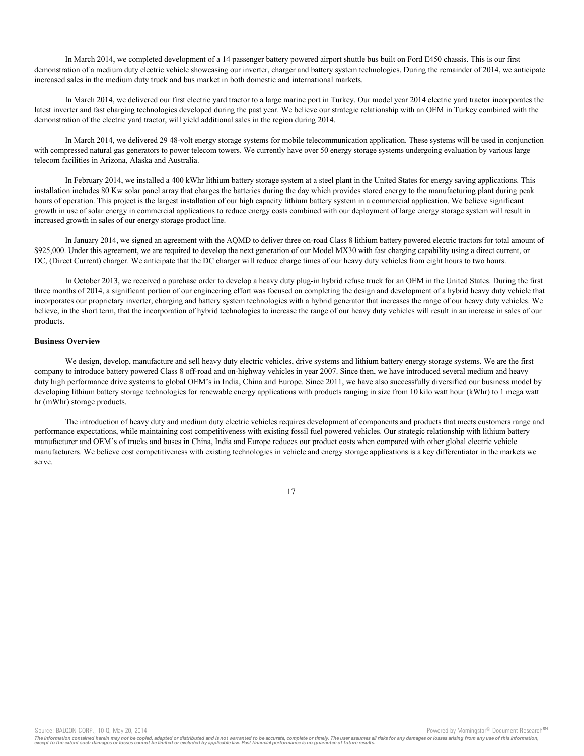In March 2014, we completed development of a 14 passenger battery powered airport shuttle bus built on Ford E450 chassis. This is our first demonstration of a medium duty electric vehicle showcasing our inverter, charger and battery system technologies. During the remainder of 2014, we anticipate increased sales in the medium duty truck and bus market in both domestic and international markets.

In March 2014, we delivered our first electric yard tractor to a large marine port in Turkey. Our model year 2014 electric yard tractor incorporates the latest inverter and fast charging technologies developed during the past year. We believe our strategic relationship with an OEM in Turkey combined with the demonstration of the electric yard tractor, will yield additional sales in the region during 2014.

In March 2014, we delivered 29 48-volt energy storage systems for mobile telecommunication application. These systems will be used in conjunction with compressed natural gas generators to power telecom towers. We currently have over 50 energy storage systems undergoing evaluation by various large telecom facilities in Arizona, Alaska and Australia.

In February 2014, we installed a 400 kWhr lithium battery storage system at a steel plant in the United States for energy saving applications. This installation includes 80 Kw solar panel array that charges the batteries during the day which provides stored energy to the manufacturing plant during peak hours of operation. This project is the largest installation of our high capacity lithium battery system in a commercial application. We believe significant growth in use of solar energy in commercial applications to reduce energy costs combined with our deployment of large energy storage system will result in increased growth in sales of our energy storage product line.

In January 2014, we signed an agreement with the AQMD to deliver three on-road Class 8 lithium battery powered electric tractors for total amount of $925,000. Under this agreement, we are required to develop the next generation of our Model MX30 with fast charging capability using a direct current, or DC, (Direct Current) charger. We anticipate that the DC charger will reduce charge times of our heavy duty vehicles from eight hours to two hours.

In October 2013, we received a purchase order to develop a heavy duty plug-in hybrid refuse truck for an OEM in the United States. During the first three months of 2014, a significant portion of our engineering effort was focused on completing the design and development of a hybrid heavy duty vehicle that incorporates our proprietary inverter, charging and battery system technologies with a hybrid generator that increases the range of our heavy duty vehicles. We believe, in the short term, that the incorporation of hybrid technologies to increase the range of our heavy duty vehicles will result in an increase in sales of our products.

**Business Overview**

We design, develop, manufacture and sell heavy duty electric vehicles, drive systems and lithium battery energy storage systems. We are the first company to introduce battery powered Class 8 off-road and on-highway vehicles in year 2007. Since then, we have introduced several medium and heavy duty high performance drive systems to global OEM's in India, China and Europe. Since 2011, we have also successfully diversified our business model by developing lithium battery storage technologies for renewable energy applications with products ranging in size from 10 kilo watt hour (kWhr) to 1 mega watt hr (mWhr) storage products.

The introduction of heavy duty and medium duty electric vehicles requires development of components and products that meets customers range and performance expectations, while maintaining cost competitiveness with existing fossil fuel powered vehicles. Our strategic relationship with lithium battery manufacturer and OEM's of trucks and buses in China, India and Europe reduces our product costs when compared with other global electric vehicle manufacturers. We believe cost competitiveness with existing technologies in vehicle and energy storage applications is a key differentiator in the markets we serve.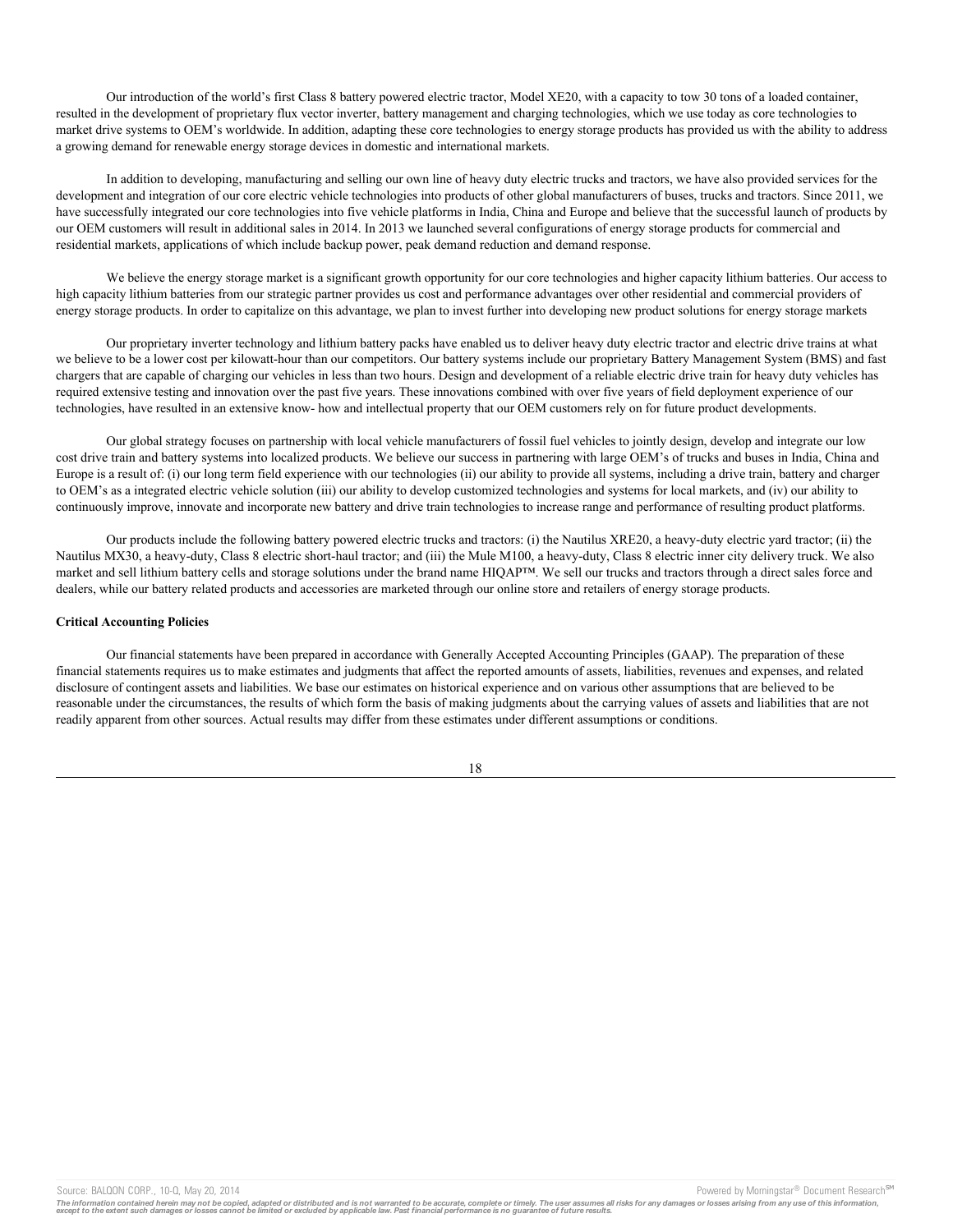Our introduction of the world's first Class 8 battery powered electric tractor, Model XE20, with a capacity to tow 30 tons of a loaded container, resulted in the development of proprietary flux vector inverter, battery management and charging technologies, which we use today as core technologies to market drive systems to OEM's worldwide. In addition, adapting these core technologies to energy storage products has provided us with the ability to address a growing demand for renewable energy storage devices in domestic and international markets.

In addition to developing, manufacturing and selling our own line of heavy duty electric trucks and tractors, we have also provided services for the development and integration of our core electric vehicle technologies into products of other global manufacturers of buses, trucks and tractors. Since 2011, we have successfully integrated our core technologies into five vehicle platforms in India, China and Europe and believe that the successful launch of products by our OEM customers will result in additional sales in 2014. In 2013 we launched several configurations of energy storage products for commercial and residential markets, applications of which include backup power, peak demand reduction and demand response.

We believe the energy storage market is a significant growth opportunity for our core technologies and higher capacity lithium batteries. Our access to high capacity lithium batteries from our strategic partner provides us cost and performance advantages over other residential and commercial providers of energy storage products. In order to capitalize on this advantage, we plan to invest further into developing new product solutions for energy storage markets

Our proprietary inverter technology and lithium battery packs have enabled us to deliver heavy duty electric tractor and electric drive trains at what we believe to be a lower cost per kilowatt-hour than our competitors. Our battery systems include our proprietary Battery Management System (BMS) and fast chargers that are capable of charging our vehicles in less than two hours. Design and development of a reliable electric drive train for heavy duty vehicles has required extensive testing and innovation over the past five years. These innovations combined with over five years of field deployment experience of our technologies, have resulted in an extensive know- how and intellectual property that our OEM customers rely on for future product developments.

Our global strategy focuses on partnership with local vehicle manufacturers of fossil fuel vehicles to jointly design, develop and integrate our low cost drive train and battery systems into localized products. We believe our success in partnering with large OEM's of trucks and buses in India, China and Europe is a result of: (i) our long term field experience with our technologies (ii) our ability to provide all systems, including a drive train, battery and charger to OEM's as a integrated electric vehicle solution (iii) our ability to develop customized technologies and systems for local markets, and (iv) our ability to continuously improve, innovate and incorporate new battery and drive train technologies to increase range and performance of resulting product platforms.

Our products include the following battery powered electric trucks and tractors: (i) the Nautilus XRE20, a heavy-duty electric yard tractor; (ii) the Nautilus MX30, a heavy-duty, Class 8 electric short-haul tractor; and (iii) the Mule M100, a heavy-duty, Class 8 electric inner city delivery truck. We also market and sell lithium battery cells and storage solutions under the brand name HIQAP™. We sell our trucks and tractors through a direct sales force and dealers, while our battery related products and accessories are marketed through our online store and retailers of energy storage products.

**Critical Accounting Policies**

Our financial statements have been prepared in accordance with Generally Accepted Accounting Principles (GAAP). The preparation of these financial statements requires us to make estimates and judgments that affect the reported amounts of assets, liabilities, revenues and expenses, and related disclosure of contingent assets and liabilities. We base our estimates on historical experience and on various other assumptions that are believed to be reasonable under the circumstances, the results of which form the basis of making judgments about the carrying values of assets and liabilities that are not readily apparent from other sources. Actual results may differ from these estimates under different assumptions or conditions.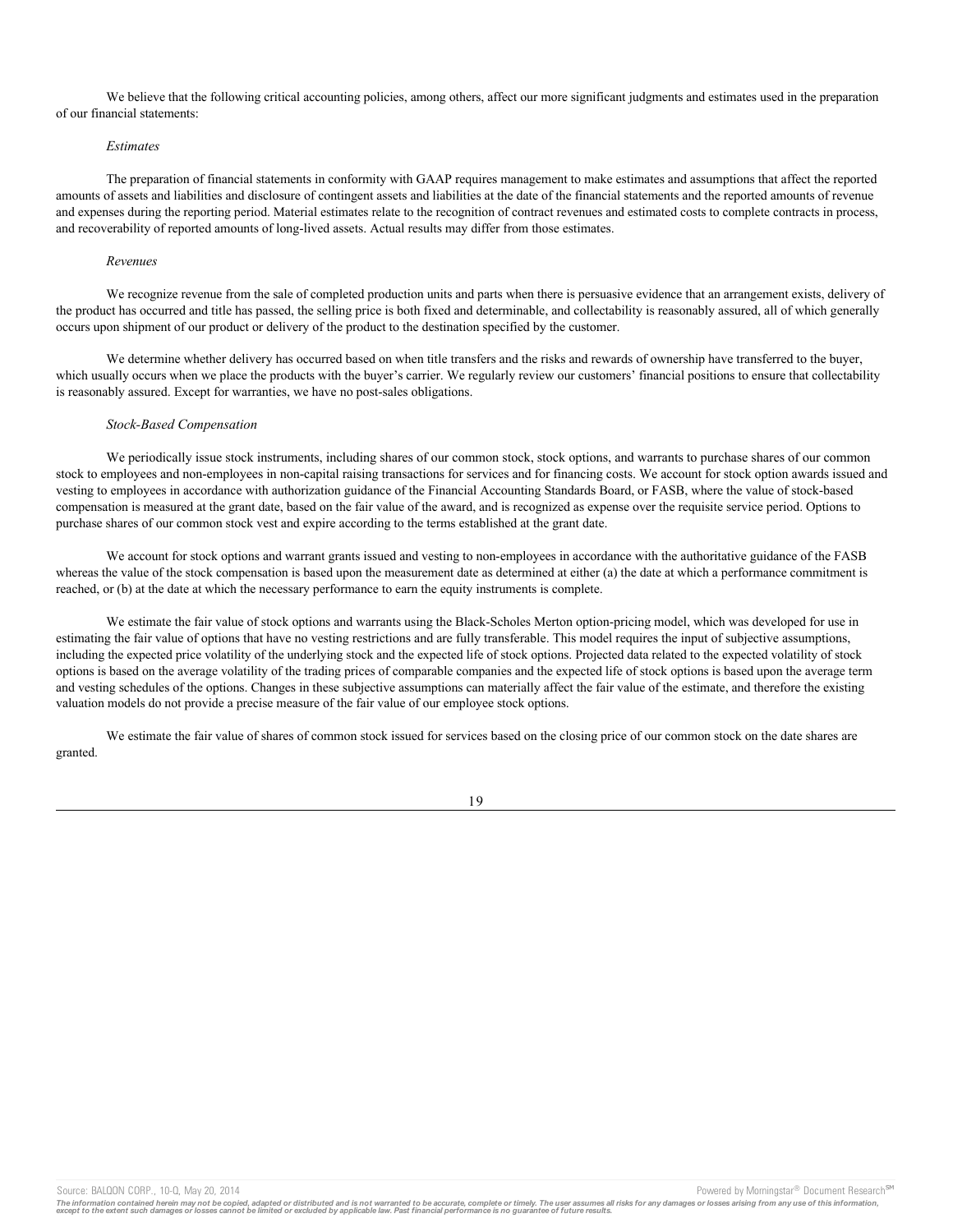We believe that the following critical accounting policies, among others, affect our more significant judgments and estimates used in the preparation of our financial statements:

*Estimates*

The preparation of financial statements in conformity with GAAP requires management to make estimates and assumptions that affect the reported amounts of assets and liabilities and disclosure of contingent assets and liabilities at the date of the financial statements and the reported amounts of revenue and expenses during the reporting period. Material estimates relate to the recognition of contract revenues and estimated costs to complete contracts in process, and recoverability of reported amounts of long-lived assets. Actual results may differ from those estimates.

*Revenues*

We recognize revenue from the sale of completed production units and parts when there is persuasive evidence that an arrangement exists, delivery of the product has occurred and title has passed, the selling price is both fixed and determinable, and collectability is reasonably assured, all of which generally occurs upon shipment of our product or delivery of the product to the destination specified by the customer.

We determine whether delivery has occurred based on when title transfers and the risks and rewards of ownership have transferred to the buyer, which usually occurs when we place the products with the buyer's carrier. We regularly review our customers' financial positions to ensure that collectability is reasonably assured. Except for warranties, we have no post-sales obligations.

*Stock-Based Compensation*

We periodically issue stock instruments, including shares of our common stock, stock options, and warrants to purchase shares of our common stock to employees and non-employees in non-capital raising transactions for services and for financing costs. We account for stock option awards issued and vesting to employees in accordance with authorization guidance of the Financial Accounting Standards Board, or FASB, where the value of stock-based compensation is measured at the grant date, based on the fair value of the award, and is recognized as expense over the requisite service period. Options to purchase shares of our common stock vest and expire according to the terms established at the grant date.

We account for stock options and warrant grants issued and vesting to non-employees in accordance with the authoritative guidance of the FASB whereas the value of the stock compensation is based upon the measurement date as determined at either (a) the date at which a performance commitment is reached, or (b) at the date at which the necessary performance to earn the equity instruments is complete.

We estimate the fair value of stock options and warrants using the Black-Scholes Merton option-pricing model, which was developed for use in estimating the fair value of options that have no vesting restrictions and are fully transferable. This model requires the input of subjective assumptions, including the expected price volatility of the underlying stock and the expected life of stock options. Projected data related to the expected volatility of stock options is based on the average volatility of the trading prices of comparable companies and the expected life of stock options is based upon the average term and vesting schedules of the options. Changes in these subjective assumptions can materially affect the fair value of the estimate, and therefore the existing valuation models do not provide a precise measure of the fair value of our employee stock options.

We estimate the fair value of shares of common stock issued for services based on the closing price of our common stock on the date shares are granted.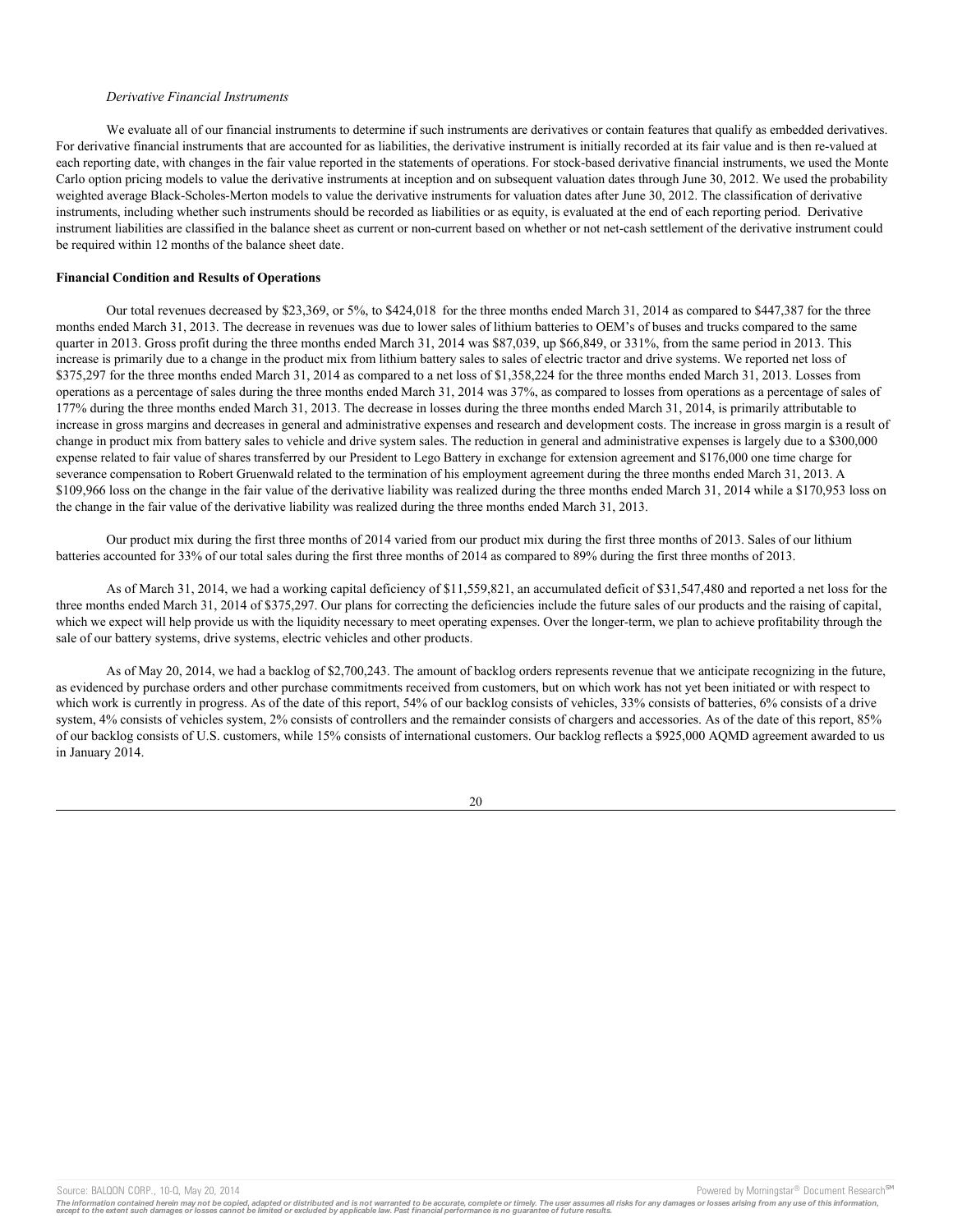*Derivative Financial Instruments*

We evaluate all of our financial instruments to determine if such instruments are derivatives or contain features that qualify as embedded derivatives. For derivative financial instruments that are accounted for as liabilities, the derivative instrument is initially recorded at its fair value and is then re-valued at each reporting date, with changes in the fair value reported in the statements of operations. For stock-based derivative financial instruments, we used the Monte Carlo option pricing models to value the derivative instruments at inception and on subsequent valuation dates through June 30, 2012. We used the probability weighted average Black-Scholes-Merton models to value the derivative instruments for valuation dates after June 30, 2012. The classification of derivative instruments, including whether such instruments should be recorded as liabilities or as equity, is evaluated at the end of each reporting period. Derivative instrument liabilities are classified in the balance sheet as current or non-current based on whether or not net-cash settlement of the derivative instrument could be required within 12 months of the balance sheet date.

**Financial Condition and Results of Operations**

Our total revenues decreased by $23,369, or 5%, to $424,018 for the three months ended March 31, 2014 as compared to $447,387 for the three months ended March 31, 2013. The decrease in revenues was due to lower sales of lithium batteries to OEM's of buses and trucks compared to the same quarter in 2013. Gross profit during the three months ended March 31, 2014 was $87,039, up $66,849, or 331%, from the same period in 2013. This increase is primarily due to a change in the product mix from lithium battery sales to sales of electric tractor and drive systems. We reported net loss of $375,297 for the three months ended March 31, 2014 as compared to a net loss of $1,358,224 for the three months ended March 31, 2013. Losses from operations as a percentage of sales during the three months ended March 31, 2014 was 37%, as compared to losses from operations as a percentage of sales of 177% during the three months ended March 31, 2013. The decrease in losses during the three months ended March 31, 2014, is primarily attributable to increase in gross margins and decreases in general and administrative expenses and research and development costs. The increase in gross margin is a result of change in product mix from battery sales to vehicle and drive system sales. The reduction in general and administrative expenses is largely due to a $300,000 expense related to fair value of shares transferred by our President to Lego Battery in exchange for extension agreement and $176,000 one time charge for severance compensation to Robert Gruenwald related to the termination of his employment agreement during the three months ended March 31, 2013. A $109,966 loss on the change in the fair value of the derivative liability was realized during the three months ended March 31, 2014 while a $170,953 loss on the change in the fair value of the derivative liability was realized during the three months ended March 31, 2013.

Our product mix during the first three months of 2014 varied from our product mix during the first three months of 2013. Sales of our lithium batteries accounted for 33% of our total sales during the first three months of 2014 as compared to 89% during the first three months of 2013.

As of March 31, 2014, we had a working capital deficiency of $11,559,821, an accumulated deficit of $31,547,480 and reported a net loss for the three months ended March 31, 2014 of $375,297. Our plans for correcting the deficiencies include the future sales of our products and the raising of capital, which we expect will help provide us with the liquidity necessary to meet operating expenses. Over the longer-term, we plan to achieve profitability through the sale of our battery systems, drive systems, electric vehicles and other products.

As of May 20, 2014, we had a backlog of $2,700,243. The amount of backlog orders represents revenue that we anticipate recognizing in the future, as evidenced by purchase orders and other purchase commitments received from customers, but on which work has not yet been initiated or with respect to which work is currently in progress. As of the date of this report, 54% of our backlog consists of vehicles, 33% consists of batteries, 6% consists of a drive system, 4% consists of vehicles system, 2% consists of controllers and the remainder consists of chargers and accessories. As of the date of this report, 85% of our backlog consists of U.S. customers, while 15% consists of international customers. Our backlog reflects a $925,000 AQMD agreement awarded to us in January 2014.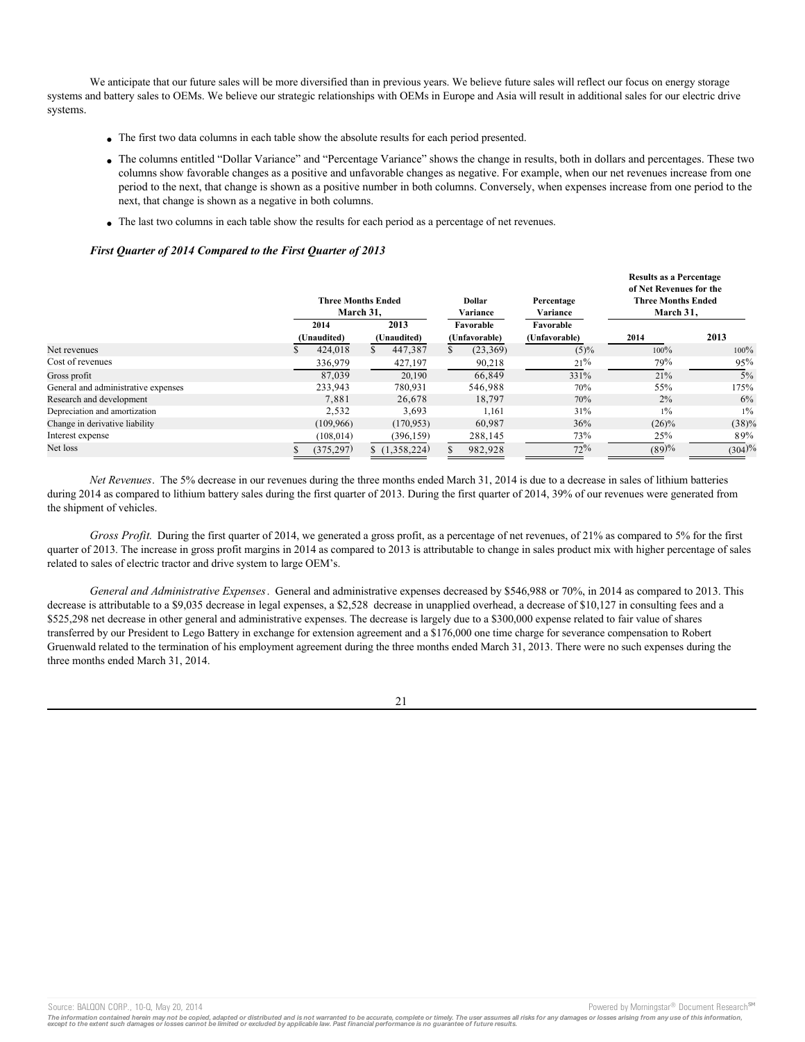We anticipate that our future sales will be more diversified than in previous years. We believe future sales will reflect our focus on energy storage systems and battery sales to OEMs. We believe our strategic relationships with OEMs in Europe and Asia will result in additional sales for our electric drive systems.

- The first two data columns in each table show the absolute results for each period presented.
- The columns entitled "Dollar Variance" and "Percentage Variance" shows the change in results, both in dollars and percentages. These two columns show favorable changes as a positive and unfavorable changes as negative. For example, when our net revenues increase from one period to the next, that change is shown as a positive number in both columns. Conversely, when expenses increase from one period to the next, that change is shown as a negative in both columns.
- The last two columns in each table show the results for each period as a percentage of net revenues.

***First Quarter of 2014 Compared to the First Quarter of 2013***

| | Three Months Ended March 31, | | Dollar Variance | Percentage Variance | Results as a Percentage of Net Revenues for the Three Months Ended March 31, | |
|---|---|---|---|---|---|---|
| | 2014 (Unaudited) | 2013 (Unaudited) | Favorable (Unfavorable) | Favorable (Unfavorable) | 2014 | 2013 |
| Net revenues | $ 424,018 | $ 447,387 | $ (23,369) | (5)% | 100% | 100% |
| Cost of revenues | 336,979 | 427,197 | 90,218 | 21% | 79% | 95% |
| Gross profit | 87,039 | 20,190 | 66,849 | 331% | 21% | 5% |
| General and administrative expenses | 233,943 | 780,931 | 546,988 | 70% | 55% | 175% |
| Research and development | 7,881 | 26,678 | 18,797 | 70% | 2% | 6% |
| Depreciation and amortization | 2,532 | 3,693 | 1,161 | 31% | 1% | 1% |
| Change in derivative liability | (109,966) | (170,953) | 60,987 | 36% | (26)% | (38)% |
| Interest expense | (108,014) | (396,159) | 288,145 | 73% | 25% | 89% |
| Net loss | $ (375,297) | $ (1,358,224) | $ 982,928 | 72% | (89)% | (304)% |

*Net Revenues*. The 5% decrease in our revenues during the three months ended March 31, 2014 is due to a decrease in sales of lithium batteries during 2014 as compared to lithium battery sales during the first quarter of 2013. During the first quarter of 2014, 39% of our revenues were generated from the shipment of vehicles.

*Gross Profit.* During the first quarter of 2014, we generated a gross profit, as a percentage of net revenues, of 21% as compared to 5% for the first quarter of 2013. The increase in gross profit margins in 2014 as compared to 2013 is attributable to change in sales product mix with higher percentage of sales related to sales of electric tractor and drive system to large OEM's.

*General and Administrative Expenses*. General and administrative expenses decreased by $546,988 or 70%, in 2014 as compared to 2013. This decrease is attributable to a $9,035 decrease in legal expenses, a $2,528 decrease in unapplied overhead, a decrease of $10,127 in consulting fees and a $525,298 net decrease in other general and administrative expenses. The decrease is largely due to a $300,000 expense related to fair value of shares transferred by our President to Lego Battery in exchange for extension agreement and a $176,000 one time charge for severance compensation to Robert Gruenwald related to the termination of his employment agreement during the three months ended March 31, 2013. There were no such expenses during the three months ended March 31, 2014.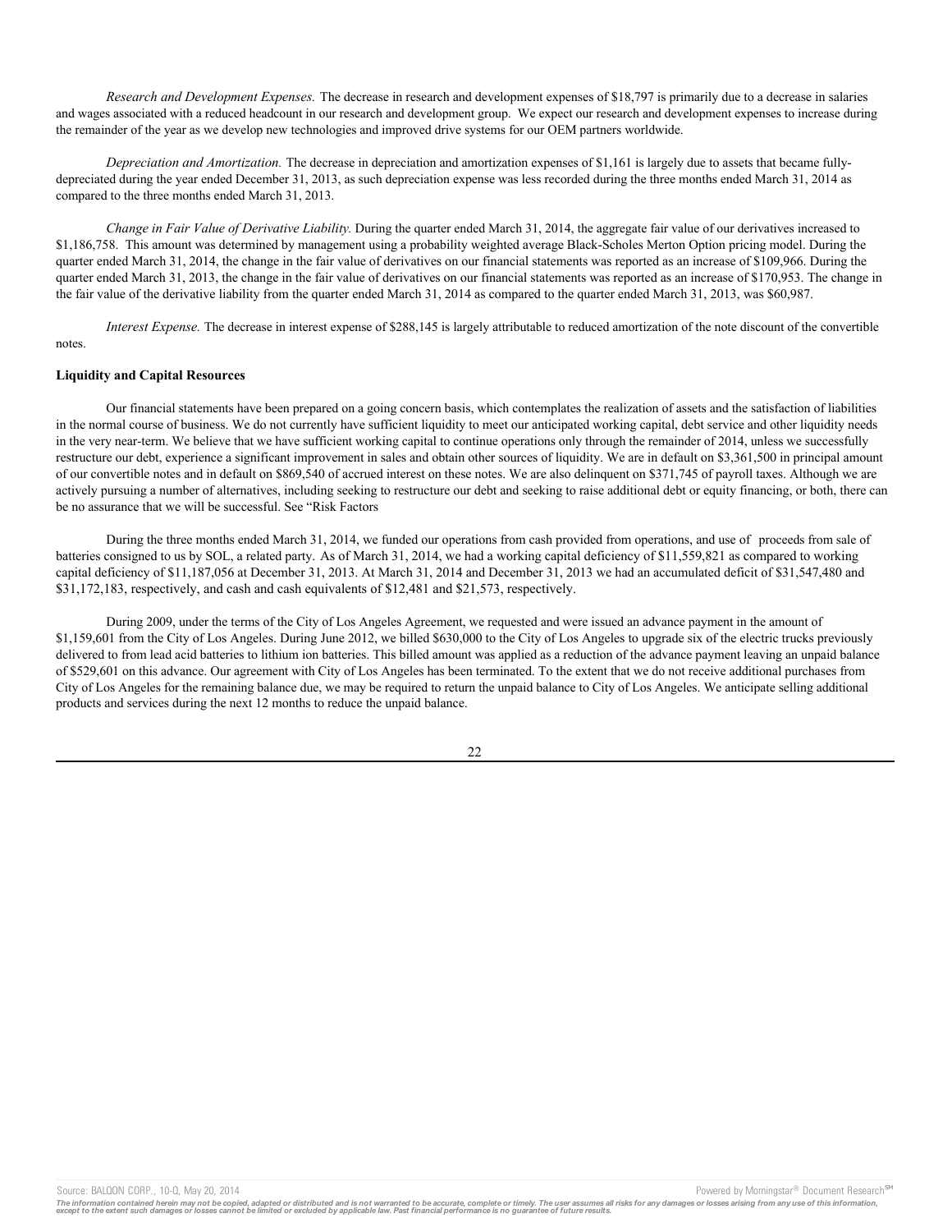*Research and Development Expenses.* The decrease in research and development expenses of $18,797 is primarily due to a decrease in salaries and wages associated with a reduced headcount in our research and development group. We expect our research and development expenses to increase during the remainder of the year as we develop new technologies and improved drive systems for our OEM partners worldwide.

*Depreciation and Amortization.* The decrease in depreciation and amortization expenses of $1,161 is largely due to assets that became fully-depreciated during the year ended December 31, 2013, as such depreciation expense was less recorded during the three months ended March 31, 2014 as compared to the three months ended March 31, 2013.

*Change in Fair Value of Derivative Liability.* During the quarter ended March 31, 2014, the aggregate fair value of our derivatives increased to $1,186,758. This amount was determined by management using a probability weighted average Black-Scholes Merton Option pricing model. During the quarter ended March 31, 2014, the change in the fair value of derivatives on our financial statements was reported as an increase of $109,966. During the quarter ended March 31, 2013, the change in the fair value of derivatives on our financial statements was reported as an increase of $170,953. The change in the fair value of the derivative liability from the quarter ended March 31, 2014 as compared to the quarter ended March 31, 2013, was $60,987.

*Interest Expense.* The decrease in interest expense of $288,145 is largely attributable to reduced amortization of the note discount of the convertible notes.

**Liquidity and Capital Resources**

Our financial statements have been prepared on a going concern basis, which contemplates the realization of assets and the satisfaction of liabilities in the normal course of business. We do not currently have sufficient liquidity to meet our anticipated working capital, debt service and other liquidity needs in the very near-term. We believe that we have sufficient working capital to continue operations only through the remainder of 2014, unless we successfully restructure our debt, experience a significant improvement in sales and obtain other sources of liquidity. We are in default on $3,361,500 in principal amount of our convertible notes and in default on $869,540 of accrued interest on these notes. We are also delinquent on $371,745 of payroll taxes. Although we are actively pursuing a number of alternatives, including seeking to restructure our debt and seeking to raise additional debt or equity financing, or both, there can be no assurance that we will be successful. See "Risk Factors

During the three months ended March 31, 2014, we funded our operations from cash provided from operations, and use of proceeds from sale of batteries consigned to us by SOL, a related party. As of March 31, 2014, we had a working capital deficiency of $11,559,821 as compared to working capital deficiency of $11,187,056 at December 31, 2013. At March 31, 2014 and December 31, 2013 we had an accumulated deficit of $31,547,480 and $31,172,183, respectively, and cash and cash equivalents of $12,481 and $21,573, respectively.

During 2009, under the terms of the City of Los Angeles Agreement, we requested and were issued an advance payment in the amount of $1,159,601 from the City of Los Angeles. During June 2012, we billed $630,000 to the City of Los Angeles to upgrade six of the electric trucks previously delivered to from lead acid batteries to lithium ion batteries. This billed amount was applied as a reduction of the advance payment leaving an unpaid balance of $529,601 on this advance. Our agreement with City of Los Angeles has been terminated. To the extent that we do not receive additional purchases from City of Los Angeles for the remaining balance due, we may be required to return the unpaid balance to City of Los Angeles. We anticipate selling additional products and services during the next 12 months to reduce the unpaid balance.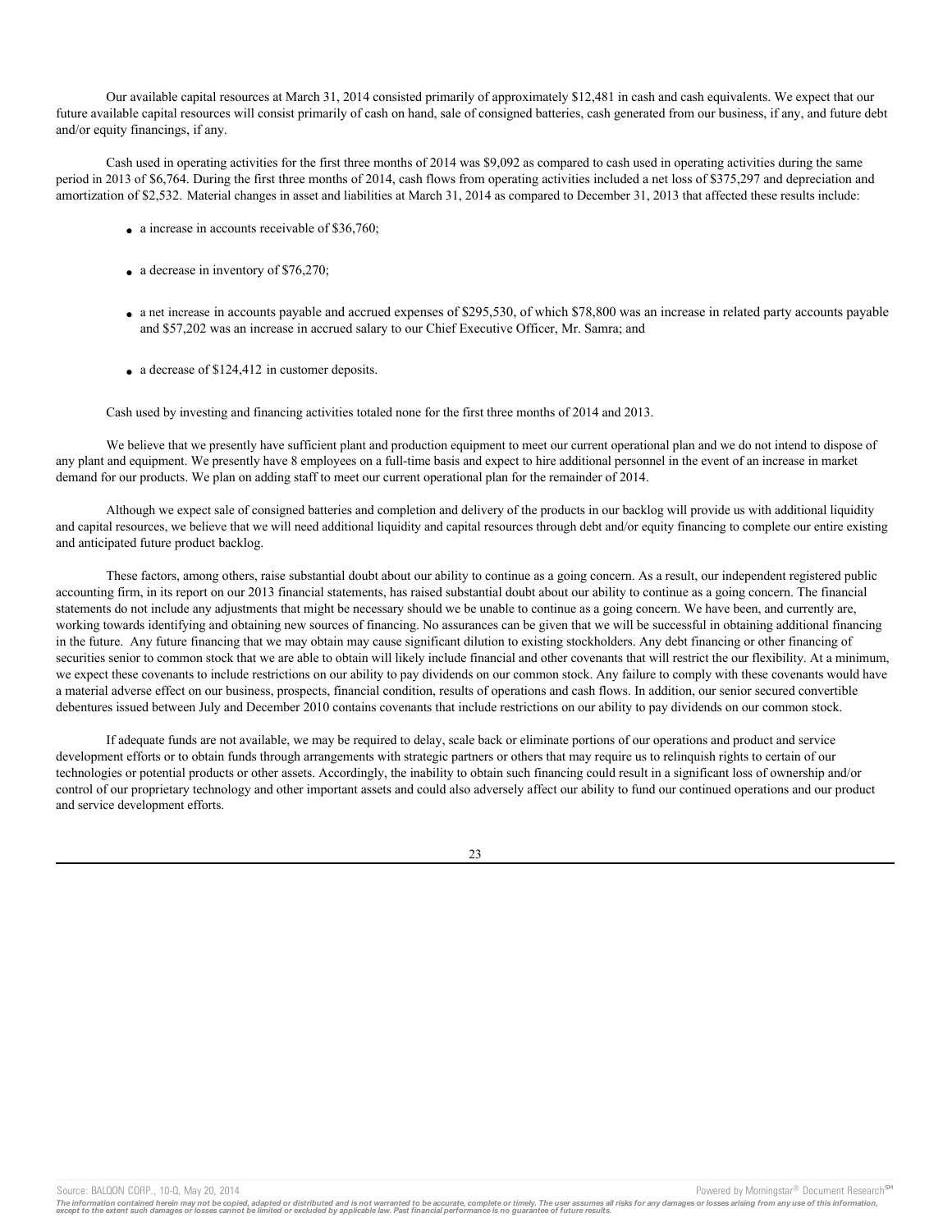Our available capital resources at March 31, 2014 consisted primarily of approximately $12,481 in cash and cash equivalents. We expect that our future available capital resources will consist primarily of cash on hand, sale of consigned batteries, cash generated from our business, if any, and future debt and/or equity financings, if any.

Cash used in operating activities for the first three months of 2014 was $9,092 as compared to cash used in operating activities during the same period in 2013 of $6,764. During the first three months of 2014, cash flows from operating activities included a net loss of $375,297 and depreciation and amortization of $2,532. Material changes in asset and liabilities at March 31, 2014 as compared to December 31, 2013 that affected these results include:

- a increase in accounts receivable of $36,760;
- a decrease in inventory of $76,270;
- a net increase in accounts payable and accrued expenses of $295,530, of which $78,800 was an increase in related party accounts payable and $57,202 was an increase in accrued salary to our Chief Executive Officer, Mr. Samra; and
- a decrease of $124,412 in customer deposits.

Cash used by investing and financing activities totaled none for the first three months of 2014 and 2013.

We believe that we presently have sufficient plant and production equipment to meet our current operational plan and we do not intend to dispose of any plant and equipment. We presently have 8 employees on a full-time basis and expect to hire additional personnel in the event of an increase in market demand for our products. We plan on adding staff to meet our current operational plan for the remainder of 2014.

Although we expect sale of consigned batteries and completion and delivery of the products in our backlog will provide us with additional liquidity and capital resources, we believe that we will need additional liquidity and capital resources through debt and/or equity financing to complete our entire existing and anticipated future product backlog.

These factors, among others, raise substantial doubt about our ability to continue as a going concern. As a result, our independent registered public accounting firm, in its report on our 2013 financial statements, has raised substantial doubt about our ability to continue as a going concern. The financial statements do not include any adjustments that might be necessary should we be unable to continue as a going concern. We have been, and currently are, working towards identifying and obtaining new sources of financing. No assurances can be given that we will be successful in obtaining additional financing in the future. Any future financing that we may obtain may cause significant dilution to existing stockholders. Any debt financing or other financing of securities senior to common stock that we are able to obtain will likely include financial and other covenants that will restrict the our flexibility. At a minimum, we expect these covenants to include restrictions on our ability to pay dividends on our common stock. Any failure to comply with these covenants would have a material adverse effect on our business, prospects, financial condition, results of operations and cash flows. In addition, our senior secured convertible debentures issued between July and December 2010 contains covenants that include restrictions on our ability to pay dividends on our common stock.

If adequate funds are not available, we may be required to delay, scale back or eliminate portions of our operations and product and service development efforts or to obtain funds through arrangements with strategic partners or others that may require us to relinquish rights to certain of our technologies or potential products or other assets. Accordingly, the inability to obtain such financing could result in a significant loss of ownership and/or control of our proprietary technology and other important assets and could also adversely affect our ability to fund our continued operations and our product and service development efforts.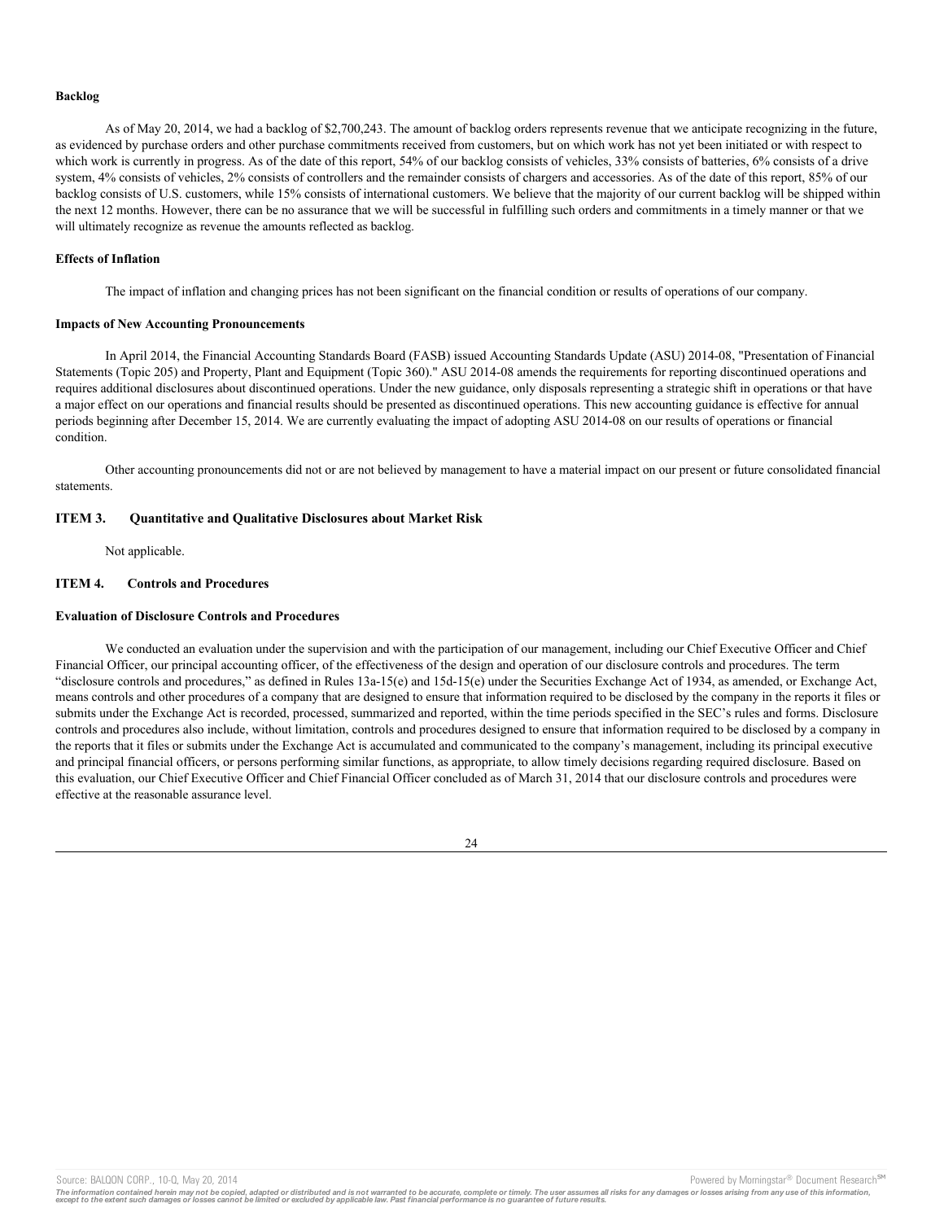**Backlog**

As of May 20, 2014, we had a backlog of $2,700,243. The amount of backlog orders represents revenue that we anticipate recognizing in the future, as evidenced by purchase orders and other purchase commitments received from customers, but on which work has not yet been initiated or with respect to which work is currently in progress. As of the date of this report, 54% of our backlog consists of vehicles, 33% consists of batteries, 6% consists of a drive system, 4% consists of vehicles, 2% consists of controllers and the remainder consists of chargers and accessories. As of the date of this report, 85% of our backlog consists of U.S. customers, while 15% consists of international customers. We believe that the majority of our current backlog will be shipped within the next 12 months. However, there can be no assurance that we will be successful in fulfilling such orders and commitments in a timely manner or that we will ultimately recognize as revenue the amounts reflected as backlog.

**Effects of Inflation**

The impact of inflation and changing prices has not been significant on the financial condition or results of operations of our company.

**Impacts of New Accounting Pronouncements**

In April 2014, the Financial Accounting Standards Board (FASB) issued Accounting Standards Update (ASU) 2014-08, "Presentation of Financial Statements (Topic 205) and Property, Plant and Equipment (Topic 360)." ASU 2014-08 amends the requirements for reporting discontinued operations and requires additional disclosures about discontinued operations. Under the new guidance, only disposals representing a strategic shift in operations or that have a major effect on our operations and financial results should be presented as discontinued operations. This new accounting guidance is effective for annual periods beginning after December 15, 2014. We are currently evaluating the impact of adopting ASU 2014-08 on our results of operations or financial condition.

Other accounting pronouncements did not or are not believed by management to have a material impact on our present or future consolidated financial statements.

## ITEM 3. Quantitative and Qualitative Disclosures about Market Risk

Not applicable.

## ITEM 4. Controls and Procedures

**Evaluation of Disclosure Controls and Procedures**

We conducted an evaluation under the supervision and with the participation of our management, including our Chief Executive Officer and Chief Financial Officer, our principal accounting officer, of the effectiveness of the design and operation of our disclosure controls and procedures. The term "disclosure controls and procedures," as defined in Rules 13a-15(e) and 15d-15(e) under the Securities Exchange Act of 1934, as amended, or Exchange Act, means controls and other procedures of a company that are designed to ensure that information required to be disclosed by the company in the reports it files or submits under the Exchange Act is recorded, processed, summarized and reported, within the time periods specified in the SEC's rules and forms. Disclosure controls and procedures also include, without limitation, controls and procedures designed to ensure that information required to be disclosed by a company in the reports that it files or submits under the Exchange Act is accumulated and communicated to the company's management, including its principal executive and principal financial officers, or persons performing similar functions, as appropriate, to allow timely decisions regarding required disclosure. Based on this evaluation, our Chief Executive Officer and Chief Financial Officer concluded as of March 31, 2014 that our disclosure controls and procedures were effective at the reasonable assurance level.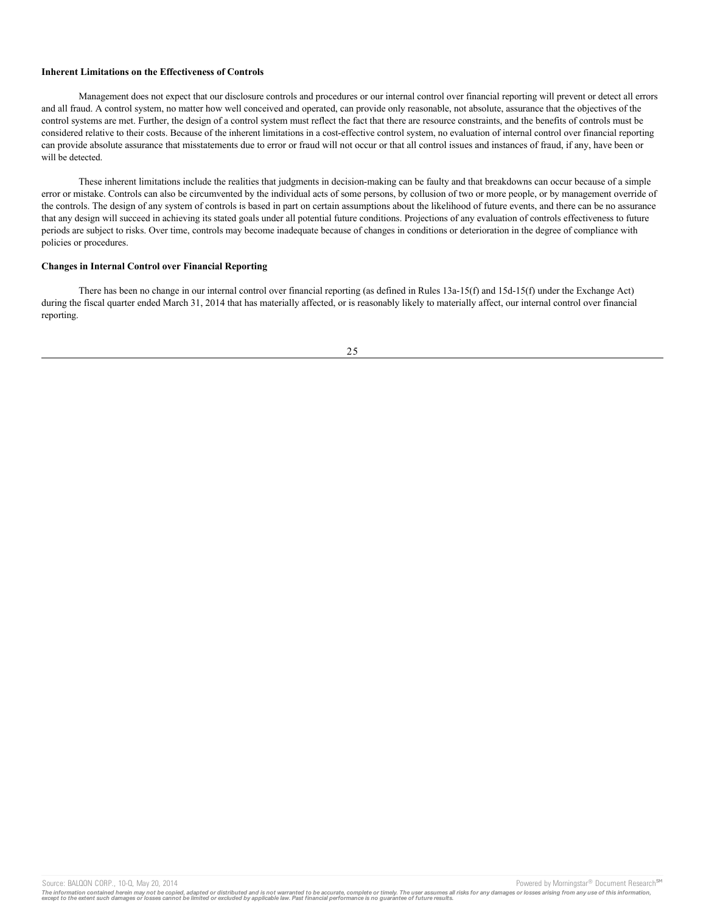**Inherent Limitations on the Effectiveness of Controls**

Management does not expect that our disclosure controls and procedures or our internal control over financial reporting will prevent or detect all errors and all fraud. A control system, no matter how well conceived and operated, can provide only reasonable, not absolute, assurance that the objectives of the control systems are met. Further, the design of a control system must reflect the fact that there are resource constraints, and the benefits of controls must be considered relative to their costs. Because of the inherent limitations in a cost-effective control system, no evaluation of internal control over financial reporting can provide absolute assurance that misstatements due to error or fraud will not occur or that all control issues and instances of fraud, if any, have been or will be detected.

These inherent limitations include the realities that judgments in decision-making can be faulty and that breakdowns can occur because of a simple error or mistake. Controls can also be circumvented by the individual acts of some persons, by collusion of two or more people, or by management override of the controls. The design of any system of controls is based in part on certain assumptions about the likelihood of future events, and there can be no assurance that any design will succeed in achieving its stated goals under all potential future conditions. Projections of any evaluation of controls effectiveness to future periods are subject to risks. Over time, controls may become inadequate because of changes in conditions or deterioration in the degree of compliance with policies or procedures.

**Changes in Internal Control over Financial Reporting**

There has been no change in our internal control over financial reporting (as defined in Rules 13a-15(f) and 15d-15(f) under the Exchange Act) during the fiscal quarter ended March 31, 2014 that has materially affected, or is reasonably likely to materially affect, our internal control over financial reporting.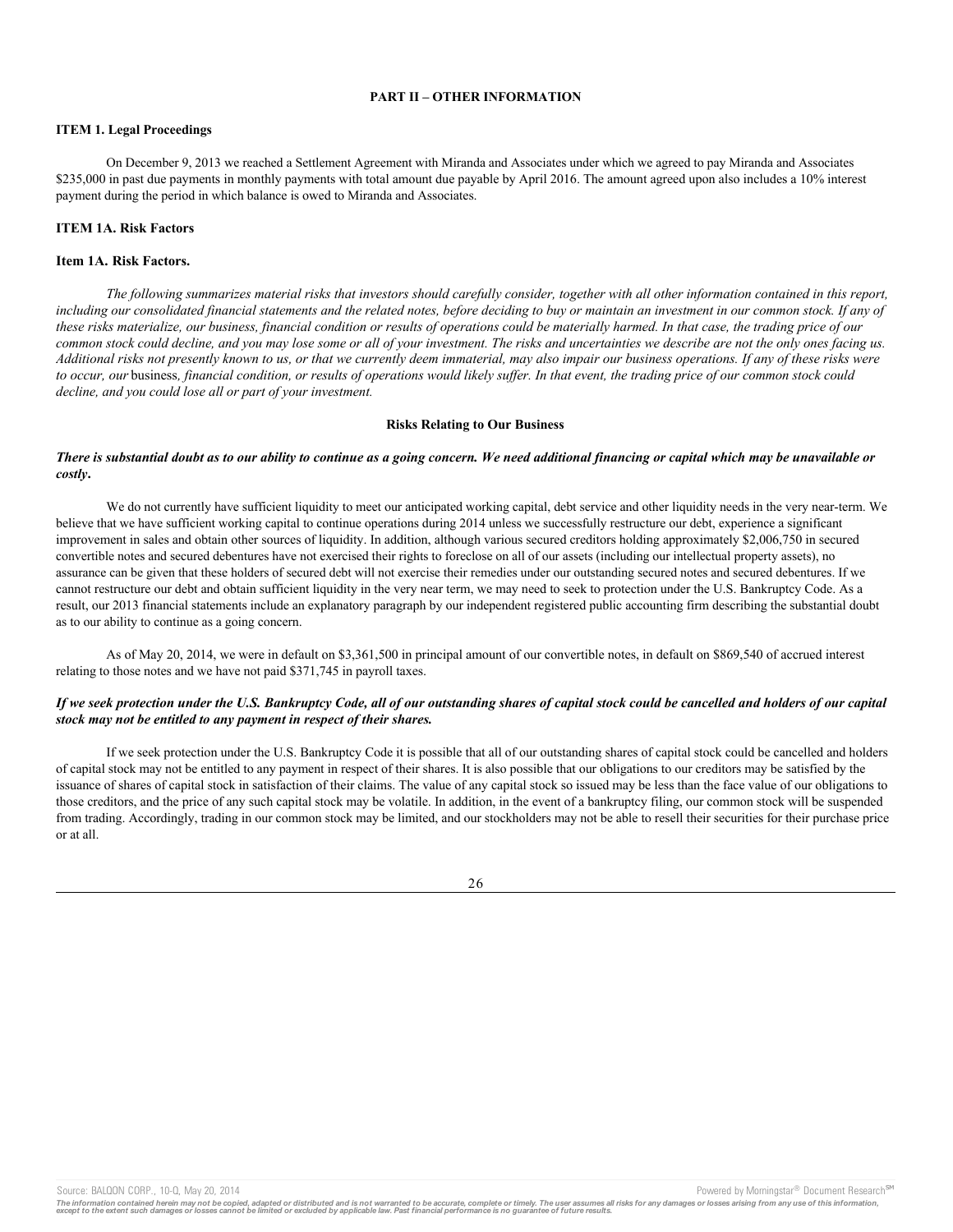## PART II – OTHER INFORMATION

### ITEM 1. Legal Proceedings

On December 9, 2013 we reached a Settlement Agreement with Miranda and Associates under which we agreed to pay Miranda and Associates $235,000 in past due payments in monthly payments with total amount due payable by April 2016. The amount agreed upon also includes a 10% interest payment during the period in which balance is owed to Miranda and Associates.

### ITEM 1A. Risk Factors

### Item 1A. Risk Factors.

*The following summarizes material risks that investors should carefully consider, together with all other information contained in this report, including our consolidated financial statements and the related notes, before deciding to buy or maintain an investment in our common stock. If any of these risks materialize, our business, financial condition or results of operations could be materially harmed. In that case, the trading price of our common stock could decline, and you may lose some or all of your investment. The risks and uncertainties we describe are not the only ones facing us. Additional risks not presently known to us, or that we currently deem immaterial, may also impair our business operations. If any of these risks were to occur, our* business*, financial condition, or results of operations would likely suffer. In that event, the trading price of our common stock could decline, and you could lose all or part of your investment.*

**Risks Relating to Our Business**

***There is substantial doubt as to our ability to continue as a going concern. We need additional financing or capital which may be unavailable or costly.***

We do not currently have sufficient liquidity to meet our anticipated working capital, debt service and other liquidity needs in the very near-term. We believe that we have sufficient working capital to continue operations during 2014 unless we successfully restructure our debt, experience a significant improvement in sales and obtain other sources of liquidity. In addition, although various secured creditors holding approximately $2,006,750 in secured convertible notes and secured debentures have not exercised their rights to foreclose on all of our assets (including our intellectual property assets), no assurance can be given that these holders of secured debt will not exercise their remedies under our outstanding secured notes and secured debentures. If we cannot restructure our debt and obtain sufficient liquidity in the very near term, we may need to seek to protection under the U.S. Bankruptcy Code. As a result, our 2013 financial statements include an explanatory paragraph by our independent registered public accounting firm describing the substantial doubt as to our ability to continue as a going concern.

As of May 20, 2014, we were in default on $3,361,500 in principal amount of our convertible notes, in default on $869,540 of accrued interest relating to those notes and we have not paid $371,745 in payroll taxes.

***If we seek protection under the U.S. Bankruptcy Code, all of our outstanding shares of capital stock could be cancelled and holders of our capital stock may not be entitled to any payment in respect of their shares.***

If we seek protection under the U.S. Bankruptcy Code it is possible that all of our outstanding shares of capital stock could be cancelled and holders of capital stock may not be entitled to any payment in respect of their shares. It is also possible that our obligations to our creditors may be satisfied by the issuance of shares of capital stock in satisfaction of their claims. The value of any capital stock so issued may be less than the face value of our obligations to those creditors, and the price of any such capital stock may be volatile. In addition, in the event of a bankruptcy filing, our common stock will be suspended from trading. Accordingly, trading in our common stock may be limited, and our stockholders may not be able to resell their securities for their purchase price or at all.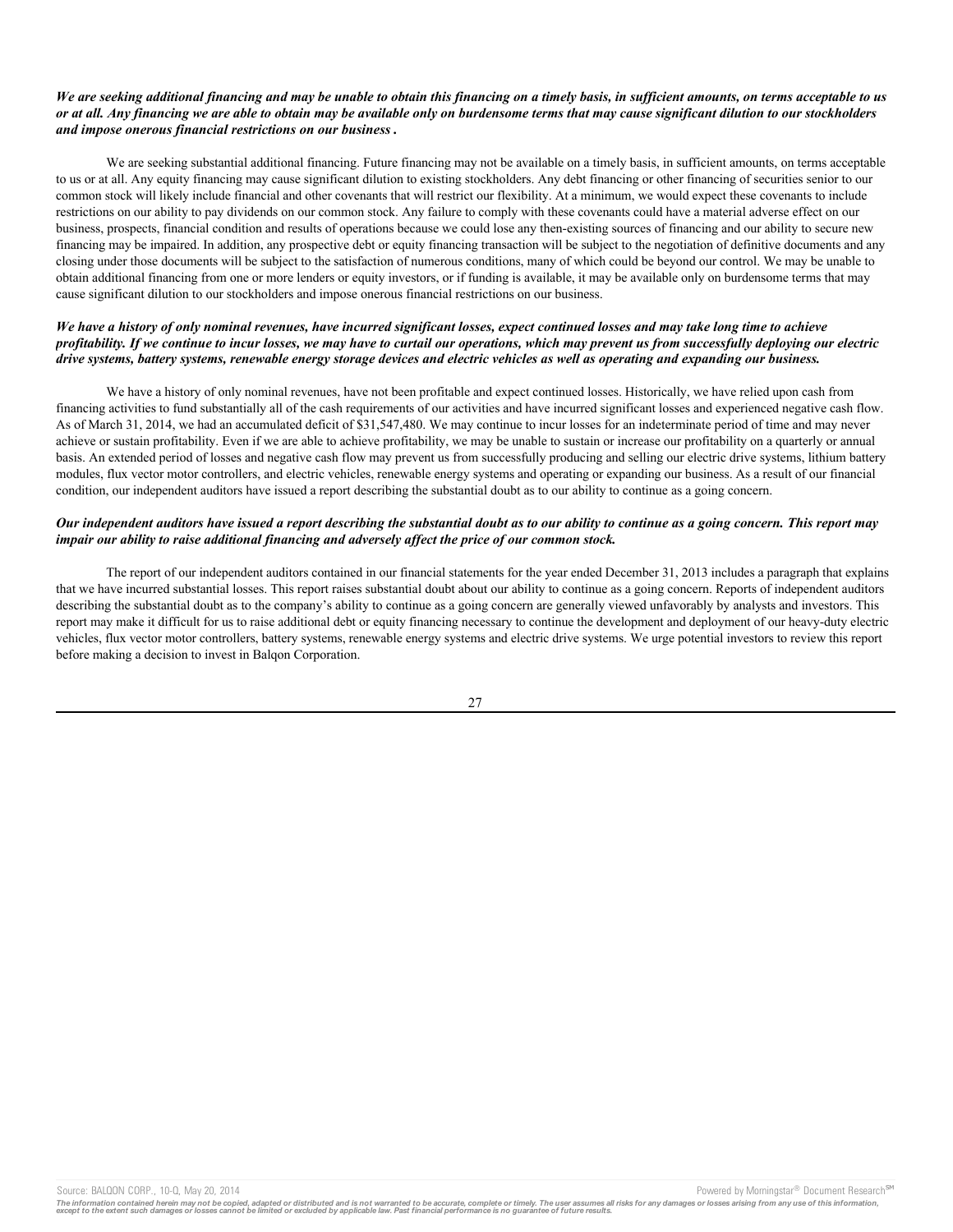***We are seeking additional financing and may be unable to obtain this financing on a timely basis, in sufficient amounts, on terms acceptable to us or at all. Any financing we are able to obtain may be available only on burdensome terms that may cause significant dilution to our stockholders and impose onerous financial restrictions on our business*** **.**

We are seeking substantial additional financing. Future financing may not be available on a timely basis, in sufficient amounts, on terms acceptable to us or at all. Any equity financing may cause significant dilution to existing stockholders. Any debt financing or other financing of securities senior to our common stock will likely include financial and other covenants that will restrict our flexibility. At a minimum, we would expect these covenants to include restrictions on our ability to pay dividends on our common stock. Any failure to comply with these covenants could have a material adverse effect on our business, prospects, financial condition and results of operations because we could lose any then-existing sources of financing and our ability to secure new financing may be impaired. In addition, any prospective debt or equity financing transaction will be subject to the negotiation of definitive documents and any closing under those documents will be subject to the satisfaction of numerous conditions, many of which could be beyond our control. We may be unable to obtain additional financing from one or more lenders or equity investors, or if funding is available, it may be available only on burdensome terms that may cause significant dilution to our stockholders and impose onerous financial restrictions on our business.

***We have a history of only nominal revenues, have incurred significant losses, expect continued losses and may take long time to achieve profitability. If we continue to incur losses, we may have to curtail our operations, which may prevent us from successfully deploying our electric drive systems, battery systems, renewable energy storage devices and electric vehicles as well as operating and expanding our business.***

We have a history of only nominal revenues, have not been profitable and expect continued losses. Historically, we have relied upon cash from financing activities to fund substantially all of the cash requirements of our activities and have incurred significant losses and experienced negative cash flow. As of March 31, 2014, we had an accumulated deficit of $31,547,480. We may continue to incur losses for an indeterminate period of time and may never achieve or sustain profitability. Even if we are able to achieve profitability, we may be unable to sustain or increase our profitability on a quarterly or annual basis. An extended period of losses and negative cash flow may prevent us from successfully producing and selling our electric drive systems, lithium battery modules, flux vector motor controllers, and electric vehicles, renewable energy systems and operating or expanding our business. As a result of our financial condition, our independent auditors have issued a report describing the substantial doubt as to our ability to continue as a going concern.

***Our independent auditors have issued a report describing the substantial doubt as to our ability to continue as a going concern. This report may impair our ability to raise additional financing and adversely affect the price of our common stock.***

The report of our independent auditors contained in our financial statements for the year ended December 31, 2013 includes a paragraph that explains that we have incurred substantial losses. This report raises substantial doubt about our ability to continue as a going concern. Reports of independent auditors describing the substantial doubt as to the company's ability to continue as a going concern are generally viewed unfavorably by analysts and investors. This report may make it difficult for us to raise additional debt or equity financing necessary to continue the development and deployment of our heavy-duty electric vehicles, flux vector motor controllers, battery systems, renewable energy systems and electric drive systems. We urge potential investors to review this report before making a decision to invest in Balqon Corporation.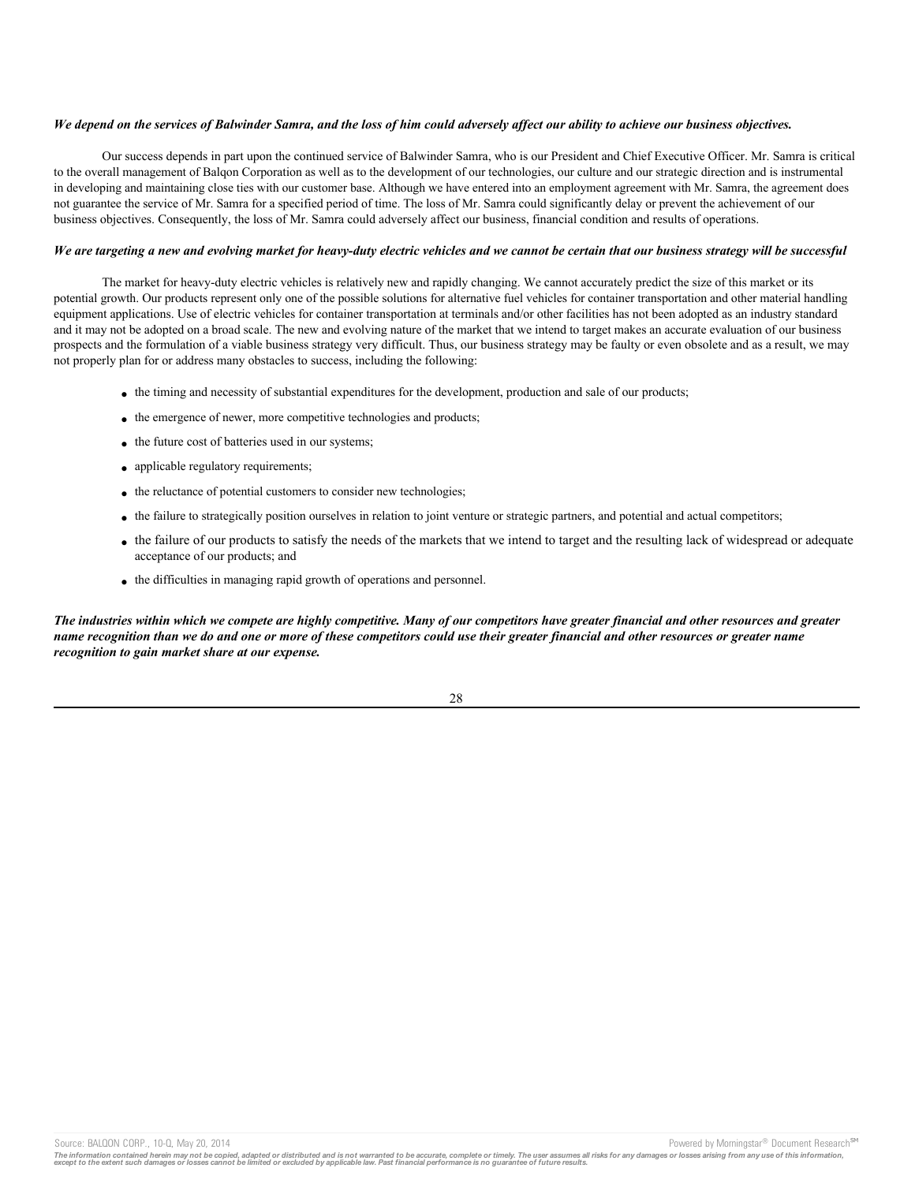***We depend on the services of Balwinder Samra, and the loss of him could adversely affect our ability to achieve our business objectives.***

Our success depends in part upon the continued service of Balwinder Samra, who is our President and Chief Executive Officer. Mr. Samra is critical to the overall management of Balqon Corporation as well as to the development of our technologies, our culture and our strategic direction and is instrumental in developing and maintaining close ties with our customer base. Although we have entered into an employment agreement with Mr. Samra, the agreement does not guarantee the service of Mr. Samra for a specified period of time. The loss of Mr. Samra could significantly delay or prevent the achievement of our business objectives. Consequently, the loss of Mr. Samra could adversely affect our business, financial condition and results of operations.

***We are targeting a new and evolving market for heavy-duty electric vehicles and we cannot be certain that our business strategy will be successful***

The market for heavy-duty electric vehicles is relatively new and rapidly changing. We cannot accurately predict the size of this market or its potential growth. Our products represent only one of the possible solutions for alternative fuel vehicles for container transportation and other material handling equipment applications. Use of electric vehicles for container transportation at terminals and/or other facilities has not been adopted as an industry standard and it may not be adopted on a broad scale. The new and evolving nature of the market that we intend to target makes an accurate evaluation of our business prospects and the formulation of a viable business strategy very difficult. Thus, our business strategy may be faulty or even obsolete and as a result, we may not properly plan for or address many obstacles to success, including the following:

- the timing and necessity of substantial expenditures for the development, production and sale of our products;
- the emergence of newer, more competitive technologies and products;
- the future cost of batteries used in our systems;
- applicable regulatory requirements;
- the reluctance of potential customers to consider new technologies;
- the failure to strategically position ourselves in relation to joint venture or strategic partners, and potential and actual competitors;
- the failure of our products to satisfy the needs of the markets that we intend to target and the resulting lack of widespread or adequate acceptance of our products; and
- the difficulties in managing rapid growth of operations and personnel.

***The industries within which we compete are highly competitive. Many of our competitors have greater financial and other resources and greater name recognition than we do and one or more of these competitors could use their greater financial and other resources or greater name recognition to gain market share at our expense.***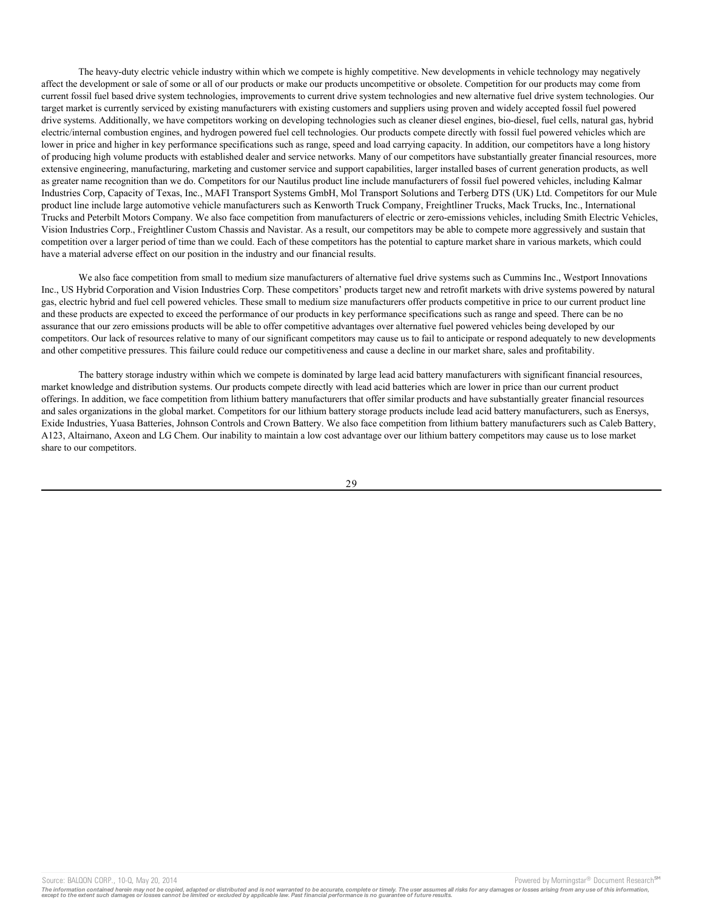The heavy-duty electric vehicle industry within which we compete is highly competitive. New developments in vehicle technology may negatively affect the development or sale of some or all of our products or make our products uncompetitive or obsolete. Competition for our products may come from current fossil fuel based drive system technologies, improvements to current drive system technologies and new alternative fuel drive system technologies. Our target market is currently serviced by existing manufacturers with existing customers and suppliers using proven and widely accepted fossil fuel powered drive systems. Additionally, we have competitors working on developing technologies such as cleaner diesel engines, bio-diesel, fuel cells, natural gas, hybrid electric/internal combustion engines, and hydrogen powered fuel cell technologies. Our products compete directly with fossil fuel powered vehicles which are lower in price and higher in key performance specifications such as range, speed and load carrying capacity. In addition, our competitors have a long history of producing high volume products with established dealer and service networks. Many of our competitors have substantially greater financial resources, more extensive engineering, manufacturing, marketing and customer service and support capabilities, larger installed bases of current generation products, as well as greater name recognition than we do. Competitors for our Nautilus product line include manufacturers of fossil fuel powered vehicles, including Kalmar Industries Corp, Capacity of Texas, Inc., MAFI Transport Systems GmbH, Mol Transport Solutions and Terberg DTS (UK) Ltd. Competitors for our Mule product line include large automotive vehicle manufacturers such as Kenworth Truck Company, Freightliner Trucks, Mack Trucks, Inc., International Trucks and Peterbilt Motors Company. We also face competition from manufacturers of electric or zero-emissions vehicles, including Smith Electric Vehicles, Vision Industries Corp., Freightliner Custom Chassis and Navistar. As a result, our competitors may be able to compete more aggressively and sustain that competition over a larger period of time than we could. Each of these competitors has the potential to capture market share in various markets, which could have a material adverse effect on our position in the industry and our financial results.

We also face competition from small to medium size manufacturers of alternative fuel drive systems such as Cummins Inc., Westport Innovations Inc., US Hybrid Corporation and Vision Industries Corp. These competitors' products target new and retrofit markets with drive systems powered by natural gas, electric hybrid and fuel cell powered vehicles. These small to medium size manufacturers offer products competitive in price to our current product line and these products are expected to exceed the performance of our products in key performance specifications such as range and speed. There can be no assurance that our zero emissions products will be able to offer competitive advantages over alternative fuel powered vehicles being developed by our competitors. Our lack of resources relative to many of our significant competitors may cause us to fail to anticipate or respond adequately to new developments and other competitive pressures. This failure could reduce our competitiveness and cause a decline in our market share, sales and profitability.

The battery storage industry within which we compete is dominated by large lead acid battery manufacturers with significant financial resources, market knowledge and distribution systems. Our products compete directly with lead acid batteries which are lower in price than our current product offerings. In addition, we face competition from lithium battery manufacturers that offer similar products and have substantially greater financial resources and sales organizations in the global market. Competitors for our lithium battery storage products include lead acid battery manufacturers, such as Enersys, Exide Industries, Yuasa Batteries, Johnson Controls and Crown Battery. We also face competition from lithium battery manufacturers such as Caleb Battery, A123, Altairnano, Axeon and LG Chem. Our inability to maintain a low cost advantage over our lithium battery competitors may cause us to lose market share to our competitors.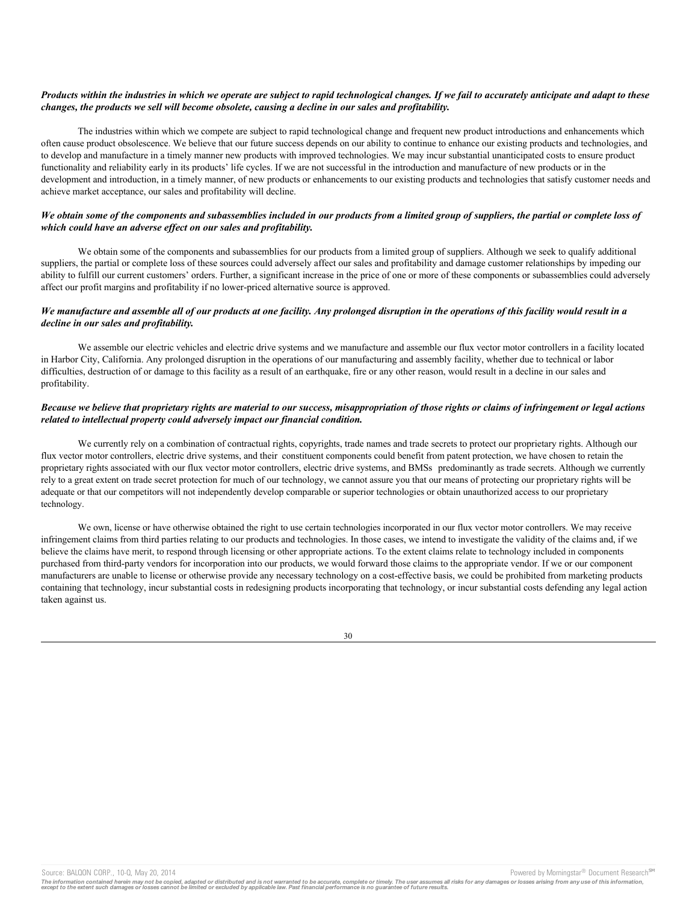***Products within the industries in which we operate are subject to rapid technological changes. If we fail to accurately anticipate and adapt to these changes, the products we sell will become obsolete, causing a decline in our sales and profitability.***

The industries within which we compete are subject to rapid technological change and frequent new product introductions and enhancements which often cause product obsolescence. We believe that our future success depends on our ability to continue to enhance our existing products and technologies, and to develop and manufacture in a timely manner new products with improved technologies. We may incur substantial unanticipated costs to ensure product functionality and reliability early in its products' life cycles. If we are not successful in the introduction and manufacture of new products or in the development and introduction, in a timely manner, of new products or enhancements to our existing products and technologies that satisfy customer needs and achieve market acceptance, our sales and profitability will decline.

***We obtain some of the components and subassemblies included in our products from a limited group of suppliers, the partial or complete loss of which could have an adverse effect on our sales and profitability.***

We obtain some of the components and subassemblies for our products from a limited group of suppliers. Although we seek to qualify additional suppliers, the partial or complete loss of these sources could adversely affect our sales and profitability and damage customer relationships by impeding our ability to fulfill our current customers' orders. Further, a significant increase in the price of one or more of these components or subassemblies could adversely affect our profit margins and profitability if no lower-priced alternative source is approved.

***We manufacture and assemble all of our products at one facility. Any prolonged disruption in the operations of this facility would result in a decline in our sales and profitability.***

We assemble our electric vehicles and electric drive systems and we manufacture and assemble our flux vector motor controllers in a facility located in Harbor City, California. Any prolonged disruption in the operations of our manufacturing and assembly facility, whether due to technical or labor difficulties, destruction of or damage to this facility as a result of an earthquake, fire or any other reason, would result in a decline in our sales and profitability.

***Because we believe that proprietary rights are material to our success, misappropriation of those rights or claims of infringement or legal actions related to intellectual property could adversely impact our financial condition.***

We currently rely on a combination of contractual rights, copyrights, trade names and trade secrets to protect our proprietary rights. Although our flux vector motor controllers, electric drive systems, and their constituent components could benefit from patent protection, we have chosen to retain the proprietary rights associated with our flux vector motor controllers, electric drive systems, and BMSs predominantly as trade secrets. Although we currently rely to a great extent on trade secret protection for much of our technology, we cannot assure you that our means of protecting our proprietary rights will be adequate or that our competitors will not independently develop comparable or superior technologies or obtain unauthorized access to our proprietary technology.

We own, license or have otherwise obtained the right to use certain technologies incorporated in our flux vector motor controllers. We may receive infringement claims from third parties relating to our products and technologies. In those cases, we intend to investigate the validity of the claims and, if we believe the claims have merit, to respond through licensing or other appropriate actions. To the extent claims relate to technology included in components purchased from third-party vendors for incorporation into our products, we would forward those claims to the appropriate vendor. If we or our component manufacturers are unable to license or otherwise provide any necessary technology on a cost-effective basis, we could be prohibited from marketing products containing that technology, incur substantial costs in redesigning products incorporating that technology, or incur substantial costs defending any legal action taken against us.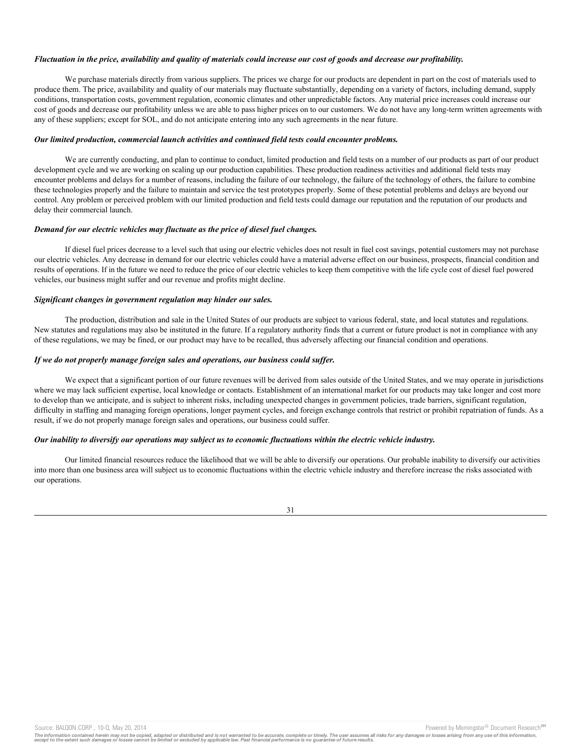***Fluctuation in the price, availability and quality of materials could increase our cost of goods and decrease our profitability.***

We purchase materials directly from various suppliers. The prices we charge for our products are dependent in part on the cost of materials used to produce them. The price, availability and quality of our materials may fluctuate substantially, depending on a variety of factors, including demand, supply conditions, transportation costs, government regulation, economic climates and other unpredictable factors. Any material price increases could increase our cost of goods and decrease our profitability unless we are able to pass higher prices on to our customers. We do not have any long-term written agreements with any of these suppliers; except for SOL, and do not anticipate entering into any such agreements in the near future.

***Our limited production, commercial launch activities and continued field tests could encounter problems.***

We are currently conducting, and plan to continue to conduct, limited production and field tests on a number of our products as part of our product development cycle and we are working on scaling up our production capabilities. These production readiness activities and additional field tests may encounter problems and delays for a number of reasons, including the failure of our technology, the failure of the technology of others, the failure to combine these technologies properly and the failure to maintain and service the test prototypes properly. Some of these potential problems and delays are beyond our control. Any problem or perceived problem with our limited production and field tests could damage our reputation and the reputation of our products and delay their commercial launch.

***Demand for our electric vehicles may fluctuate as the price of diesel fuel changes.***

If diesel fuel prices decrease to a level such that using our electric vehicles does not result in fuel cost savings, potential customers may not purchase our electric vehicles. Any decrease in demand for our electric vehicles could have a material adverse effect on our business, prospects, financial condition and results of operations. If in the future we need to reduce the price of our electric vehicles to keep them competitive with the life cycle cost of diesel fuel powered vehicles, our business might suffer and our revenue and profits might decline.

***Significant changes in government regulation may hinder our sales.***

The production, distribution and sale in the United States of our products are subject to various federal, state, and local statutes and regulations. New statutes and regulations may also be instituted in the future. If a regulatory authority finds that a current or future product is not in compliance with any of these regulations, we may be fined, or our product may have to be recalled, thus adversely affecting our financial condition and operations.

***If we do not properly manage foreign sales and operations, our business could suffer.***

We expect that a significant portion of our future revenues will be derived from sales outside of the United States, and we may operate in jurisdictions where we may lack sufficient expertise, local knowledge or contacts. Establishment of an international market for our products may take longer and cost more to develop than we anticipate, and is subject to inherent risks, including unexpected changes in government policies, trade barriers, significant regulation, difficulty in staffing and managing foreign operations, longer payment cycles, and foreign exchange controls that restrict or prohibit repatriation of funds. As a result, if we do not properly manage foreign sales and operations, our business could suffer.

***Our inability to diversify our operations may subject us to economic fluctuations within the electric vehicle industry.***

Our limited financial resources reduce the likelihood that we will be able to diversify our operations. Our probable inability to diversify our activities into more than one business area will subject us to economic fluctuations within the electric vehicle industry and therefore increase the risks associated with our operations.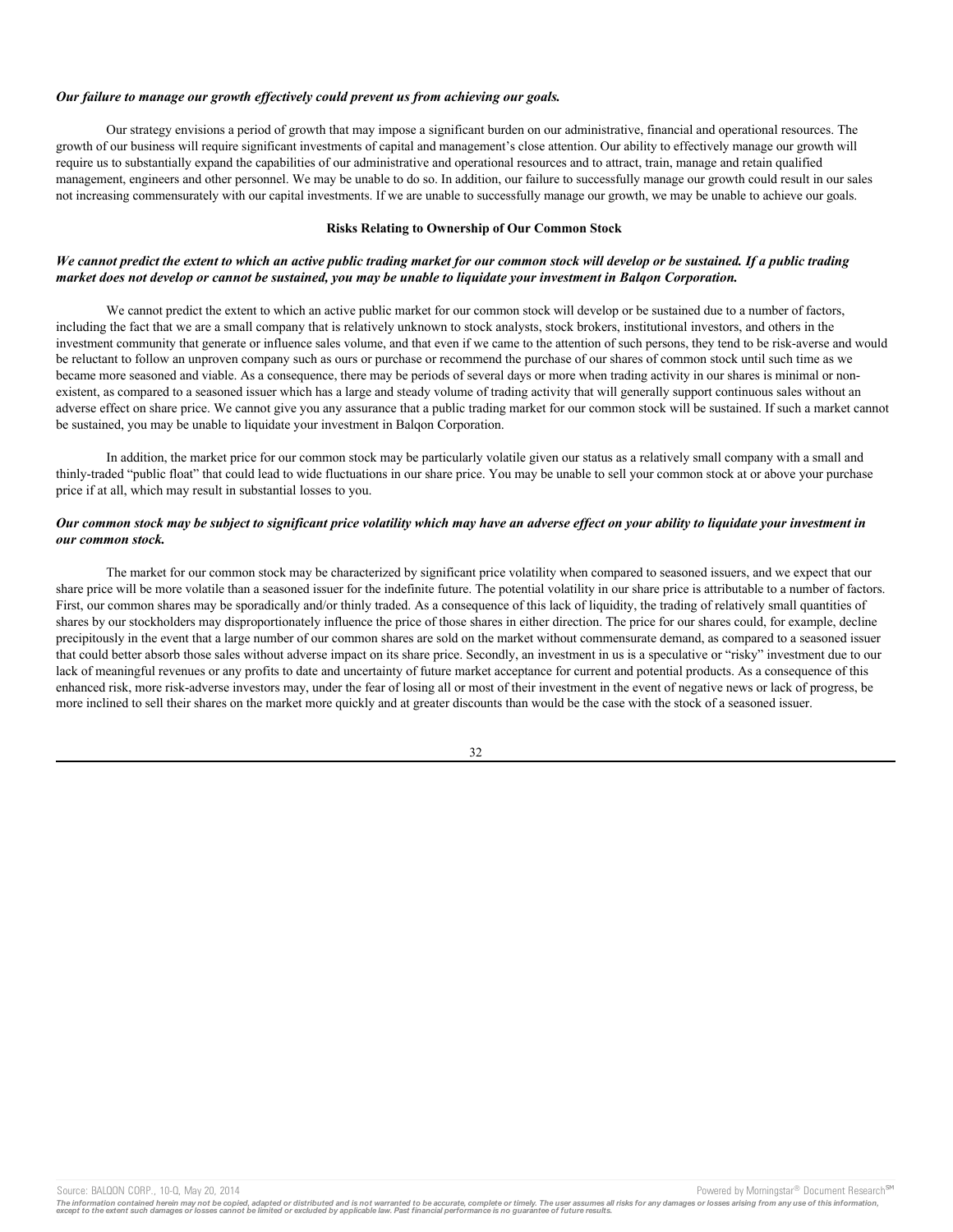***Our failure to manage our growth effectively could prevent us from achieving our goals.***

Our strategy envisions a period of growth that may impose a significant burden on our administrative, financial and operational resources. The growth of our business will require significant investments of capital and management's close attention. Our ability to effectively manage our growth will require us to substantially expand the capabilities of our administrative and operational resources and to attract, train, manage and retain qualified management, engineers and other personnel. We may be unable to do so. In addition, our failure to successfully manage our growth could result in our sales not increasing commensurately with our capital investments. If we are unable to successfully manage our growth, we may be unable to achieve our goals.

**Risks Relating to Ownership of Our Common Stock**

***We cannot predict the extent to which an active public trading market for our common stock will develop or be sustained. If a public trading market does not develop or cannot be sustained, you may be unable to liquidate your investment in Balqon Corporation.***

We cannot predict the extent to which an active public market for our common stock will develop or be sustained due to a number of factors, including the fact that we are a small company that is relatively unknown to stock analysts, stock brokers, institutional investors, and others in the investment community that generate or influence sales volume, and that even if we came to the attention of such persons, they tend to be risk-averse and would be reluctant to follow an unproven company such as ours or purchase or recommend the purchase of our shares of common stock until such time as we became more seasoned and viable. As a consequence, there may be periods of several days or more when trading activity in our shares is minimal or non-existent, as compared to a seasoned issuer which has a large and steady volume of trading activity that will generally support continuous sales without an adverse effect on share price. We cannot give you any assurance that a public trading market for our common stock will be sustained. If such a market cannot be sustained, you may be unable to liquidate your investment in Balqon Corporation.

In addition, the market price for our common stock may be particularly volatile given our status as a relatively small company with a small and thinly-traded "public float" that could lead to wide fluctuations in our share price. You may be unable to sell your common stock at or above your purchase price if at all, which may result in substantial losses to you.

***Our common stock may be subject to significant price volatility which may have an adverse effect on your ability to liquidate your investment in our common stock.***

The market for our common stock may be characterized by significant price volatility when compared to seasoned issuers, and we expect that our share price will be more volatile than a seasoned issuer for the indefinite future. The potential volatility in our share price is attributable to a number of factors. First, our common shares may be sporadically and/or thinly traded. As a consequence of this lack of liquidity, the trading of relatively small quantities of shares by our stockholders may disproportionately influence the price of those shares in either direction. The price for our shares could, for example, decline precipitously in the event that a large number of our common shares are sold on the market without commensurate demand, as compared to a seasoned issuer that could better absorb those sales without adverse impact on its share price. Secondly, an investment in us is a speculative or "risky" investment due to our lack of meaningful revenues or any profits to date and uncertainty of future market acceptance for current and potential products. As a consequence of this enhanced risk, more risk-adverse investors may, under the fear of losing all or most of their investment in the event of negative news or lack of progress, be more inclined to sell their shares on the market more quickly and at greater discounts than would be the case with the stock of a seasoned issuer.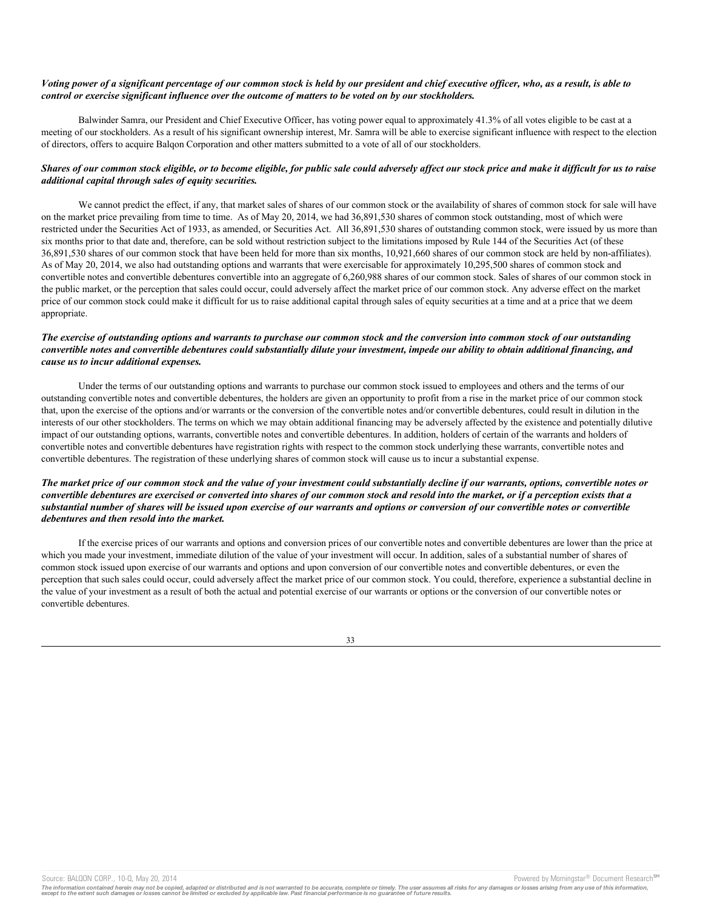***Voting power of a significant percentage of our common stock is held by our president and chief executive officer, who, as a result, is able to control or exercise significant influence over the outcome of matters to be voted on by our stockholders.***

Balwinder Samra, our President and Chief Executive Officer, has voting power equal to approximately 41.3% of all votes eligible to be cast at a meeting of our stockholders. As a result of his significant ownership interest, Mr. Samra will be able to exercise significant influence with respect to the election of directors, offers to acquire Balqon Corporation and other matters submitted to a vote of all of our stockholders.

***Shares of our common stock eligible, or to become eligible, for public sale could adversely affect our stock price and make it difficult for us to raise additional capital through sales of equity securities.***

We cannot predict the effect, if any, that market sales of shares of our common stock or the availability of shares of common stock for sale will have on the market price prevailing from time to time. As of May 20, 2014, we had 36,891,530 shares of common stock outstanding, most of which were restricted under the Securities Act of 1933, as amended, or Securities Act. All 36,891,530 shares of outstanding common stock, were issued by us more than six months prior to that date and, therefore, can be sold without restriction subject to the limitations imposed by Rule 144 of the Securities Act (of these 36,891,530 shares of our common stock that have been held for more than six months, 10,921,660 shares of our common stock are held by non-affiliates). As of May 20, 2014, we also had outstanding options and warrants that were exercisable for approximately 10,295,500 shares of common stock and convertible notes and convertible debentures convertible into an aggregate of 6,260,988 shares of our common stock. Sales of shares of our common stock in the public market, or the perception that sales could occur, could adversely affect the market price of our common stock. Any adverse effect on the market price of our common stock could make it difficult for us to raise additional capital through sales of equity securities at a time and at a price that we deem appropriate.

***The exercise of outstanding options and warrants to purchase our common stock and the conversion into common stock of our outstanding convertible notes and convertible debentures could substantially dilute your investment, impede our ability to obtain additional financing, and cause us to incur additional expenses.***

Under the terms of our outstanding options and warrants to purchase our common stock issued to employees and others and the terms of our outstanding convertible notes and convertible debentures, the holders are given an opportunity to profit from a rise in the market price of our common stock that, upon the exercise of the options and/or warrants or the conversion of the convertible notes and/or convertible debentures, could result in dilution in the interests of our other stockholders. The terms on which we may obtain additional financing may be adversely affected by the existence and potentially dilutive impact of our outstanding options, warrants, convertible notes and convertible debentures. In addition, holders of certain of the warrants and holders of convertible notes and convertible debentures have registration rights with respect to the common stock underlying these warrants, convertible notes and convertible debentures. The registration of these underlying shares of common stock will cause us to incur a substantial expense.

***The market price of our common stock and the value of your investment could substantially decline if our warrants, options, convertible notes or convertible debentures are exercised or converted into shares of our common stock and resold into the market, or if a perception exists that a substantial number of shares will be issued upon exercise of our warrants and options or conversion of our convertible notes or convertible debentures and then resold into the market.***

If the exercise prices of our warrants and options and conversion prices of our convertible notes and convertible debentures are lower than the price at which you made your investment, immediate dilution of the value of your investment will occur. In addition, sales of a substantial number of shares of common stock issued upon exercise of our warrants and options and upon conversion of our convertible notes and convertible debentures, or even the perception that such sales could occur, could adversely affect the market price of our common stock. You could, therefore, experience a substantial decline in the value of your investment as a result of both the actual and potential exercise of our warrants or options or the conversion of our convertible notes or convertible debentures.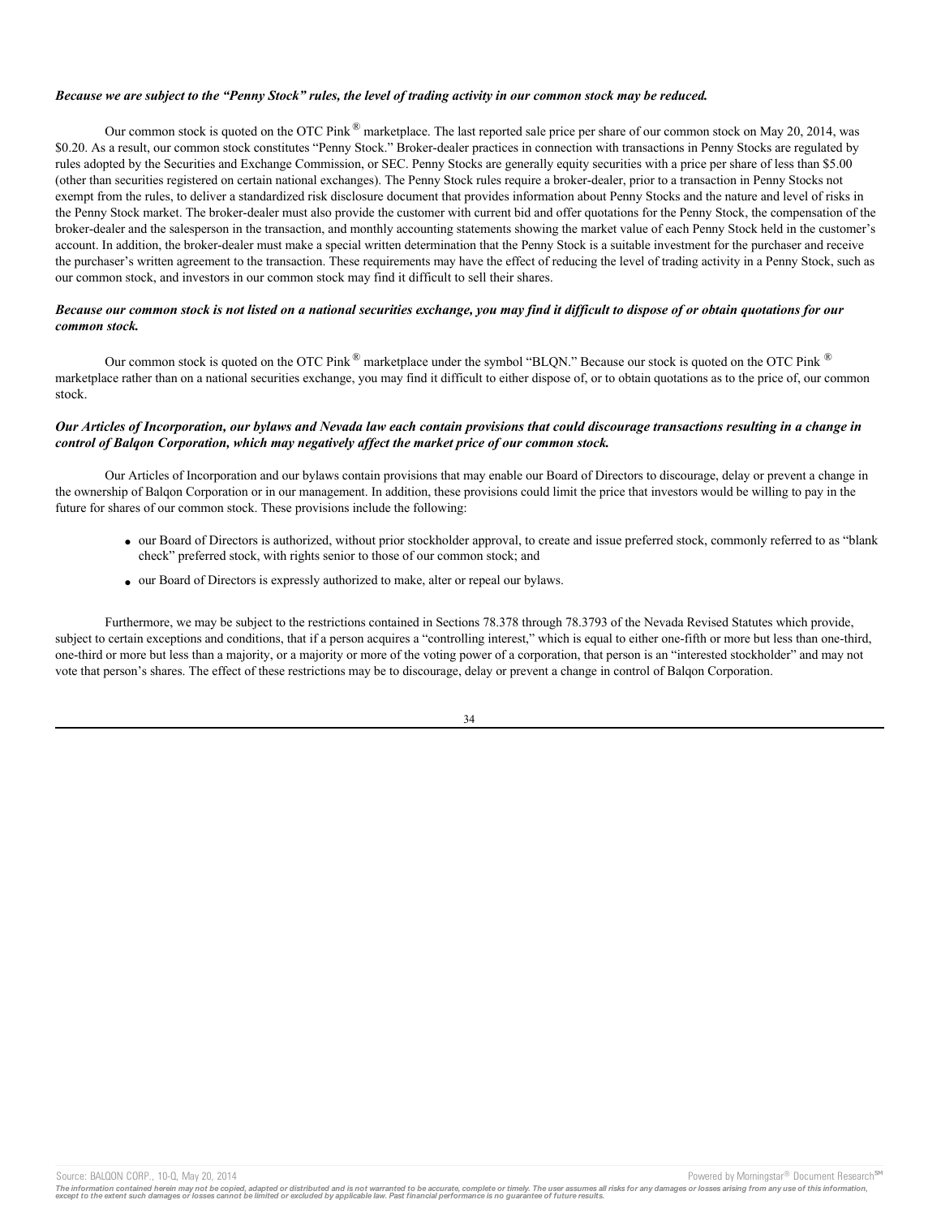***Because we are subject to the "Penny Stock" rules, the level of trading activity in our common stock may be reduced.***

Our common stock is quoted on the OTC Pink® marketplace. The last reported sale price per share of our common stock on May 20, 2014, was \$0.20. As a result, our common stock constitutes "Penny Stock." Broker-dealer practices in connection with transactions in Penny Stocks are regulated by rules adopted by the Securities and Exchange Commission, or SEC. Penny Stocks are generally equity securities with a price per share of less than \$5.00 (other than securities registered on certain national exchanges). The Penny Stock rules require a broker-dealer, prior to a transaction in Penny Stocks not exempt from the rules, to deliver a standardized risk disclosure document that provides information about Penny Stocks and the nature and level of risks in the Penny Stock market. The broker-dealer must also provide the customer with current bid and offer quotations for the Penny Stock, the compensation of the broker-dealer and the salesperson in the transaction, and monthly accounting statements showing the market value of each Penny Stock held in the customer's account. In addition, the broker-dealer must make a special written determination that the Penny Stock is a suitable investment for the purchaser and receive the purchaser's written agreement to the transaction. These requirements may have the effect of reducing the level of trading activity in a Penny Stock, such as our common stock, and investors in our common stock may find it difficult to sell their shares.

***Because our common stock is not listed on a national securities exchange, you may find it difficult to dispose of or obtain quotations for our common stock.***

Our common stock is quoted on the OTC Pink® marketplace under the symbol "BLQN." Because our stock is quoted on the OTC Pink® marketplace rather than on a national securities exchange, you may find it difficult to either dispose of, or to obtain quotations as to the price of, our common stock.

***Our Articles of Incorporation, our bylaws and Nevada law each contain provisions that could discourage transactions resulting in a change in control of Balqon Corporation, which may negatively affect the market price of our common stock.***

Our Articles of Incorporation and our bylaws contain provisions that may enable our Board of Directors to discourage, delay or prevent a change in the ownership of Balqon Corporation or in our management. In addition, these provisions could limit the price that investors would be willing to pay in the future for shares of our common stock. These provisions include the following:

- our Board of Directors is authorized, without prior stockholder approval, to create and issue preferred stock, commonly referred to as "blank check" preferred stock, with rights senior to those of our common stock; and
- our Board of Directors is expressly authorized to make, alter or repeal our bylaws.

Furthermore, we may be subject to the restrictions contained in Sections 78.378 through 78.3793 of the Nevada Revised Statutes which provide, subject to certain exceptions and conditions, that if a person acquires a "controlling interest," which is equal to either one-fifth or more but less than one-third, one-third or more but less than a majority, or a majority or more of the voting power of a corporation, that person is an "interested stockholder" and may not vote that person's shares. The effect of these restrictions may be to discourage, delay or prevent a change in control of Balqon Corporation.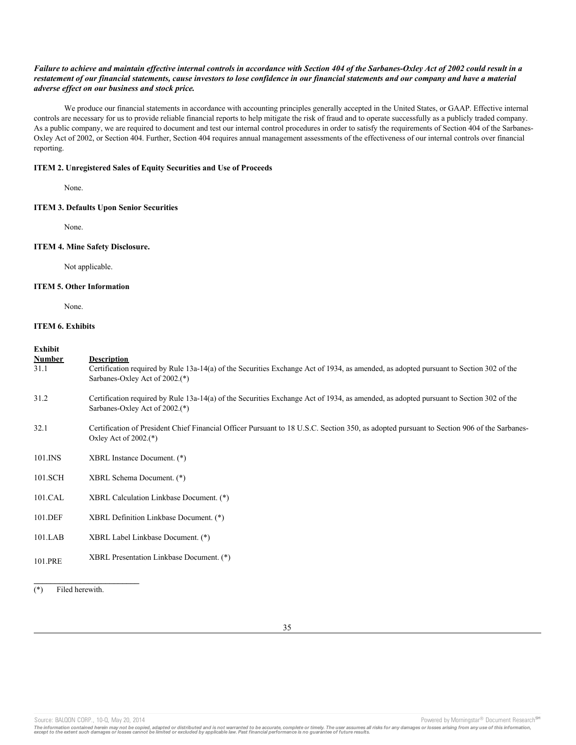***Failure to achieve and maintain effective internal controls in accordance with Section 404 of the Sarbanes-Oxley Act of 2002 could result in a restatement of our financial statements, cause investors to lose confidence in our financial statements and our company and have a material adverse effect on our business and stock price.***

We produce our financial statements in accordance with accounting principles generally accepted in the United States, or GAAP. Effective internal controls are necessary for us to provide reliable financial reports to help mitigate the risk of fraud and to operate successfully as a publicly traded company. As a public company, we are required to document and test our internal control procedures in order to satisfy the requirements of Section 404 of the Sarbanes-Oxley Act of 2002, or Section 404. Further, Section 404 requires annual management assessments of the effectiveness of our internal controls over financial reporting.

**ITEM 2. Unregistered Sales of Equity Securities and Use of Proceeds**

None.

**ITEM 3. Defaults Upon Senior Securities**

None.

**ITEM 4. Mine Safety Disclosure.**

Not applicable.

**ITEM 5. Other Information**

None.

**ITEM 6. Exhibits**

| Exhibit Number | Description |
|---|---|
| 31.1 | Certification required by Rule 13a-14(a) of the Securities Exchange Act of 1934, as amended, as adopted pursuant to Section 302 of the Sarbanes-Oxley Act of 2002.(*) |
| 31.2 | Certification required by Rule 13a-14(a) of the Securities Exchange Act of 1934, as amended, as adopted pursuant to Section 302 of the Sarbanes-Oxley Act of 2002.(*) |
| 32.1 | Certification of President Chief Financial Officer Pursuant to 18 U.S.C. Section 350, as adopted pursuant to Section 906 of the Sarbanes-Oxley Act of 2002.(*) |
| 101.INS | XBRL Instance Document. (*) |
| 101.SCH | XBRL Schema Document. (*) |
| 101.CAL | XBRL Calculation Linkbase Document. (*) |
| 101.DEF | XBRL Definition Linkbase Document. (*) |
| 101.LAB | XBRL Label Linkbase Document. (*) |
| 101.PRE | XBRL Presentation Linkbase Document. (*) |

(*) Filed herewith.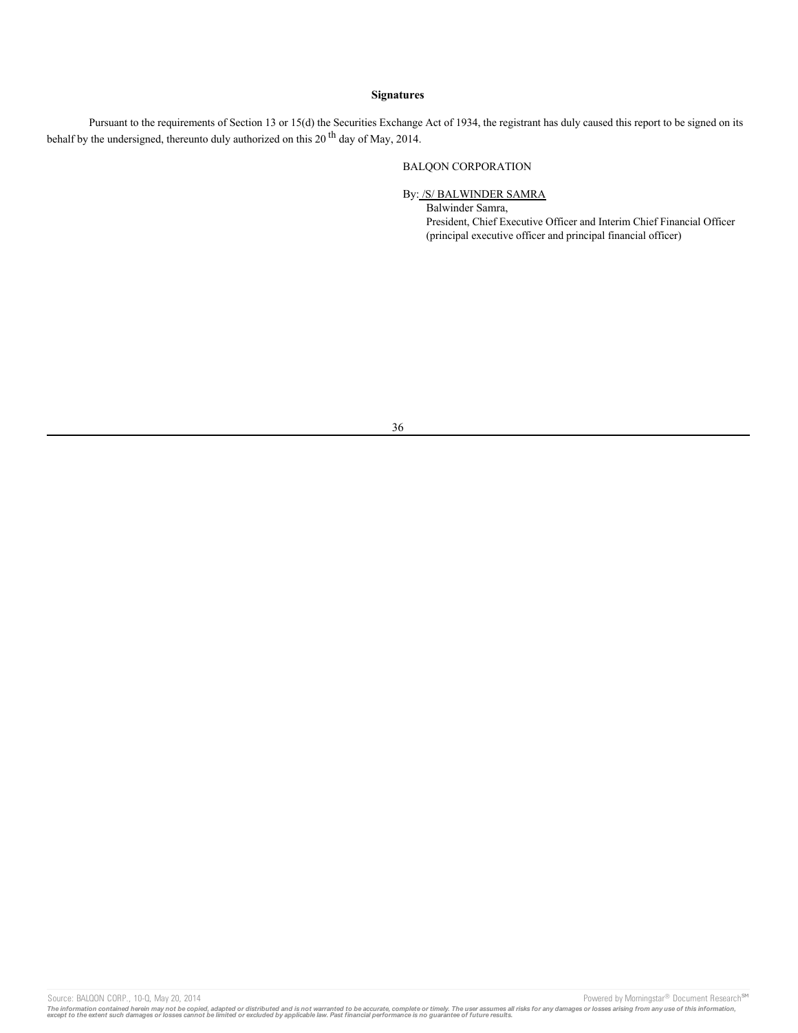**Signatures**

Pursuant to the requirements of Section 13 or 15(d) the Securities Exchange Act of 1934, the registrant has duly caused this report to be signed on its behalf by the undersigned, thereunto duly authorized on this 20th day of May, 2014.

BALQON CORPORATION

By: /S/ BALWINDER SAMRA
Balwinder Samra,
President, Chief Executive Officer and Interim Chief Financial Officer
(principal executive officer and principal financial officer)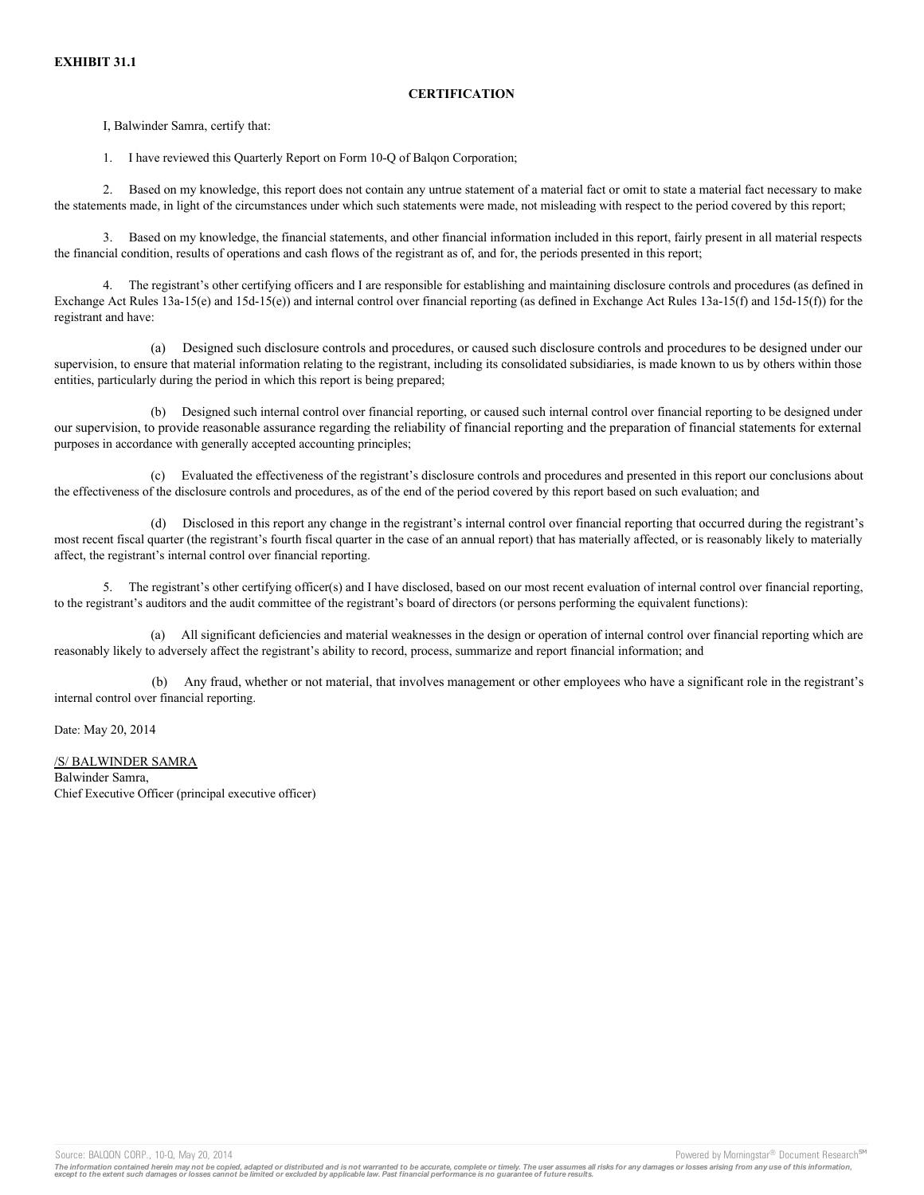**EXHIBIT 31.1**

**CERTIFICATION**

I, Balwinder Samra, certify that:

1. I have reviewed this Quarterly Report on Form 10-Q of Balqon Corporation;

2. Based on my knowledge, this report does not contain any untrue statement of a material fact or omit to state a material fact necessary to make the statements made, in light of the circumstances under which such statements were made, not misleading with respect to the period covered by this report;

3. Based on my knowledge, the financial statements, and other financial information included in this report, fairly present in all material respects the financial condition, results of operations and cash flows of the registrant as of, and for, the periods presented in this report;

4. The registrant's other certifying officers and I are responsible for establishing and maintaining disclosure controls and procedures (as defined in Exchange Act Rules 13a-15(e) and 15d-15(e)) and internal control over financial reporting (as defined in Exchange Act Rules 13a-15(f) and 15d-15(f)) for the registrant and have:

(a) Designed such disclosure controls and procedures, or caused such disclosure controls and procedures to be designed under our supervision, to ensure that material information relating to the registrant, including its consolidated subsidiaries, is made known to us by others within those entities, particularly during the period in which this report is being prepared;

(b) Designed such internal control over financial reporting, or caused such internal control over financial reporting to be designed under our supervision, to provide reasonable assurance regarding the reliability of financial reporting and the preparation of financial statements for external purposes in accordance with generally accepted accounting principles;

(c) Evaluated the effectiveness of the registrant's disclosure controls and procedures and presented in this report our conclusions about the effectiveness of the disclosure controls and procedures, as of the end of the period covered by this report based on such evaluation; and

(d) Disclosed in this report any change in the registrant's internal control over financial reporting that occurred during the registrant's most recent fiscal quarter (the registrant's fourth fiscal quarter in the case of an annual report) that has materially affected, or is reasonably likely to materially affect, the registrant's internal control over financial reporting.

5. The registrant's other certifying officer(s) and I have disclosed, based on our most recent evaluation of internal control over financial reporting, to the registrant's auditors and the audit committee of the registrant's board of directors (or persons performing the equivalent functions):

(a) All significant deficiencies and material weaknesses in the design or operation of internal control over financial reporting which are reasonably likely to adversely affect the registrant's ability to record, process, summarize and report financial information; and

(b) Any fraud, whether or not material, that involves management or other employees who have a significant role in the registrant's internal control over financial reporting.

Date: May 20, 2014

/S/ BALWINDER SAMRA
Balwinder Samra,
Chief Executive Officer (principal executive officer)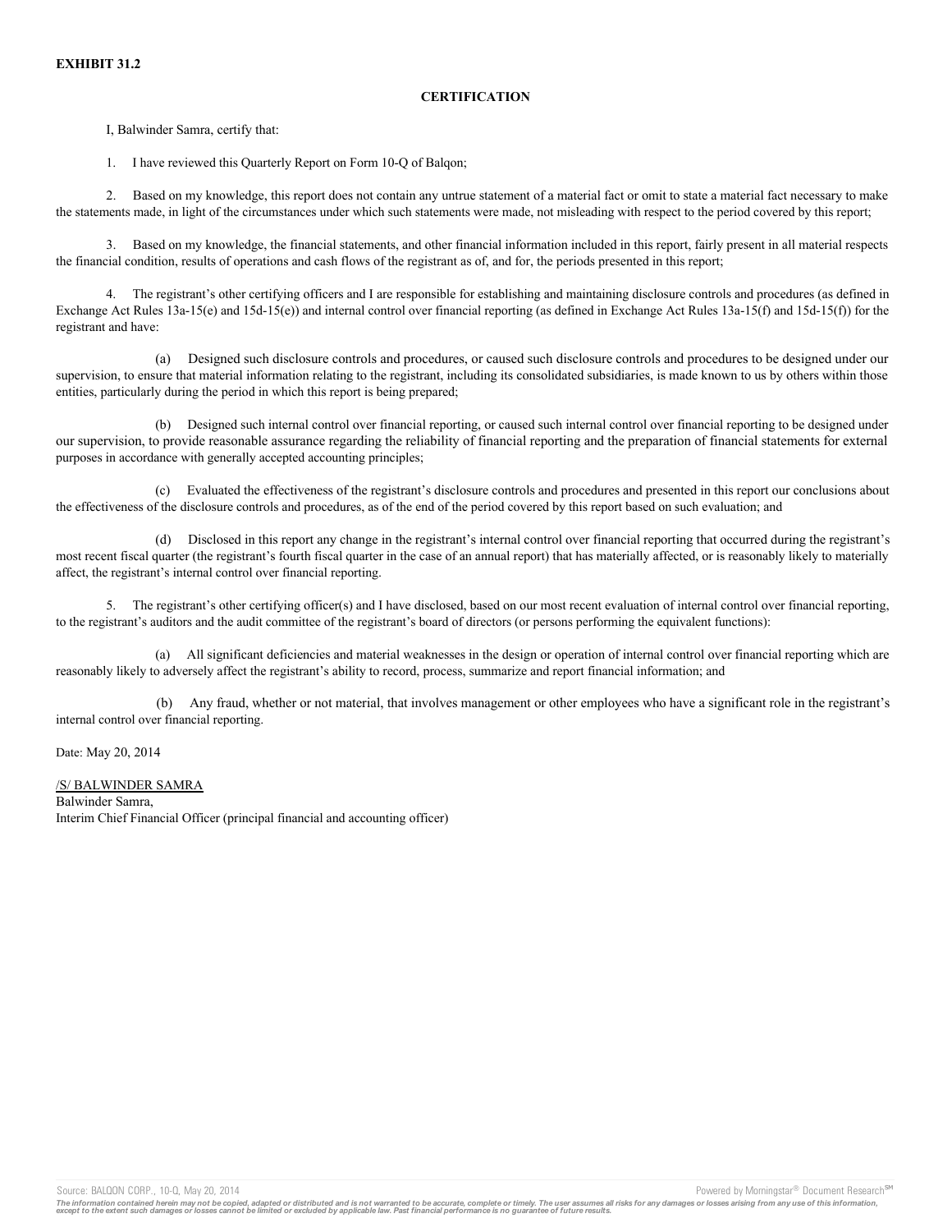**EXHIBIT 31.2**

**CERTIFICATION**

I, Balwinder Samra, certify that:

1. I have reviewed this Quarterly Report on Form 10-Q of Balqon;

2. Based on my knowledge, this report does not contain any untrue statement of a material fact or omit to state a material fact necessary to make the statements made, in light of the circumstances under which such statements were made, not misleading with respect to the period covered by this report;

3. Based on my knowledge, the financial statements, and other financial information included in this report, fairly present in all material respects the financial condition, results of operations and cash flows of the registrant as of, and for, the periods presented in this report;

4. The registrant's other certifying officers and I are responsible for establishing and maintaining disclosure controls and procedures (as defined in Exchange Act Rules 13a-15(e) and 15d-15(e)) and internal control over financial reporting (as defined in Exchange Act Rules 13a-15(f) and 15d-15(f)) for the registrant and have:

(a) Designed such disclosure controls and procedures, or caused such disclosure controls and procedures to be designed under our supervision, to ensure that material information relating to the registrant, including its consolidated subsidiaries, is made known to us by others within those entities, particularly during the period in which this report is being prepared;

(b) Designed such internal control over financial reporting, or caused such internal control over financial reporting to be designed under our supervision, to provide reasonable assurance regarding the reliability of financial reporting and the preparation of financial statements for external purposes in accordance with generally accepted accounting principles;

(c) Evaluated the effectiveness of the registrant's disclosure controls and procedures and presented in this report our conclusions about the effectiveness of the disclosure controls and procedures, as of the end of the period covered by this report based on such evaluation; and

(d) Disclosed in this report any change in the registrant's internal control over financial reporting that occurred during the registrant's most recent fiscal quarter (the registrant's fourth fiscal quarter in the case of an annual report) that has materially affected, or is reasonably likely to materially affect, the registrant's internal control over financial reporting.

5. The registrant's other certifying officer(s) and I have disclosed, based on our most recent evaluation of internal control over financial reporting, to the registrant's auditors and the audit committee of the registrant's board of directors (or persons performing the equivalent functions):

(a) All significant deficiencies and material weaknesses in the design or operation of internal control over financial reporting which are reasonably likely to adversely affect the registrant's ability to record, process, summarize and report financial information; and

(b) Any fraud, whether or not material, that involves management or other employees who have a significant role in the registrant's internal control over financial reporting.

Date: May 20, 2014

/S/ BALWINDER SAMRA
Balwinder Samra,
Interim Chief Financial Officer (principal financial and accounting officer)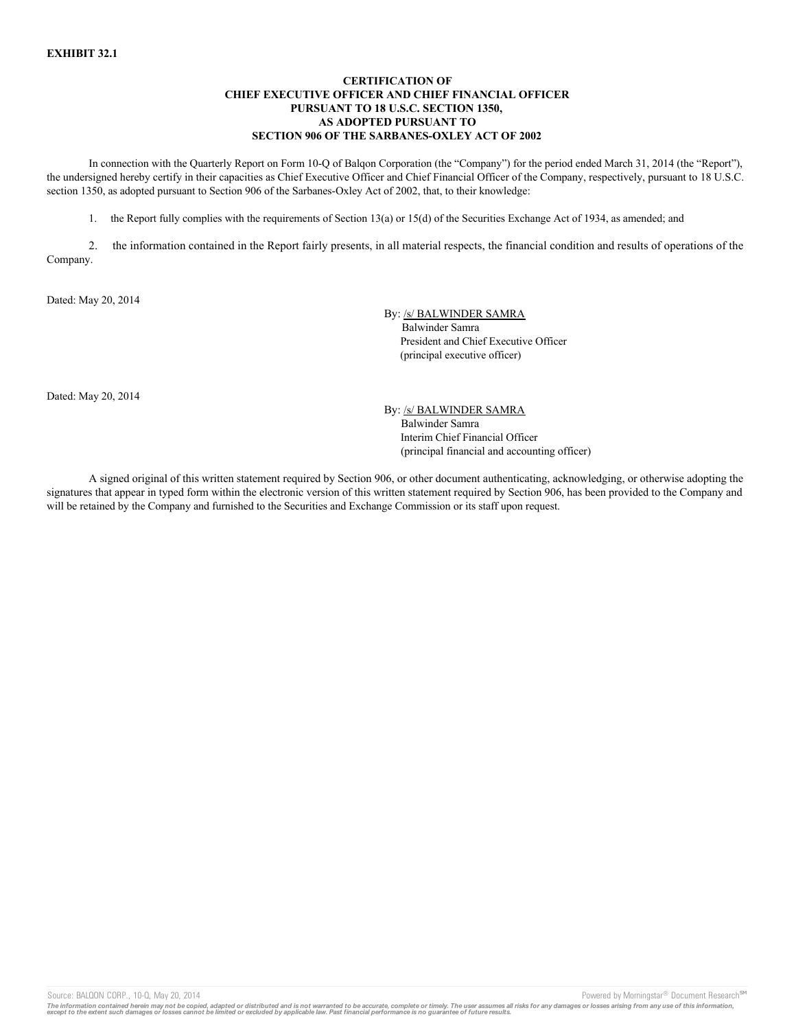**EXHIBIT 32.1**

**CERTIFICATION OF**
**CHIEF EXECUTIVE OFFICER AND CHIEF FINANCIAL OFFICER**
**PURSUANT TO 18 U.S.C. SECTION 1350,**
**AS ADOPTED PURSUANT TO**
**SECTION 906 OF THE SARBANES-OXLEY ACT OF 2002**

In connection with the Quarterly Report on Form 10-Q of Balqon Corporation (the "Company") for the period ended March 31, 2014 (the "Report"), the undersigned hereby certify in their capacities as Chief Executive Officer and Chief Financial Officer of the Company, respectively, pursuant to 18 U.S.C. section 1350, as adopted pursuant to Section 906 of the Sarbanes-Oxley Act of 2002, that, to their knowledge:

1. the Report fully complies with the requirements of Section 13(a) or 15(d) of the Securities Exchange Act of 1934, as amended; and

2. the information contained in the Report fairly presents, in all material respects, the financial condition and results of operations of the Company.

Dated: May 20, 2014

By: /s/ BALWINDER SAMRA
Balwinder Samra
President and Chief Executive Officer
(principal executive officer)

Dated: May 20, 2014

By: /s/ BALWINDER SAMRA
Balwinder Samra
Interim Chief Financial Officer
(principal financial and accounting officer)

A signed original of this written statement required by Section 906, or other document authenticating, acknowledging, or otherwise adopting the signatures that appear in typed form within the electronic version of this written statement required by Section 906, has been provided to the Company and will be retained by the Company and furnished to the Securities and Exchange Commission or its staff upon request.